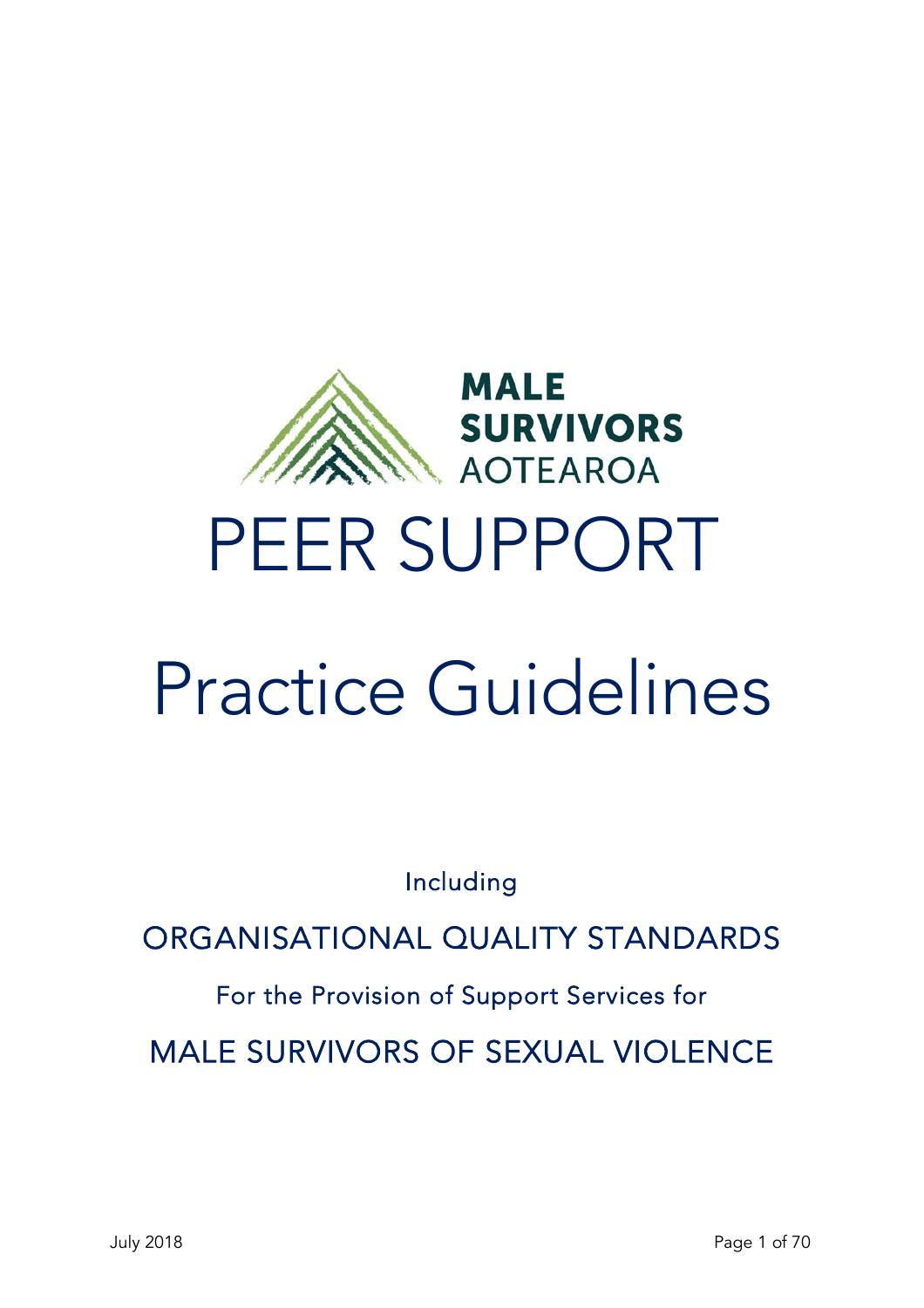MALE SURVIVORS AOTEAROA

# PEER SUPPORT

# Practice Guidelines

Including

## ORGANISATIONAL QUALITY STANDARDS

For the Provision of Support Services for

## MALE SURVIVORS OF SEXUAL VIOLENCE

July 2018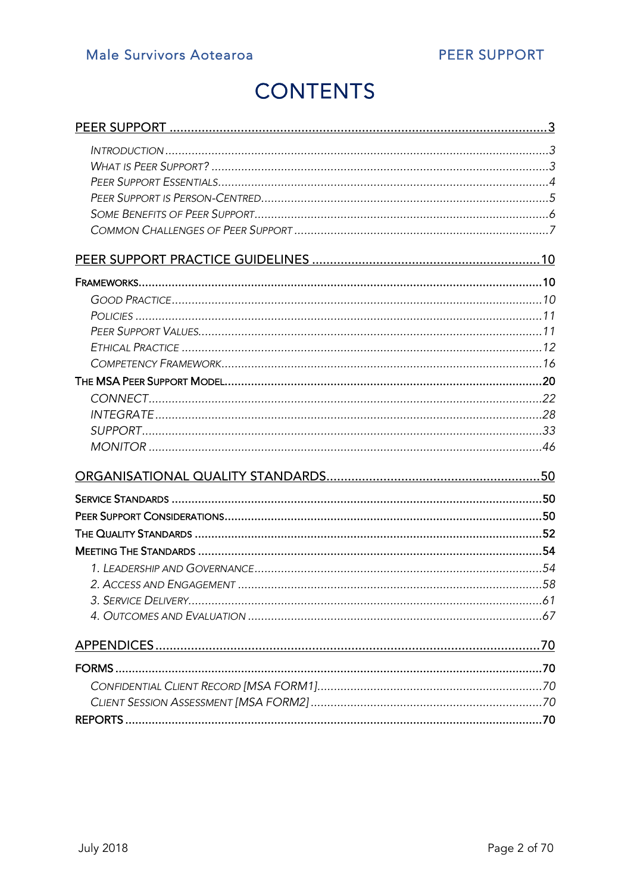# CONTENTS

[PEER SUPPORT](#) ..... 3

- *Introduction* ..... 3
- *What is Peer Support?* ..... 3
- *Peer Support Essentials* ..... 4
- *Peer Support is Person-Centred* ..... 5
- *Some Benefits of Peer Support* ..... 6
- *Common Challenges of Peer Support* ..... 7

[PEER SUPPORT PRACTICE GUIDELINES](#) ..... 10

Frameworks ..... 10

- *Good Practice* ..... 10
- *Policies* ..... 11
- *Peer Support Values* ..... 11
- *Ethical Practice* ..... 12
- *Competency Framework* ..... 16

The MSA Peer Support Model ..... 20

- *CONNECT* ..... 22
- *INTEGRATE* ..... 28
- *SUPPORT* ..... 33
- *MONITOR* ..... 46

[ORGANISATIONAL QUALITY STANDARDS](#) ..... 50

Service Standards ..... 50

Peer Support Considerations ..... 50

The Quality Standards ..... 52

Meeting The Standards ..... 54

- *1. Leadership and Governance* ..... 54
- *2. Access and Engagement* ..... 58
- *3. Service Delivery* ..... 61
- *4. Outcomes and Evaluation* ..... 67

[APPENDICES](#) ..... 70

Forms ..... 70

- *Confidential Client Record [MSA FORM1]* ..... 70
- *Client Session Assessment [MSA FORM2]* ..... 70

Reports ..... 70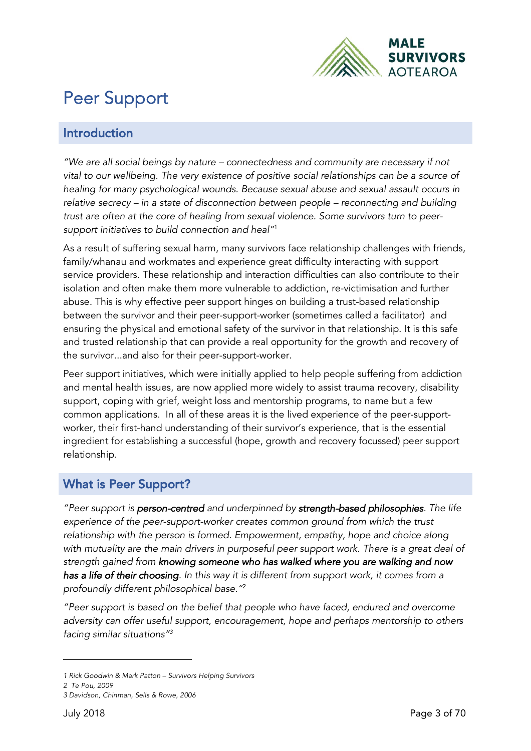# Peer Support

## Introduction

*"We are all social beings by nature – connectedness and community are necessary if not vital to our wellbeing. The very existence of positive social relationships can be a source of healing for many psychological wounds. Because sexual abuse and sexual assault occurs in relative secrecy – in a state of disconnection between people – reconnecting and building trust are often at the core of healing from sexual violence. Some survivors turn to peer-support initiatives to build connection and heal"*[1]

As a result of suffering sexual harm, many survivors face relationship challenges with friends, family/whanau and workmates and experience great difficulty interacting with support service providers. These relationship and interaction difficulties can also contribute to their isolation and often make them more vulnerable to addiction, re-victimisation and further abuse. This is why effective peer support hinges on building a trust-based relationship between the survivor and their peer-support-worker (sometimes called a facilitator) and ensuring the physical and emotional safety of the survivor in that relationship. It is this safe and trusted relationship that can provide a real opportunity for the growth and recovery of the survivor...and also for their peer-support-worker.

Peer support initiatives, which were initially applied to help people suffering from addiction and mental health issues, are now applied more widely to assist trauma recovery, disability support, coping with grief, weight loss and mentorship programs, to name but a few common applications. In all of these areas it is the lived experience of the peer-support-worker, their first-hand understanding of their survivor's experience, that is the essential ingredient for establishing a successful (hope, growth and recovery focussed) peer support relationship.

## What is Peer Support?

*"Peer support is **person-centred** and underpinned by **strength-based philosophies**. The life experience of the peer-support-worker creates common ground from which the trust relationship with the person is formed. Empowerment, empathy, hope and choice along with mutuality are the main drivers in purposeful peer support work. There is a great deal of strength gained from **knowing someone who has walked where you are walking and now has a life of their choosing**. In this way it is different from support work, it comes from a profoundly different philosophical base."*[2]

*"Peer support is based on the belief that people who have faced, endured and overcome adversity can offer useful support, encouragement, hope and perhaps mentorship to others facing similar situations"*[3]

---

1 Rick Goodwin & Mark Patton – Survivors Helping Survivors

2 Te Pou, 2009

3 Davidson, Chinman, Sells & Rowe, 2006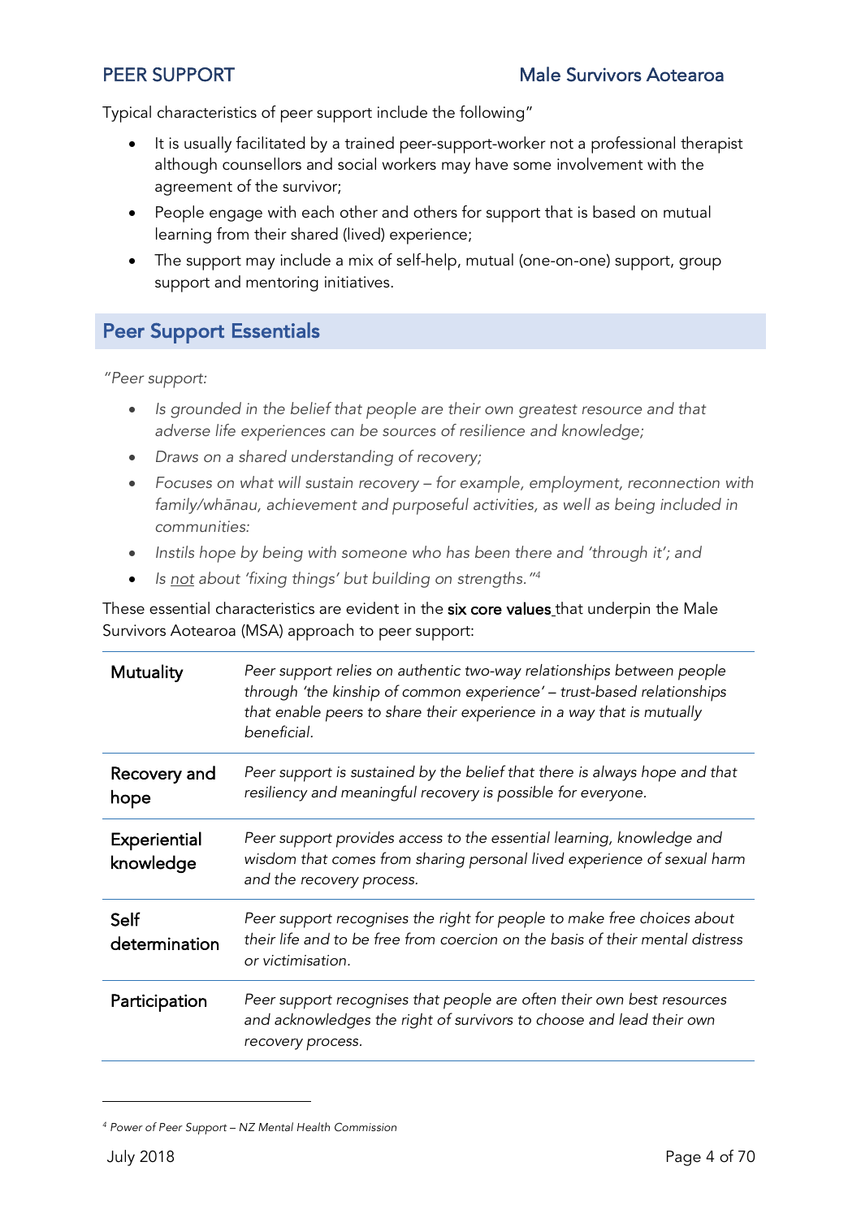Typical characteristics of peer support include the following"

- It is usually facilitated by a trained peer-support-worker not a professional therapist although counsellors and social workers may have some involvement with the agreement of the survivor;
- People engage with each other and others for support that is based on mutual learning from their shared (lived) experience;
- The support may include a mix of self-help, mutual (one-on-one) support, group support and mentoring initiatives.

## Peer Support Essentials

*"Peer support:*

- *Is grounded in the belief that people are their own greatest resource and that adverse life experiences can be sources of resilience and knowledge;*
- *Draws on a shared understanding of recovery;*
- *Focuses on what will sustain recovery – for example, employment, reconnection with family/whānau, achievement and purposeful activities, as well as being included in communities:*
- *Instils hope by being with someone who has been there and 'through it'; and*
- *Is <u>not</u> about 'fixing things' but building on strengths."*[4]

These essential characteristics are evident in the **six core values** that underpin the Male Survivors Aotearoa (MSA) approach to peer support:

| | |
|---|---|
| **Mutuality** | *Peer support relies on authentic two-way relationships between people through 'the kinship of common experience' – trust-based relationships that enable peers to share their experience in a way that is mutually beneficial.* |
| **Recovery and hope** | *Peer support is sustained by the belief that there is always hope and that resiliency and meaningful recovery is possible for everyone.* |
| **Experiential knowledge** | *Peer support provides access to the essential learning, knowledge and wisdom that comes from sharing personal lived experience of sexual harm and the recovery process.* |
| **Self determination** | *Peer support recognises the right for people to make free choices about their life and to be free from coercion on the basis of their mental distress or victimisation.* |
| **Participation** | *Peer support recognises that people are often their own best resources and acknowledges the right of survivors to choose and lead their own recovery process.* |

[4] *Power of Peer Support – NZ Mental Health Commission*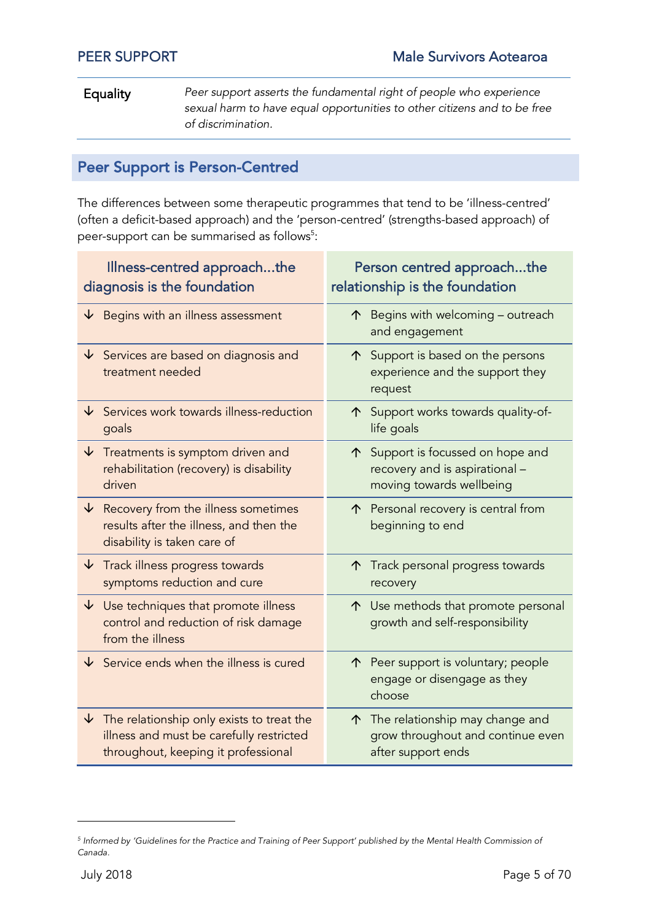| Equality | *Peer support asserts the fundamental right of people who experience sexual harm to have equal opportunities to other citizens and to be free of discrimination.* |
|---|---|

## Peer Support is Person-Centred

The differences between some therapeutic programmes that tend to be 'illness-centred' (often a deficit-based approach) and the 'person-centred' (strengths-based approach) of peer-support can be summarised as follows[5]:

| Illness-centred approach…the diagnosis is the foundation | Person centred approach…the relationship is the foundation |
|---|---|
| ↓ Begins with an illness assessment | ↑ Begins with welcoming – outreach and engagement |
| ↓ Services are based on diagnosis and treatment needed | ↑ Support is based on the persons experience and the support they request |
| ↓ Services work towards illness-reduction goals | ↑ Support works towards quality-of-life goals |
| ↓ Treatments is symptom driven and rehabilitation (recovery) is disability driven | ↑ Support is focussed on hope and recovery and is aspirational – moving towards wellbeing |
| ↓ Recovery from the illness sometimes results after the illness, and then the disability is taken care of | ↑ Personal recovery is central from beginning to end |
| ↓ Track illness progress towards symptoms reduction and cure | ↑ Track personal progress towards recovery |
| ↓ Use techniques that promote illness control and reduction of risk damage from the illness | ↑ Use methods that promote personal growth and self-responsibility |
| ↓ Service ends when the illness is cured | ↑ Peer support is voluntary; people engage or disengage as they choose |
| ↓ The relationship only exists to treat the illness and must be carefully restricted throughout, keeping it professional | ↑ The relationship may change and grow throughout and continue even after support ends |

[5] *Informed by 'Guidelines for the Practice and Training of Peer Support' published by the Mental Health Commission of Canada.*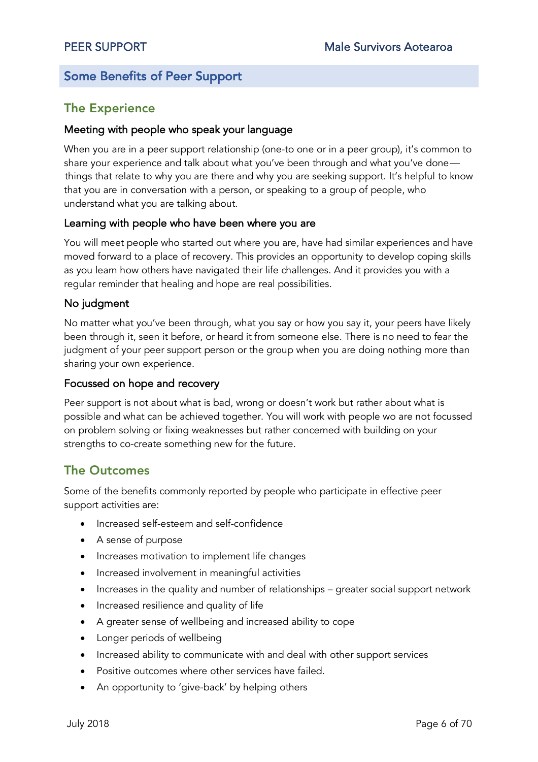## Some Benefits of Peer Support

### The Experience

#### Meeting with people who speak your language

When you are in a peer support relationship (one-to one or in a peer group), it's common to share your experience and talk about what you've been through and what you've done—things that relate to why you are there and why you are seeking support. It's helpful to know that you are in conversation with a person, or speaking to a group of people, who understand what you are talking about.

#### Learning with people who have been where you are

You will meet people who started out where you are, have had similar experiences and have moved forward to a place of recovery. This provides an opportunity to develop coping skills as you learn how others have navigated their life challenges. And it provides you with a regular reminder that healing and hope are real possibilities.

#### No judgment

No matter what you've been through, what you say or how you say it, your peers have likely been through it, seen it before, or heard it from someone else. There is no need to fear the judgment of your peer support person or the group when you are doing nothing more than sharing your own experience.

#### Focussed on hope and recovery

Peer support is not about what is bad, wrong or doesn't work but rather about what is possible and what can be achieved together. You will work with people wo are not focussed on problem solving or fixing weaknesses but rather concerned with building on your strengths to co-create something new for the future.

### The Outcomes

Some of the benefits commonly reported by people who participate in effective peer support activities are:

- Increased self-esteem and self-confidence
- A sense of purpose
- Increases motivation to implement life changes
- Increased involvement in meaningful activities
- Increases in the quality and number of relationships – greater social support network
- Increased resilience and quality of life
- A greater sense of wellbeing and increased ability to cope
- Longer periods of wellbeing
- Increased ability to communicate with and deal with other support services
- Positive outcomes where other services have failed.
- An opportunity to 'give-back' by helping others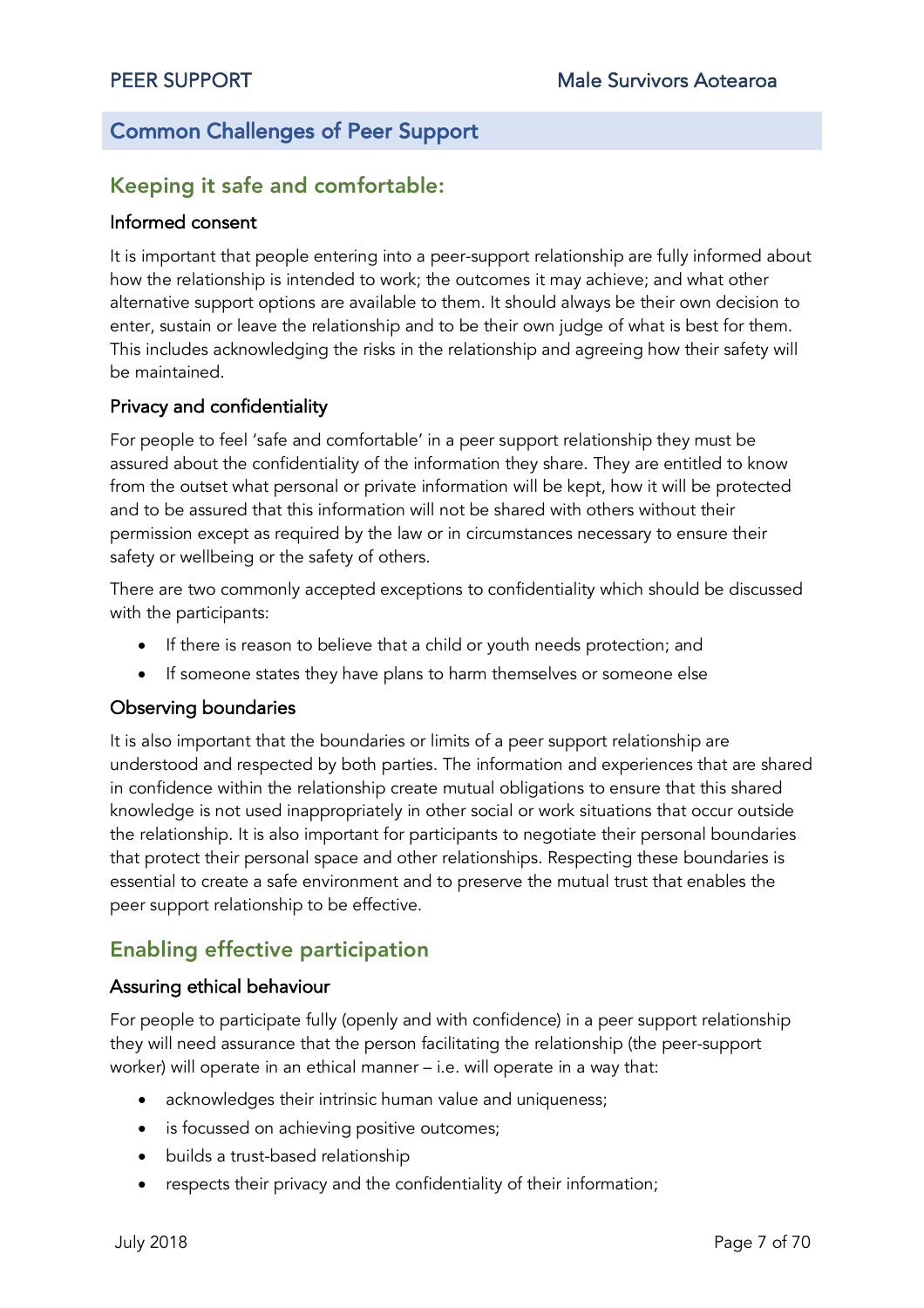## Common Challenges of Peer Support

### Keeping it safe and comfortable:

#### Informed consent

It is important that people entering into a peer-support relationship are fully informed about how the relationship is intended to work; the outcomes it may achieve; and what other alternative support options are available to them. It should always be their own decision to enter, sustain or leave the relationship and to be their own judge of what is best for them. This includes acknowledging the risks in the relationship and agreeing how their safety will be maintained.

#### Privacy and confidentiality

For people to feel 'safe and comfortable' in a peer support relationship they must be assured about the confidentiality of the information they share. They are entitled to know from the outset what personal or private information will be kept, how it will be protected and to be assured that this information will not be shared with others without their permission except as required by the law or in circumstances necessary to ensure their safety or wellbeing or the safety of others.

There are two commonly accepted exceptions to confidentiality which should be discussed with the participants:

- If there is reason to believe that a child or youth needs protection; and
- If someone states they have plans to harm themselves or someone else

#### Observing boundaries

It is also important that the boundaries or limits of a peer support relationship are understood and respected by both parties. The information and experiences that are shared in confidence within the relationship create mutual obligations to ensure that this shared knowledge is not used inappropriately in other social or work situations that occur outside the relationship. It is also important for participants to negotiate their personal boundaries that protect their personal space and other relationships. Respecting these boundaries is essential to create a safe environment and to preserve the mutual trust that enables the peer support relationship to be effective.

### Enabling effective participation

#### Assuring ethical behaviour

For people to participate fully (openly and with confidence) in a peer support relationship they will need assurance that the person facilitating the relationship (the peer-support worker) will operate in an ethical manner – i.e. will operate in a way that:

- acknowledges their intrinsic human value and uniqueness;
- is focussed on achieving positive outcomes;
- builds a trust-based relationship
- respects their privacy and the confidentiality of their information;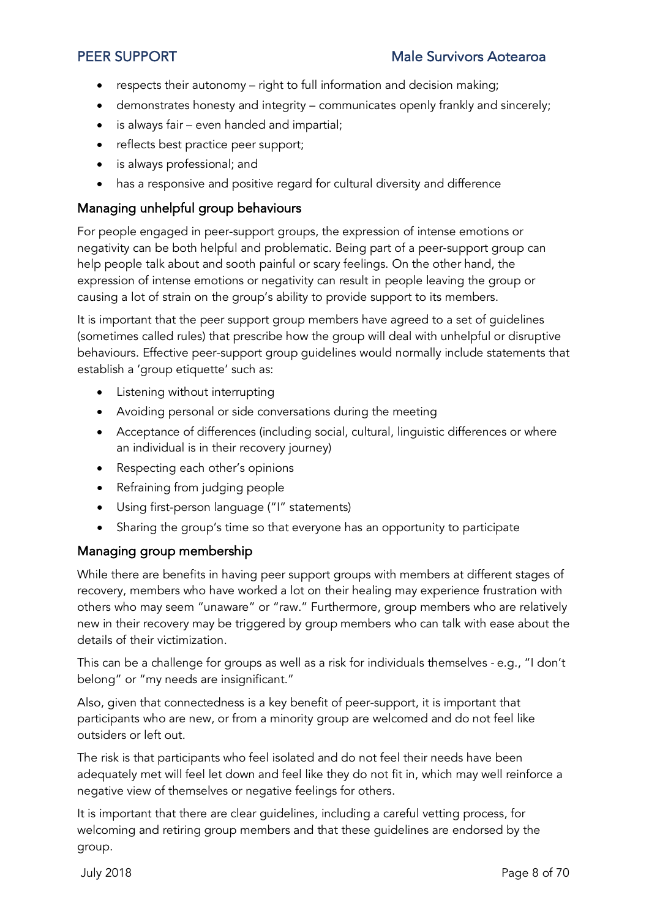- respects their autonomy – right to full information and decision making;
- demonstrates honesty and integrity – communicates openly frankly and sincerely;
- is always fair – even handed and impartial;
- reflects best practice peer support;
- is always professional; and
- has a responsive and positive regard for cultural diversity and difference

## Managing unhelpful group behaviours

For people engaged in peer-support groups, the expression of intense emotions or negativity can be both helpful and problematic. Being part of a peer-support group can help people talk about and sooth painful or scary feelings. On the other hand, the expression of intense emotions or negativity can result in people leaving the group or causing a lot of strain on the group's ability to provide support to its members.

It is important that the peer support group members have agreed to a set of guidelines (sometimes called rules) that prescribe how the group will deal with unhelpful or disruptive behaviours. Effective peer-support group guidelines would normally include statements that establish a 'group etiquette' such as:

- Listening without interrupting
- Avoiding personal or side conversations during the meeting
- Acceptance of differences (including social, cultural, linguistic differences or where an individual is in their recovery journey)
- Respecting each other's opinions
- Refraining from judging people
- Using first-person language ("I" statements)
- Sharing the group's time so that everyone has an opportunity to participate

## Managing group membership

While there are benefits in having peer support groups with members at different stages of recovery, members who have worked a lot on their healing may experience frustration with others who may seem "unaware" or "raw." Furthermore, group members who are relatively new in their recovery may be triggered by group members who can talk with ease about the details of their victimization.

This can be a challenge for groups as well as a risk for individuals themselves - e.g., "I don't belong" or "my needs are insignificant."

Also, given that connectedness is a key benefit of peer-support, it is important that participants who are new, or from a minority group are welcomed and do not feel like outsiders or left out.

The risk is that participants who feel isolated and do not feel their needs have been adequately met will feel let down and feel like they do not fit in, which may well reinforce a negative view of themselves or negative feelings for others.

It is important that there are clear guidelines, including a careful vetting process, for welcoming and retiring group members and that these guidelines are endorsed by the group.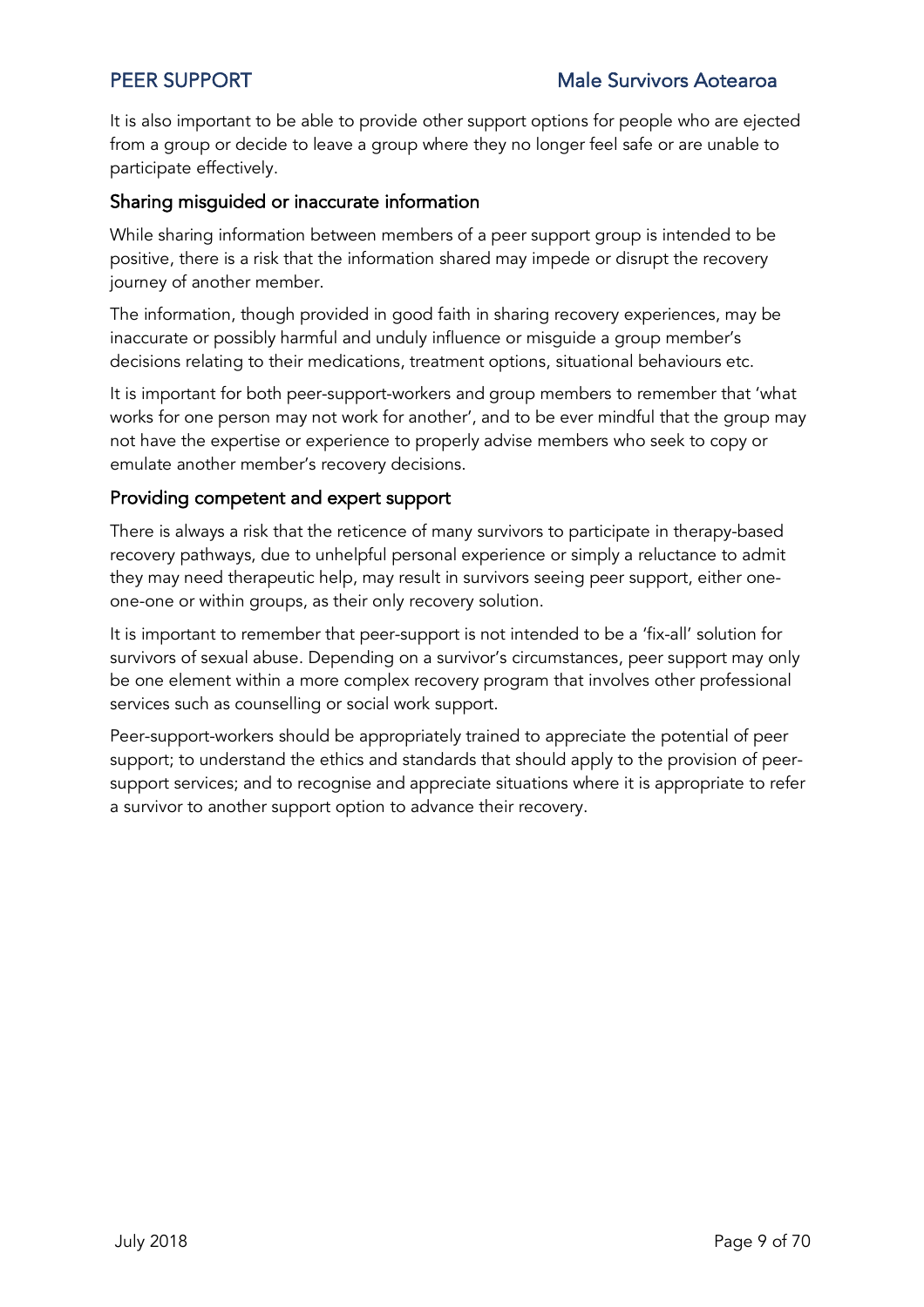It is also important to be able to provide other support options for people who are ejected from a group or decide to leave a group where they no longer feel safe or are unable to participate effectively.

### Sharing misguided or inaccurate information

While sharing information between members of a peer support group is intended to be positive, there is a risk that the information shared may impede or disrupt the recovery journey of another member.

The information, though provided in good faith in sharing recovery experiences, may be inaccurate or possibly harmful and unduly influence or misguide a group member's decisions relating to their medications, treatment options, situational behaviours etc.

It is important for both peer-support-workers and group members to remember that 'what works for one person may not work for another', and to be ever mindful that the group may not have the expertise or experience to properly advise members who seek to copy or emulate another member's recovery decisions.

### Providing competent and expert support

There is always a risk that the reticence of many survivors to participate in therapy-based recovery pathways, due to unhelpful personal experience or simply a reluctance to admit they may need therapeutic help, may result in survivors seeing peer support, either one-one-one or within groups, as their only recovery solution.

It is important to remember that peer-support is not intended to be a 'fix-all' solution for survivors of sexual abuse. Depending on a survivor's circumstances, peer support may only be one element within a more complex recovery program that involves other professional services such as counselling or social work support.

Peer-support-workers should be appropriately trained to appreciate the potential of peer support; to understand the ethics and standards that should apply to the provision of peer-support services; and to recognise and appreciate situations where it is appropriate to refer a survivor to another support option to advance their recovery.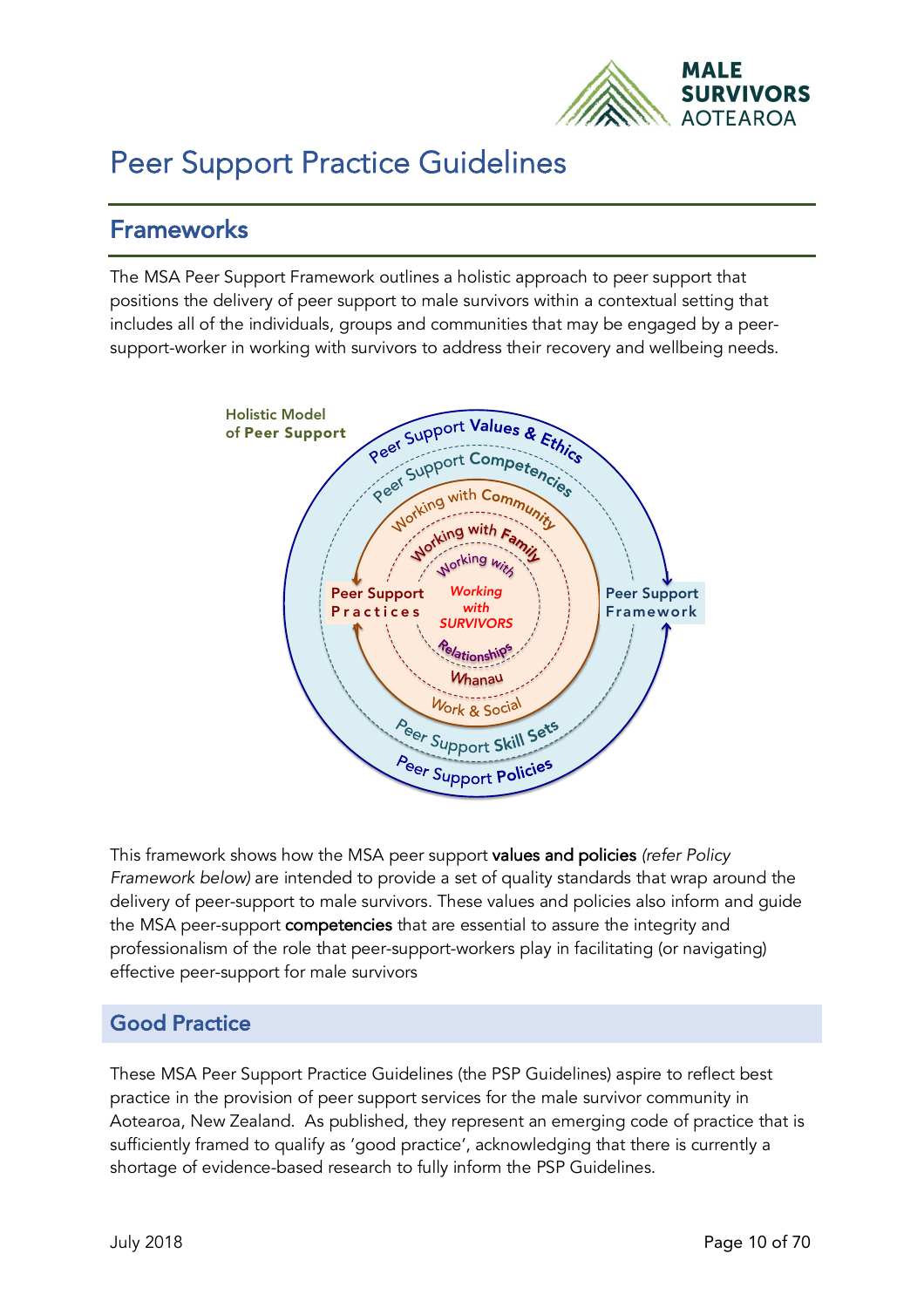# Peer Support Practice Guidelines

## Frameworks

The MSA Peer Support Framework outlines a holistic approach to peer support that positions the delivery of peer support to male survivors within a contextual setting that includes all of the individuals, groups and communities that may be engaged by a peer-support-worker in working with survivors to address their recovery and wellbeing needs.

**Holistic Model of Peer Support**

This framework shows how the MSA peer support **values and policies** *(refer Policy Framework below)* are intended to provide a set of quality standards that wrap around the delivery of peer-support to male survivors. These values and policies also inform and guide the MSA peer-support **competencies** that are essential to assure the integrity and professionalism of the role that peer-support-workers play in facilitating (or navigating) effective peer-support for male survivors

## Good Practice

These MSA Peer Support Practice Guidelines (the PSP Guidelines) aspire to reflect best practice in the provision of peer support services for the male survivor community in Aotearoa, New Zealand. As published, they represent an emerging code of practice that is sufficiently framed to qualify as 'good practice', acknowledging that there is currently a shortage of evidence-based research to fully inform the PSP Guidelines.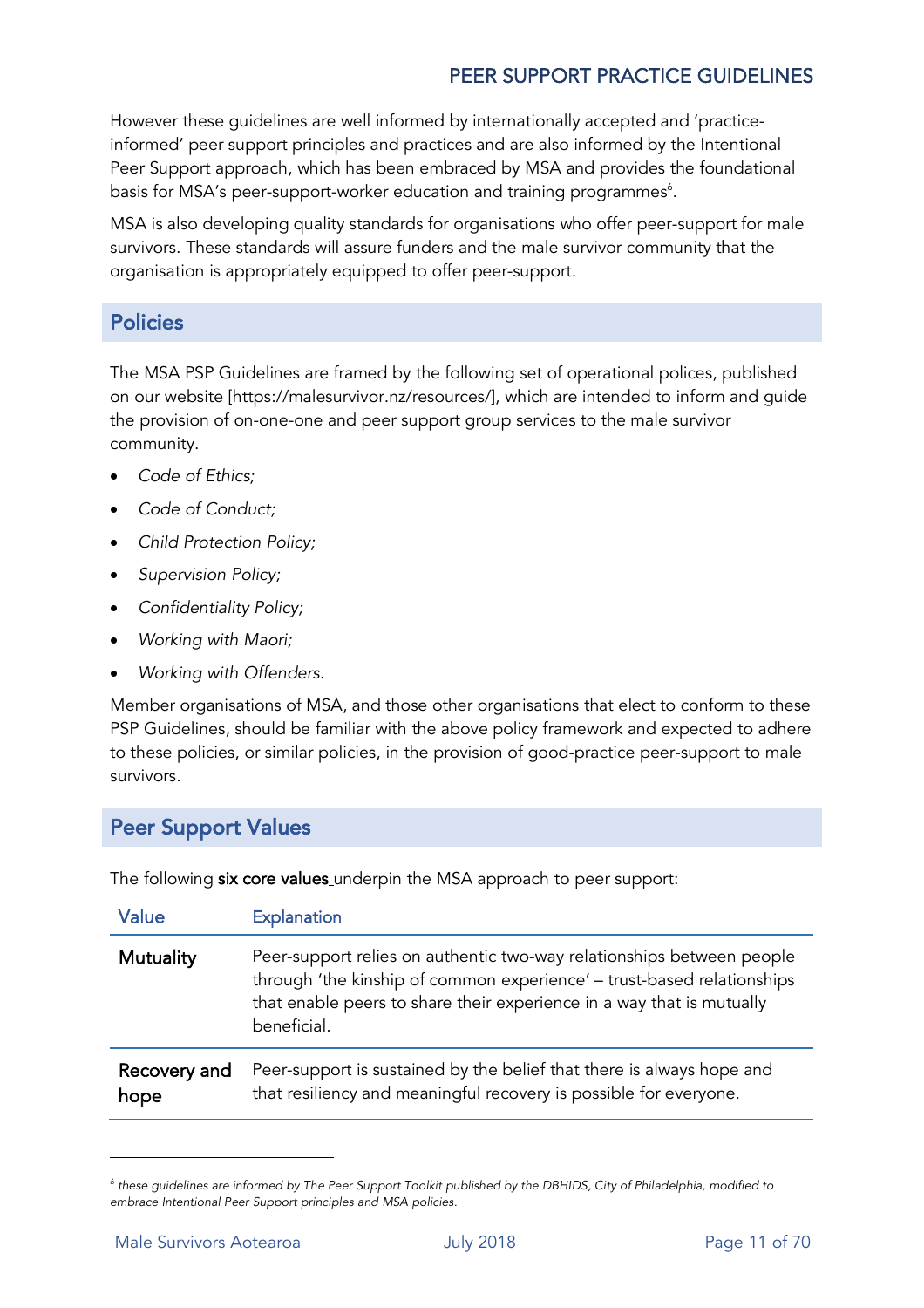However these guidelines are well informed by internationally accepted and 'practice-informed' peer support principles and practices and are also informed by the Intentional Peer Support approach, which has been embraced by MSA and provides the foundational basis for MSA's peer-support-worker education and training programmes[6].

MSA is also developing quality standards for organisations who offer peer-support for male survivors. These standards will assure funders and the male survivor community that the organisation is appropriately equipped to offer peer-support.

## Policies

The MSA PSP Guidelines are framed by the following set of operational polices, published on our website [https://malesurvivor.nz/resources/], which are intended to inform and guide the provision of on-one-one and peer support group services to the male survivor community.

- *Code of Ethics;*
- *Code of Conduct;*
- *Child Protection Policy;*
- *Supervision Policy;*
- *Confidentiality Policy;*
- *Working with Maori;*
- *Working with Offenders.*

Member organisations of MSA, and those other organisations that elect to conform to these PSP Guidelines, should be familiar with the above policy framework and expected to adhere to these policies, or similar policies, in the provision of good-practice peer-support to male survivors.

## Peer Support Values

The following **six core values** underpin the MSA approach to peer support:

| Value | Explanation |
|---|---|
| **Mutuality** | Peer-support relies on authentic two-way relationships between people through 'the kinship of common experience' – trust-based relationships that enable peers to share their experience in a way that is mutually beneficial. |
| **Recovery and hope** | Peer-support is sustained by the belief that there is always hope and that resiliency and meaningful recovery is possible for everyone. |

[6] *these guidelines are informed by The Peer Support Toolkit published by the DBHIDS, City of Philadelphia, modified to embrace Intentional Peer Support principles and MSA policies.*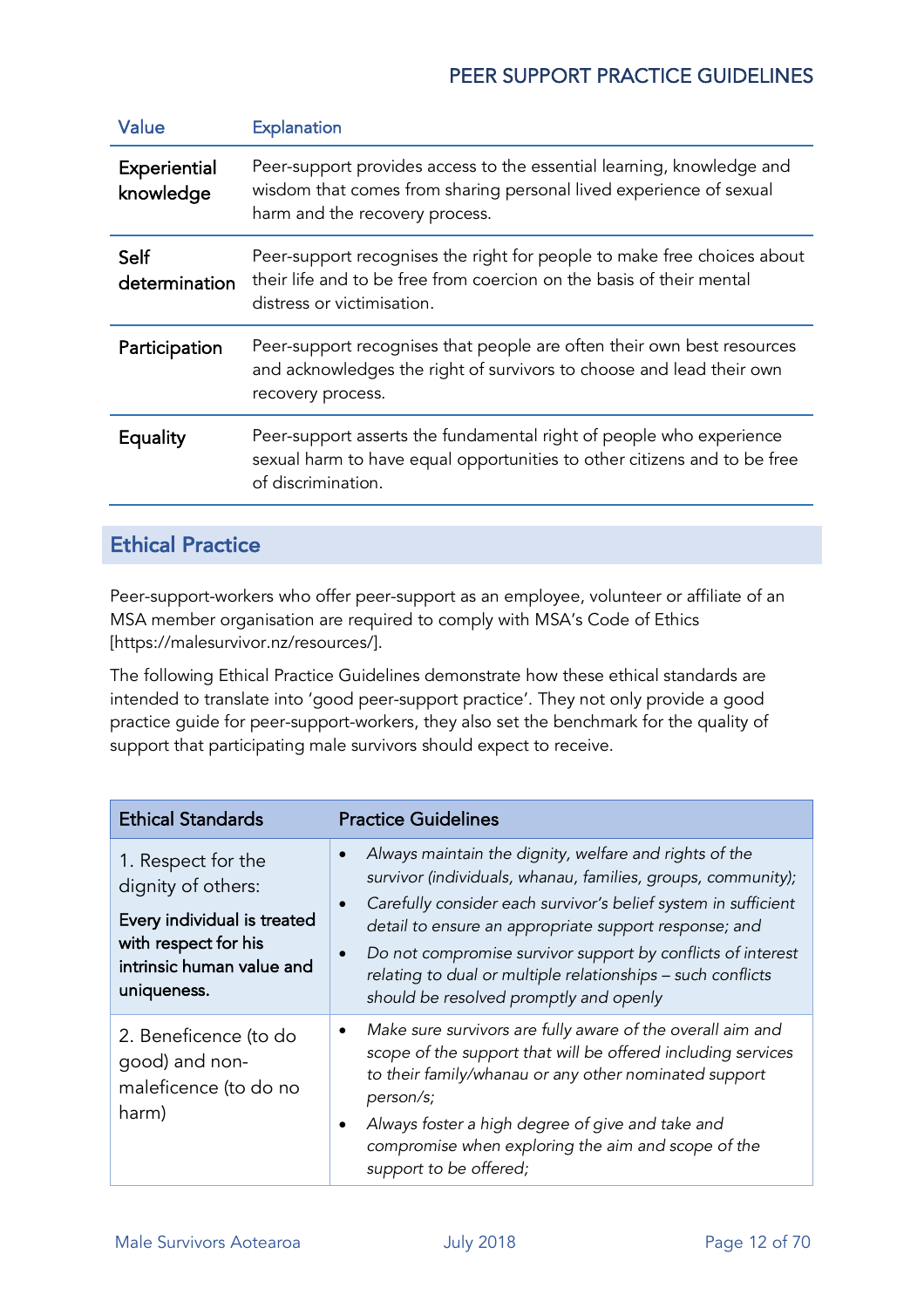| Value | Explanation |
|---|---|
| Experiential knowledge | Peer-support provides access to the essential learning, knowledge and wisdom that comes from sharing personal lived experience of sexual harm and the recovery process. |
| Self determination | Peer-support recognises the right for people to make free choices about their life and to be free from coercion on the basis of their mental distress or victimisation. |
| Participation | Peer-support recognises that people are often their own best resources and acknowledges the right of survivors to choose and lead their own recovery process. |
| Equality | Peer-support asserts the fundamental right of people who experience sexual harm to have equal opportunities to other citizens and to be free of discrimination. |

## Ethical Practice

Peer-support-workers who offer peer-support as an employee, volunteer or affiliate of an MSA member organisation are required to comply with MSA's Code of Ethics [https://malesurvivor.nz/resources/].

The following Ethical Practice Guidelines demonstrate how these ethical standards are intended to translate into 'good peer-support practice'. They not only provide a good practice guide for peer-support-workers, they also set the benchmark for the quality of support that participating male survivors should expect to receive.

| Ethical Standards | Practice Guidelines |
|---|---|
| 1. Respect for the dignity of others:<br>**Every individual is treated with respect for his intrinsic human value and uniqueness.** | • *Always maintain the dignity, welfare and rights of the survivor (individuals, whanau, families, groups, community);*<br>• *Carefully consider each survivor's belief system in sufficient detail to ensure an appropriate support response; and*<br>• *Do not compromise survivor support by conflicts of interest relating to dual or multiple relationships – such conflicts should be resolved promptly and openly* |
| 2. Beneficence (to do good) and non-maleficence (to do no harm) | • *Make sure survivors are fully aware of the overall aim and scope of the support that will be offered including services to their family/whanau or any other nominated support person/s;*<br>• *Always foster a high degree of give and take and compromise when exploring the aim and scope of the support to be offered;* |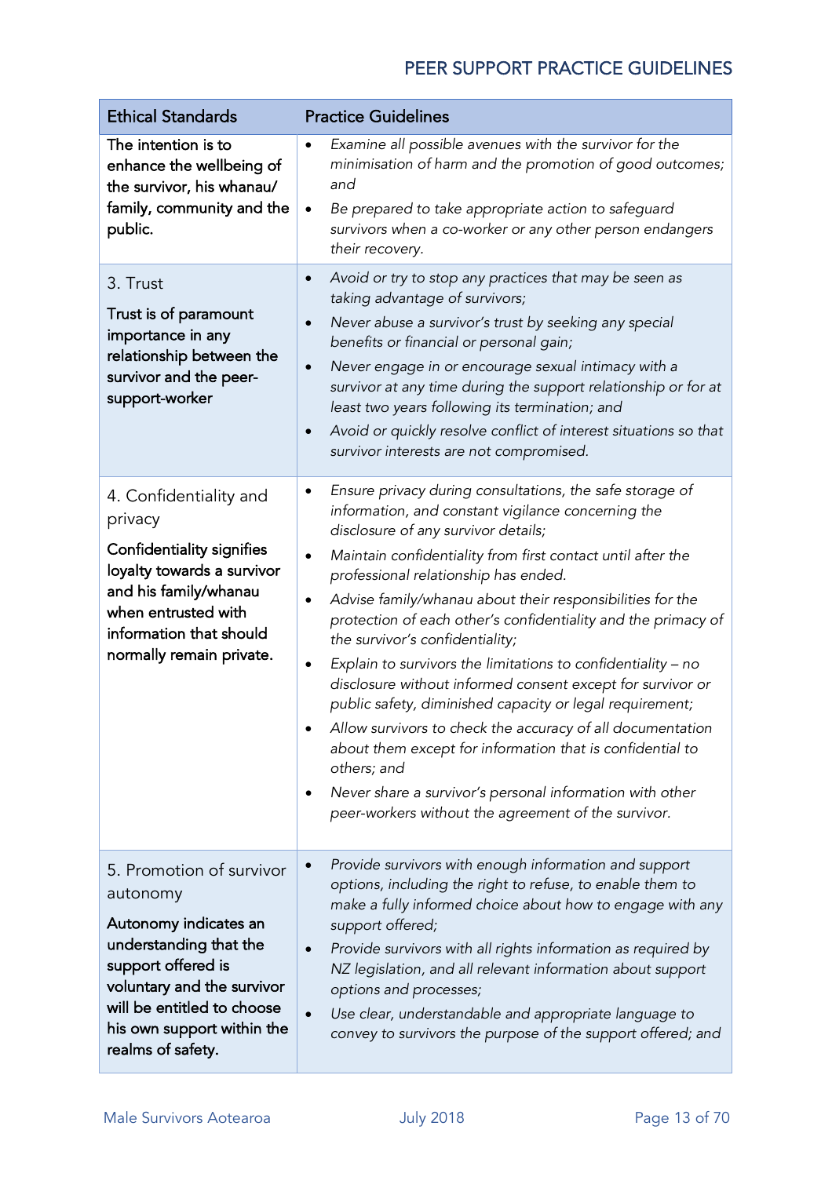| Ethical Standards | Practice Guidelines |
|---|---|
| The intention is to enhance the wellbeing of the survivor, his whanau/ family, community and the public. | • *Examine all possible avenues with the survivor for the minimisation of harm and the promotion of good outcomes; and*<br>• *Be prepared to take appropriate action to safeguard survivors when a co-worker or any other person endangers their recovery.* |
| 3. Trust<br>**Trust is of paramount importance in any relationship between the survivor and the peer-support-worker** | • *Avoid or try to stop any practices that may be seen as taking advantage of survivors;*<br>• *Never abuse a survivor's trust by seeking any special benefits or financial or personal gain;*<br>• *Never engage in or encourage sexual intimacy with a survivor at any time during the support relationship or for at least two years following its termination; and*<br>• *Avoid or quickly resolve conflict of interest situations so that survivor interests are not compromised.* |
| 4. Confidentiality and privacy<br>**Confidentiality signifies loyalty towards a survivor and his family/whanau when entrusted with information that should normally remain private.** | • *Ensure privacy during consultations, the safe storage of information, and constant vigilance concerning the disclosure of any survivor details;*<br>• *Maintain confidentiality from first contact until after the professional relationship has ended.*<br>• *Advise family/whanau about their responsibilities for the protection of each other's confidentiality and the primacy of the survivor's confidentiality;*<br>• *Explain to survivors the limitations to confidentiality – no disclosure without informed consent except for survivor or public safety, diminished capacity or legal requirement;*<br>• *Allow survivors to check the accuracy of all documentation about them except for information that is confidential to others; and*<br>• *Never share a survivor's personal information with other peer-workers without the agreement of the survivor.* |
| 5. Promotion of survivor autonomy<br>**Autonomy indicates an understanding that the support offered is voluntary and the survivor will be entitled to choose his own support within the realms of safety.** | • *Provide survivors with enough information and support options, including the right to refuse, to enable them to make a fully informed choice about how to engage with any support offered;*<br>• *Provide survivors with all rights information as required by NZ legislation, and all relevant information about support options and processes;*<br>• *Use clear, understandable and appropriate language to convey to survivors the purpose of the support offered; and* |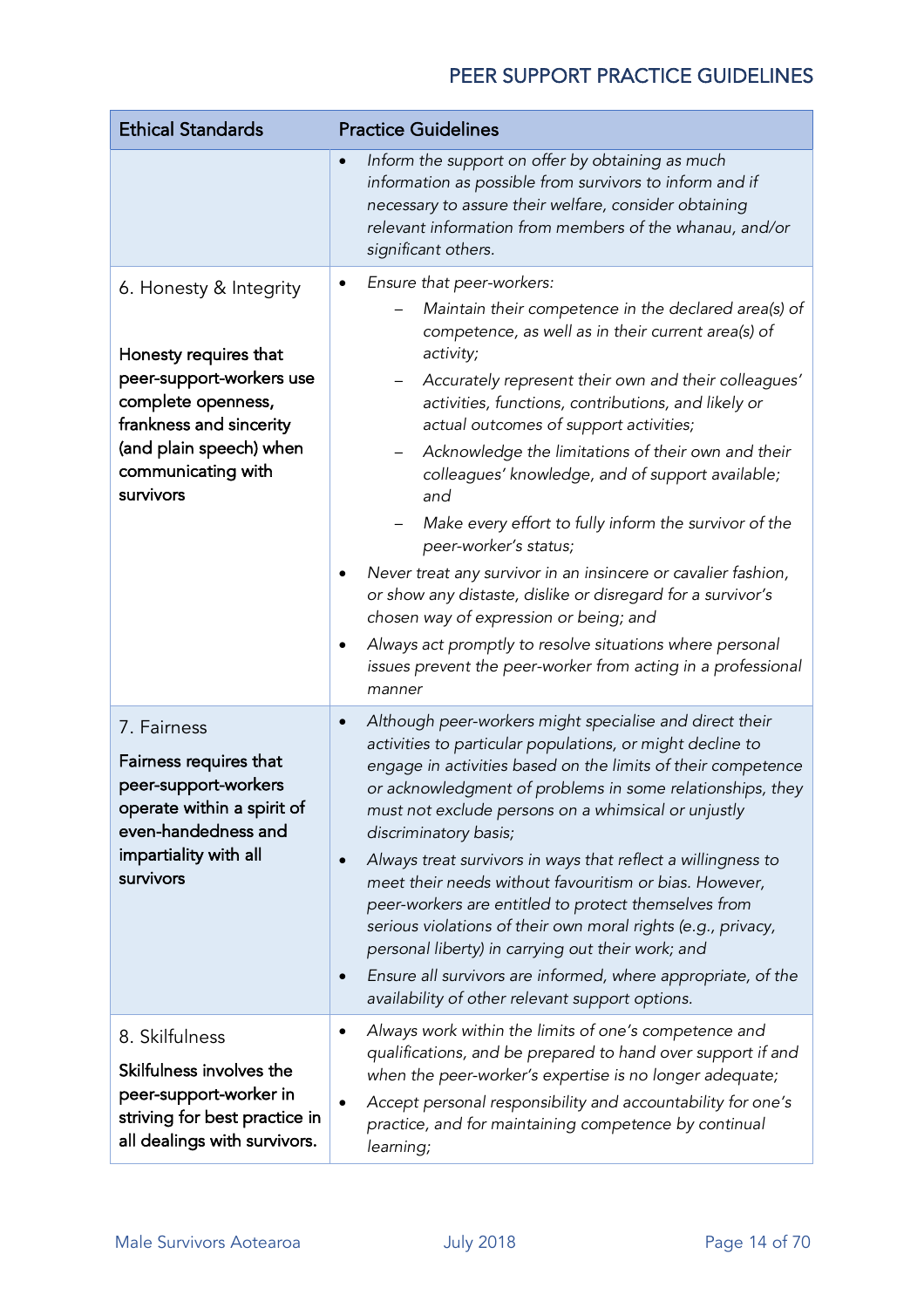| Ethical Standards | Practice Guidelines |
| --- | --- |
| | • *Inform the support on offer by obtaining as much information as possible from survivors to inform and if necessary to assure their welfare, consider obtaining relevant information from members of the whanau, and/or significant others.* |
| 6. Honesty & Integrity<br><br>Honesty requires that peer-support-workers use complete openness, frankness and sincerity (and plain speech) when communicating with survivors | • *Ensure that peer-workers:*<br>– *Maintain their competence in the declared area(s) of competence, as well as in their current area(s) of activity;*<br>– *Accurately represent their own and their colleagues' activities, functions, contributions, and likely or actual outcomes of support activities;*<br>– *Acknowledge the limitations of their own and their colleagues' knowledge, and of support available; and*<br>– *Make every effort to fully inform the survivor of the peer-worker's status;*<br>• *Never treat any survivor in an insincere or cavalier fashion, or show any distaste, dislike or disregard for a survivor's chosen way of expression or being; and*<br>• *Always act promptly to resolve situations where personal issues prevent the peer-worker from acting in a professional manner* |
| 7. Fairness<br><br>Fairness requires that peer-support-workers operate within a spirit of even-handedness and impartiality with all survivors | • *Although peer-workers might specialise and direct their activities to particular populations, or might decline to engage in activities based on the limits of their competence or acknowledgment of problems in some relationships, they must not exclude persons on a whimsical or unjustly discriminatory basis;*<br>• *Always treat survivors in ways that reflect a willingness to meet their needs without favouritism or bias. However, peer-workers are entitled to protect themselves from serious violations of their own moral rights (e.g., privacy, personal liberty) in carrying out their work; and*<br>• *Ensure all survivors are informed, where appropriate, of the availability of other relevant support options.* |
| 8. Skilfulness<br><br>Skilfulness involves the peer-support-worker in striving for best practice in all dealings with survivors. | • *Always work within the limits of one's competence and qualifications, and be prepared to hand over support if and when the peer-worker's expertise is no longer adequate;*<br>• *Accept personal responsibility and accountability for one's practice, and for maintaining competence by continual learning;* |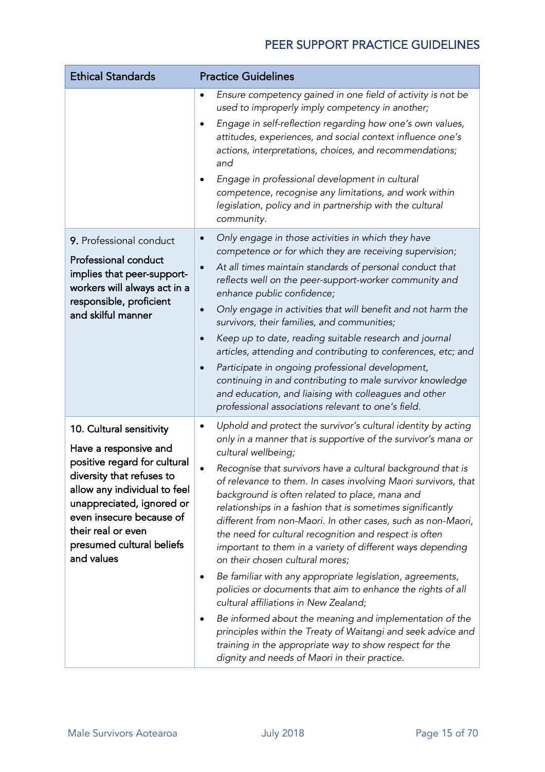| Ethical Standards | Practice Guidelines |
|---|---|
| | • *Ensure competency gained in one field of activity is not be used to improperly imply competency in another;*<br>• *Engage in self-reflection regarding how one's own values, attitudes, experiences, and social context influence one's actions, interpretations, choices, and recommendations; and*<br>• *Engage in professional development in cultural competence, recognise any limitations, and work within legislation, policy and in partnership with the cultural community.* |
| **9.** Professional conduct<br><br>**Professional conduct implies that peer-support-workers will always act in a responsible, proficient and skilful manner** | • *Only engage in those activities in which they have competence or for which they are receiving supervision;*<br>• *At all times maintain standards of personal conduct that reflects well on the peer-support-worker community and enhance public confidence;*<br>• *Only engage in activities that will benefit and not harm the survivors, their families, and communities;*<br>• *Keep up to date, reading suitable research and journal articles, attending and contributing to conferences, etc; and*<br>• *Participate in ongoing professional development, continuing in and contributing to male survivor knowledge and education, and liaising with colleagues and other professional associations relevant to one's field.* |
| **10. Cultural sensitivity**<br><br>**Have a responsive and positive regard for cultural diversity that refuses to allow any individual to feel unappreciated, ignored or even insecure because of their real or even presumed cultural beliefs and values** | • *Uphold and protect the survivor's cultural identity by acting only in a manner that is supportive of the survivor's mana or cultural wellbeing;*<br>• *Recognise that survivors have a cultural background that is of relevance to them. In cases involving Maori survivors, that background is often related to place, mana and relationships in a fashion that is sometimes significantly different from non-Maori. In other cases, such as non-Maori, the need for cultural recognition and respect is often important to them in a variety of different ways depending on their chosen cultural mores;*<br>• *Be familiar with any appropriate legislation, agreements, policies or documents that aim to enhance the rights of all cultural affiliations in New Zealand;*<br>• *Be informed about the meaning and implementation of the principles within the Treaty of Waitangi and seek advice and training in the appropriate way to show respect for the dignity and needs of Maori in their practice.* |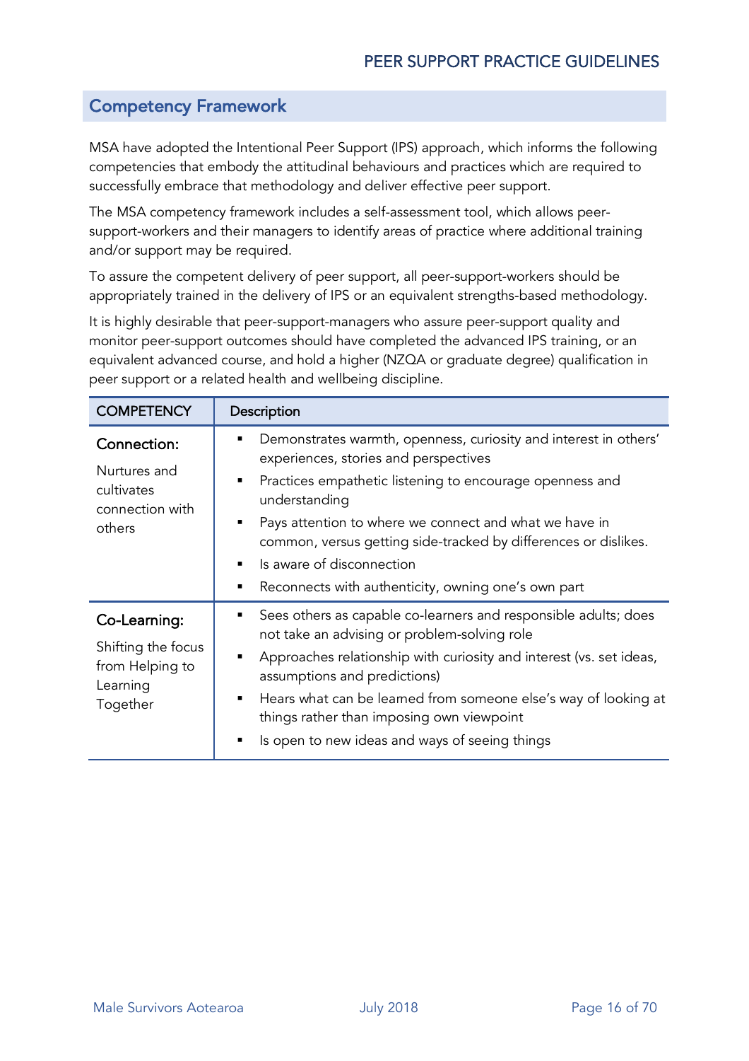## Competency Framework

MSA have adopted the Intentional Peer Support (IPS) approach, which informs the following competencies that embody the attitudinal behaviours and practices which are required to successfully embrace that methodology and deliver effective peer support.

The MSA competency framework includes a self-assessment tool, which allows peer-support-workers and their managers to identify areas of practice where additional training and/or support may be required.

To assure the competent delivery of peer support, all peer-support-workers should be appropriately trained in the delivery of IPS or an equivalent strengths-based methodology.

It is highly desirable that peer-support-managers who assure peer-support quality and monitor peer-support outcomes should have completed the advanced IPS training, or an equivalent advanced course, and hold a higher (NZQA or graduate degree) qualification in peer support or a related health and wellbeing discipline.

| COMPETENCY | Description |
|---|---|
| **Connection:** Nurtures and cultivates connection with others | ▪ Demonstrates warmth, openness, curiosity and interest in others' experiences, stories and perspectives<br>▪ Practices empathetic listening to encourage openness and understanding<br>▪ Pays attention to where we connect and what we have in common, versus getting side-tracked by differences or dislikes.<br>▪ Is aware of disconnection<br>▪ Reconnects with authenticity, owning one's own part |
| **Co-Learning:** Shifting the focus from Helping to Learning Together | ▪ Sees others as capable co-learners and responsible adults; does not take an advising or problem-solving role<br>▪ Approaches relationship with curiosity and interest (vs. set ideas, assumptions and predictions)<br>▪ Hears what can be learned from someone else's way of looking at things rather than imposing own viewpoint<br>▪ Is open to new ideas and ways of seeing things |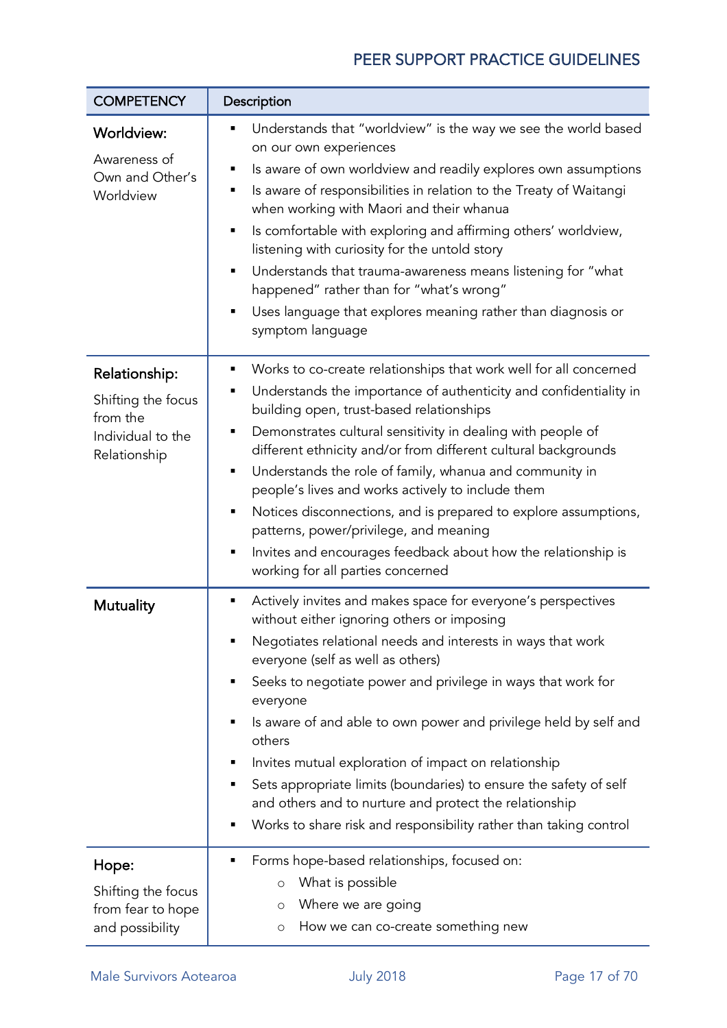| COMPETENCY | Description |
|---|---|
| **Worldview:**<br>Awareness of Own and Other's Worldview | ▪ Understands that "worldview" is the way we see the world based on our own experiences<br>▪ Is aware of own worldview and readily explores own assumptions<br>▪ Is aware of responsibilities in relation to the Treaty of Waitangi when working with Maori and their whanua<br>▪ Is comfortable with exploring and affirming others' worldview, listening with curiosity for the untold story<br>▪ Understands that trauma-awareness means listening for "what happened" rather than for "what's wrong"<br>▪ Uses language that explores meaning rather than diagnosis or symptom language |
| **Relationship:**<br>Shifting the focus from the Individual to the Relationship | ▪ Works to co-create relationships that work well for all concerned<br>▪ Understands the importance of authenticity and confidentiality in building open, trust-based relationships<br>▪ Demonstrates cultural sensitivity in dealing with people of different ethnicity and/or from different cultural backgrounds<br>▪ Understands the role of family, whanua and community in people's lives and works actively to include them<br>▪ Notices disconnections, and is prepared to explore assumptions, patterns, power/privilege, and meaning<br>▪ Invites and encourages feedback about how the relationship is working for all parties concerned |
| **Mutuality** | ▪ Actively invites and makes space for everyone's perspectives without either ignoring others or imposing<br>▪ Negotiates relational needs and interests in ways that work everyone (self as well as others)<br>▪ Seeks to negotiate power and privilege in ways that work for everyone<br>▪ Is aware of and able to own power and privilege held by self and others<br>▪ Invites mutual exploration of impact on relationship<br>▪ Sets appropriate limits (boundaries) to ensure the safety of self and others and to nurture and protect the relationship<br>▪ Works to share risk and responsibility rather than taking control |
| **Hope:**<br>Shifting the focus from fear to hope and possibility | ▪ Forms hope-based relationships, focused on:<br>  ○ What is possible<br>  ○ Where we are going<br>  ○ How we can co-create something new |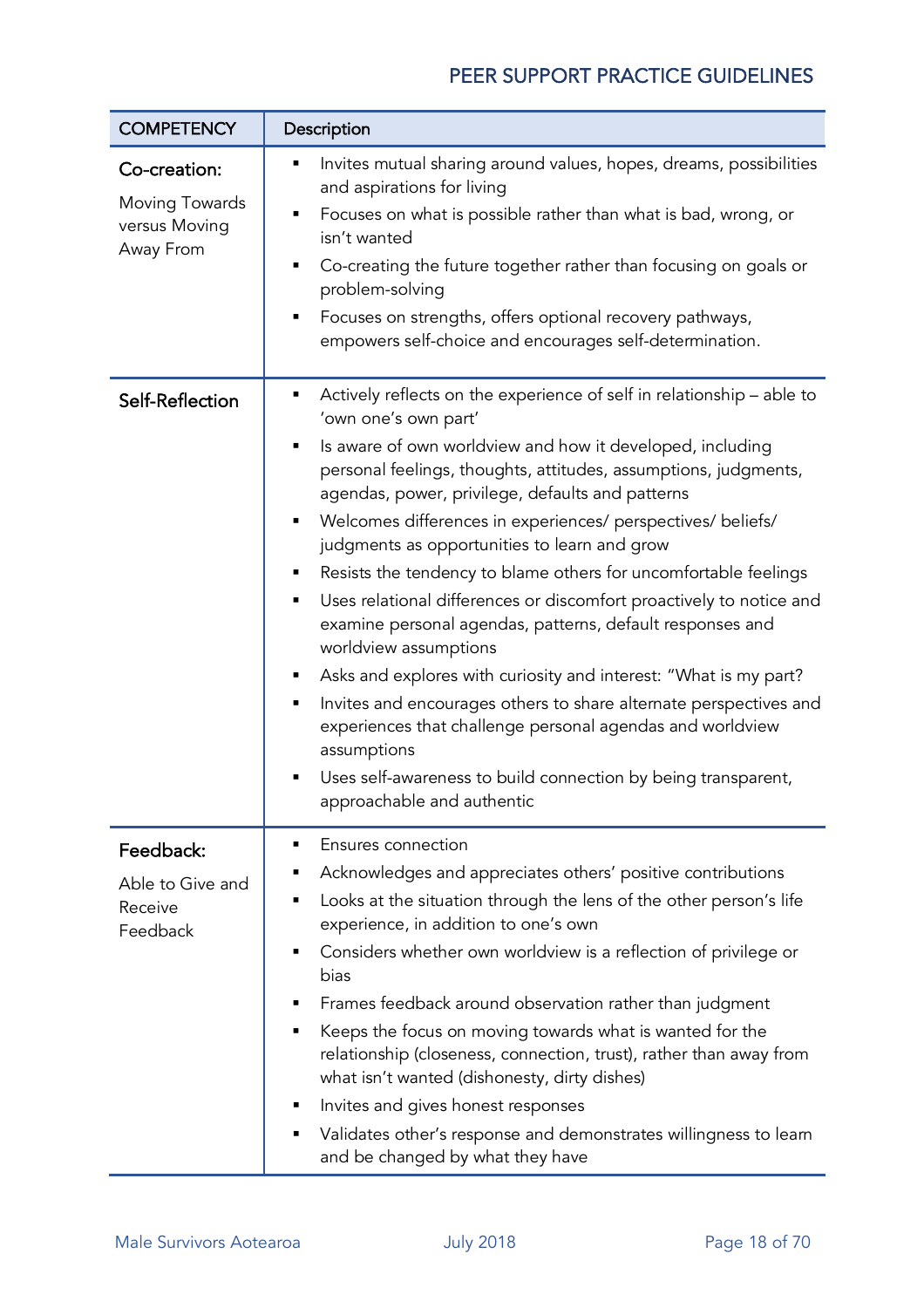| COMPETENCY | Description |
|---|---|
| **Co-creation:**<br>Moving Towards versus Moving Away From | ▪ Invites mutual sharing around values, hopes, dreams, possibilities and aspirations for living<br>▪ Focuses on what is possible rather than what is bad, wrong, or isn't wanted<br>▪ Co-creating the future together rather than focusing on goals or problem-solving<br>▪ Focuses on strengths, offers optional recovery pathways, empowers self-choice and encourages self-determination. |
| **Self-Reflection** | ▪ Actively reflects on the experience of self in relationship – able to 'own one's own part'<br>▪ Is aware of own worldview and how it developed, including personal feelings, thoughts, attitudes, assumptions, judgments, agendas, power, privilege, defaults and patterns<br>▪ Welcomes differences in experiences/ perspectives/ beliefs/ judgments as opportunities to learn and grow<br>▪ Resists the tendency to blame others for uncomfortable feelings<br>▪ Uses relational differences or discomfort proactively to notice and examine personal agendas, patterns, default responses and worldview assumptions<br>▪ Asks and explores with curiosity and interest: "What is my part?<br>▪ Invites and encourages others to share alternate perspectives and experiences that challenge personal agendas and worldview assumptions<br>▪ Uses self-awareness to build connection by being transparent, approachable and authentic |
| **Feedback:**<br>Able to Give and Receive Feedback | ▪ Ensures connection<br>▪ Acknowledges and appreciates others' positive contributions<br>▪ Looks at the situation through the lens of the other person's life experience, in addition to one's own<br>▪ Considers whether own worldview is a reflection of privilege or bias<br>▪ Frames feedback around observation rather than judgment<br>▪ Keeps the focus on moving towards what is wanted for the relationship (closeness, connection, trust), rather than away from what isn't wanted (dishonesty, dirty dishes)<br>▪ Invites and gives honest responses<br>▪ Validates other's response and demonstrates willingness to learn and be changed by what they have |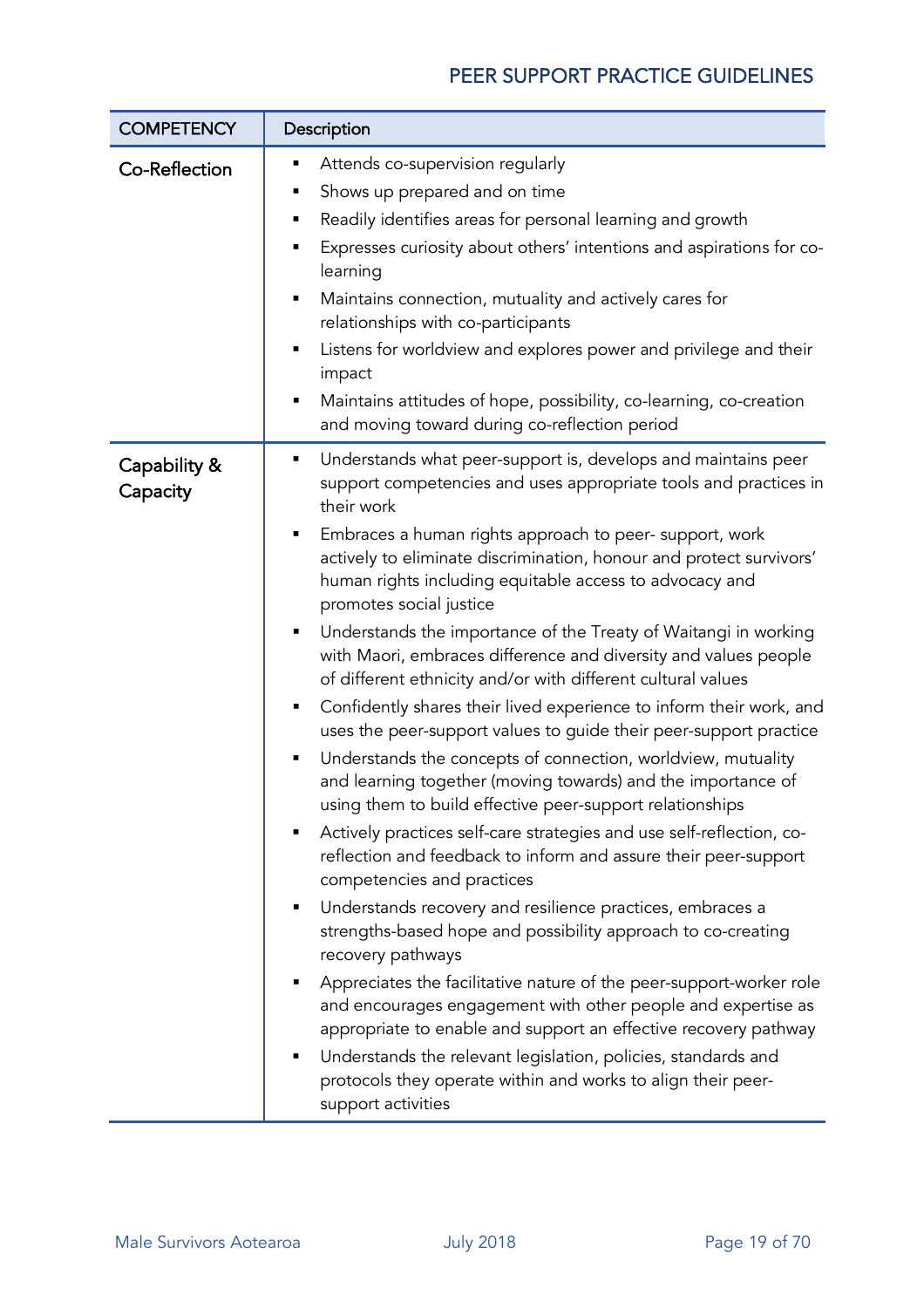| COMPETENCY | Description |
| --- | --- |
| Co-Reflection | ▪ Attends co-supervision regularly<br>▪ Shows up prepared and on time<br>▪ Readily identifies areas for personal learning and growth<br>▪ Expresses curiosity about others' intentions and aspirations for co-learning<br>▪ Maintains connection, mutuality and actively cares for relationships with co-participants<br>▪ Listens for worldview and explores power and privilege and their impact<br>▪ Maintains attitudes of hope, possibility, co-learning, co-creation and moving toward during co-reflection period |
| Capability & Capacity | ▪ Understands what peer-support is, develops and maintains peer support competencies and uses appropriate tools and practices in their work<br>▪ Embraces a human rights approach to peer- support, work actively to eliminate discrimination, honour and protect survivors' human rights including equitable access to advocacy and promotes social justice<br>▪ Understands the importance of the Treaty of Waitangi in working with Maori, embraces difference and diversity and values people of different ethnicity and/or with different cultural values<br>▪ Confidently shares their lived experience to inform their work, and uses the peer-support values to guide their peer-support practice<br>▪ Understands the concepts of connection, worldview, mutuality and learning together (moving towards) and the importance of using them to build effective peer-support relationships<br>▪ Actively practices self-care strategies and use self-reflection, co-reflection and feedback to inform and assure their peer-support competencies and practices<br>▪ Understands recovery and resilience practices, embraces a strengths-based hope and possibility approach to co-creating recovery pathways<br>▪ Appreciates the facilitative nature of the peer-support-worker role and encourages engagement with other people and expertise as appropriate to enable and support an effective recovery pathway<br>▪ Understands the relevant legislation, policies, standards and protocols they operate within and works to align their peer-support activities |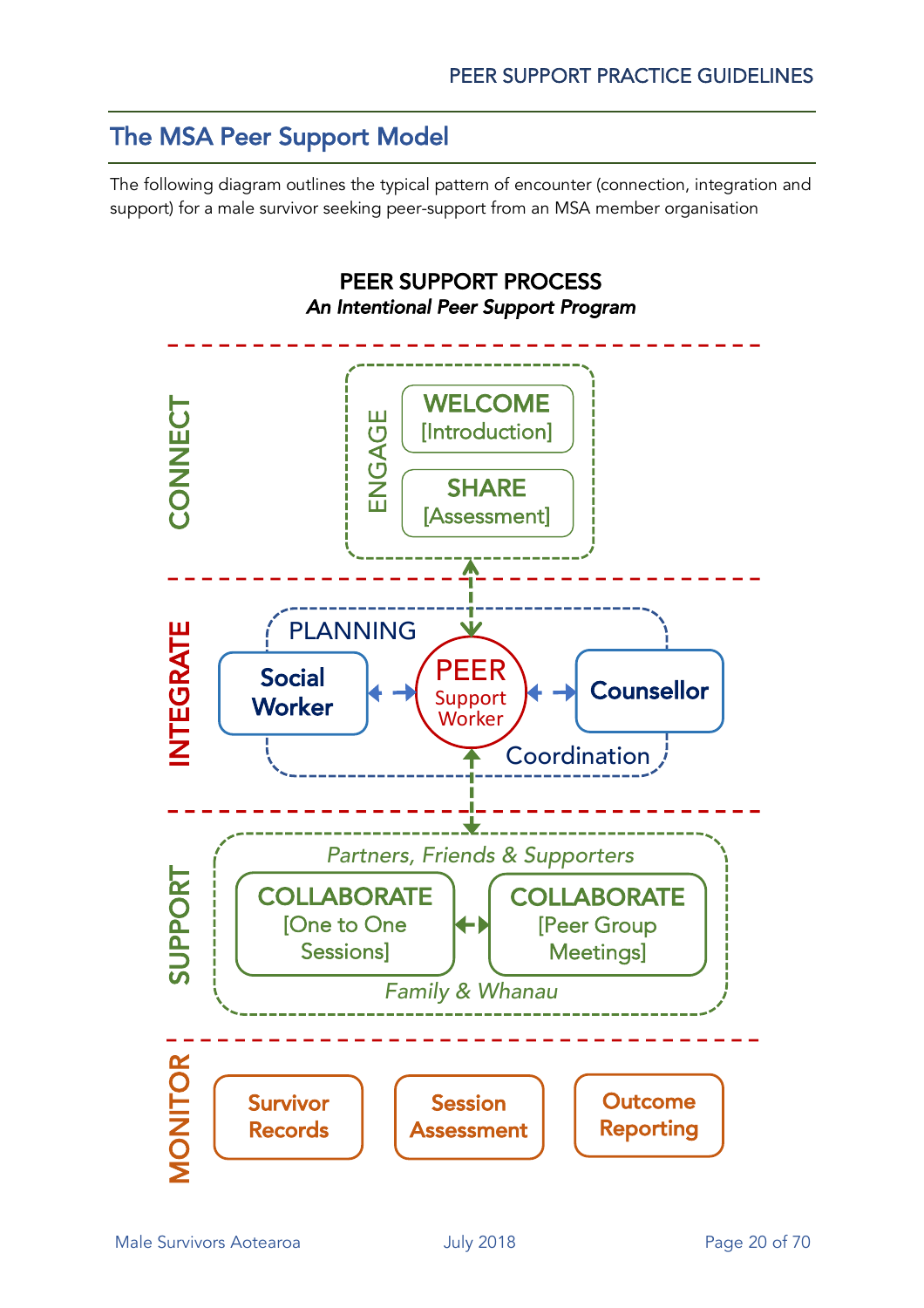## The MSA Peer Support Model

The following diagram outlines the typical pattern of encounter (connection, integration and support) for a male survivor seeking peer-support from an MSA member organisation

**PEER SUPPORT PROCESS**
*An Intentional Peer Support Program*

**CONNECT**

ENGAGE

- **WELCOME** [Introduction]
- **SHARE** [Assessment]

**INTEGRATE**

PLANNING

**Social Worker** ↔ **PEER Support Worker** ↔ **Counsellor**

Coordination

**SUPPORT**

*Partners, Friends & Supporters*

- **COLLABORATE** [One to One Sessions] ↔ **COLLABORATE** [Peer Group Meetings]

*Family & Whanau*

**MONITOR**

- Survivor Records
- Session Assessment
- Outcome Reporting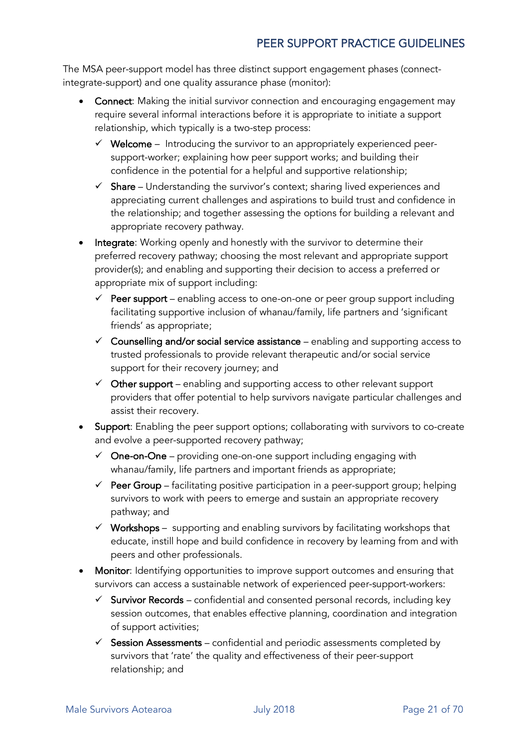The MSA peer-support model has three distinct support engagement phases (connect-integrate-support) and one quality assurance phase (monitor):

- **Connect**: Making the initial survivor connection and encouraging engagement may require several informal interactions before it is appropriate to initiate a support relationship, which typically is a two-step process:
  - ✓ **Welcome** – Introducing the survivor to an appropriately experienced peer-support-worker; explaining how peer support works; and building their confidence in the potential for a helpful and supportive relationship;
  - ✓ **Share** – Understanding the survivor's context; sharing lived experiences and appreciating current challenges and aspirations to build trust and confidence in the relationship; and together assessing the options for building a relevant and appropriate recovery pathway.
- **Integrate**: Working openly and honestly with the survivor to determine their preferred recovery pathway; choosing the most relevant and appropriate support provider(s); and enabling and supporting their decision to access a preferred or appropriate mix of support including:
  - ✓ **Peer support** – enabling access to one-on-one or peer group support including facilitating supportive inclusion of whanau/family, life partners and 'significant friends' as appropriate;
  - ✓ **Counselling and/or social service assistance** – enabling and supporting access to trusted professionals to provide relevant therapeutic and/or social service support for their recovery journey; and
  - ✓ **Other support** – enabling and supporting access to other relevant support providers that offer potential to help survivors navigate particular challenges and assist their recovery.
- **Support**: Enabling the peer support options; collaborating with survivors to co-create and evolve a peer-supported recovery pathway;
  - ✓ **One-on-One** – providing one-on-one support including engaging with whanau/family, life partners and important friends as appropriate;
  - ✓ **Peer Group** – facilitating positive participation in a peer-support group; helping survivors to work with peers to emerge and sustain an appropriate recovery pathway; and
  - ✓ **Workshops** – supporting and enabling survivors by facilitating workshops that educate, instill hope and build confidence in recovery by learning from and with peers and other professionals.
- **Monitor**: Identifying opportunities to improve support outcomes and ensuring that survivors can access a sustainable network of experienced peer-support-workers:
  - ✓ **Survivor Records** – confidential and consented personal records, including key session outcomes, that enables effective planning, coordination and integration of support activities;
  - ✓ **Session Assessments** – confidential and periodic assessments completed by survivors that 'rate' the quality and effectiveness of their peer-support relationship; and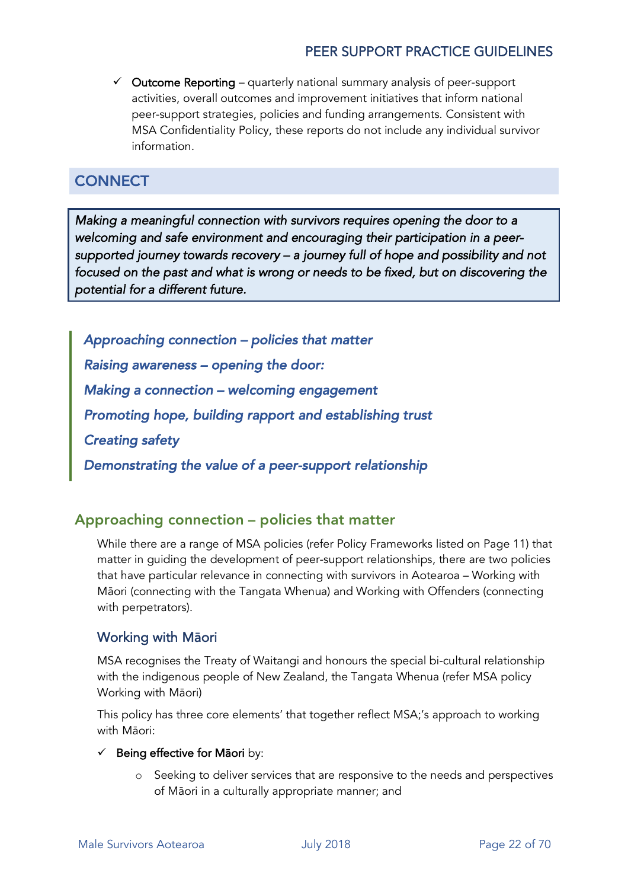- ✓ **Outcome Reporting** – quarterly national summary analysis of peer-support activities, overall outcomes and improvement initiatives that inform national peer-support strategies, policies and funding arrangements. Consistent with MSA Confidentiality Policy, these reports do not include any individual survivor information.

## CONNECT

*Making a meaningful connection with survivors requires opening the door to a welcoming and safe environment and encouraging their participation in a peer-supported journey towards recovery – a journey full of hope and possibility and not focused on the past and what is wrong or needs to be fixed, but on discovering the potential for a different future.*

*Approaching connection – policies that matter*

*Raising awareness – opening the door:*

*Making a connection – welcoming engagement*

*Promoting hope, building rapport and establishing trust*

*Creating safety*

*Demonstrating the value of a peer-support relationship*

### Approaching connection – policies that matter

While there are a range of MSA policies (refer Policy Frameworks listed on Page 11) that matter in guiding the development of peer-support relationships, there are two policies that have particular relevance in connecting with survivors in Aotearoa – Working with Māori (connecting with the Tangata Whenua) and Working with Offenders (connecting with perpetrators).

#### Working with Māori

MSA recognises the Treaty of Waitangi and honours the special bi-cultural relationship with the indigenous people of New Zealand, the Tangata Whenua (refer MSA policy Working with Māori)

This policy has three core elements' that together reflect MSA;'s approach to working with Māori:

- ✓ **Being effective for Māori** by:
  - Seeking to deliver services that are responsive to the needs and perspectives of Māori in a culturally appropriate manner; and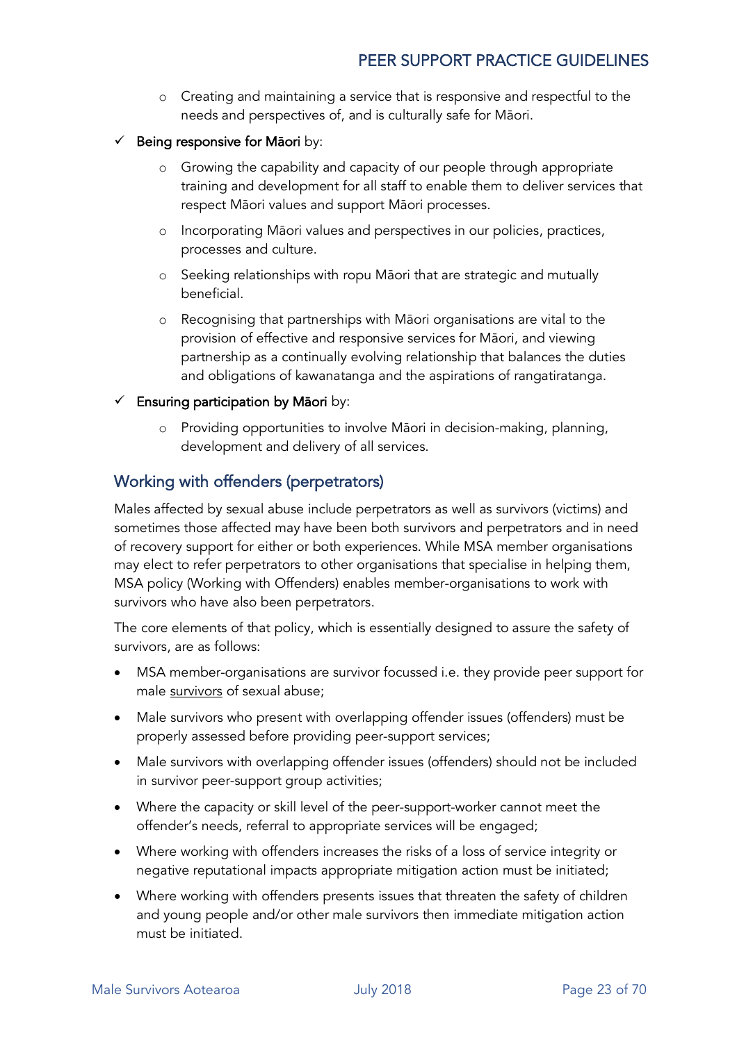- Creating and maintaining a service that is responsive and respectful to the needs and perspectives of, and is culturally safe for Māori.

- ✓ **Being responsive for Māori** by:
    - Growing the capability and capacity of our people through appropriate training and development for all staff to enable them to deliver services that respect Māori values and support Māori processes.
    - Incorporating Māori values and perspectives in our policies, practices, processes and culture.
    - Seeking relationships with ropu Māori that are strategic and mutually beneficial.
    - Recognising that partnerships with Māori organisations are vital to the provision of effective and responsive services for Māori, and viewing partnership as a continually evolving relationship that balances the duties and obligations of kawanatanga and the aspirations of rangatiratanga.

- ✓ **Ensuring participation by Māori** by:
    - Providing opportunities to involve Māori in decision-making, planning, development and delivery of all services.

## Working with offenders (perpetrators)

Males affected by sexual abuse include perpetrators as well as survivors (victims) and sometimes those affected may have been both survivors and perpetrators and in need of recovery support for either or both experiences. While MSA member organisations may elect to refer perpetrators to other organisations that specialise in helping them, MSA policy (Working with Offenders) enables member-organisations to work with survivors who have also been perpetrators.

The core elements of that policy, which is essentially designed to assure the safety of survivors, are as follows:

- MSA member-organisations are survivor focussed i.e. they provide peer support for male <u>survivors</u> of sexual abuse;
- Male survivors who present with overlapping offender issues (offenders) must be properly assessed before providing peer-support services;
- Male survivors with overlapping offender issues (offenders) should not be included in survivor peer-support group activities;
- Where the capacity or skill level of the peer-support-worker cannot meet the offender's needs, referral to appropriate services will be engaged;
- Where working with offenders increases the risks of a loss of service integrity or negative reputational impacts appropriate mitigation action must be initiated;
- Where working with offenders presents issues that threaten the safety of children and young people and/or other male survivors then immediate mitigation action must be initiated.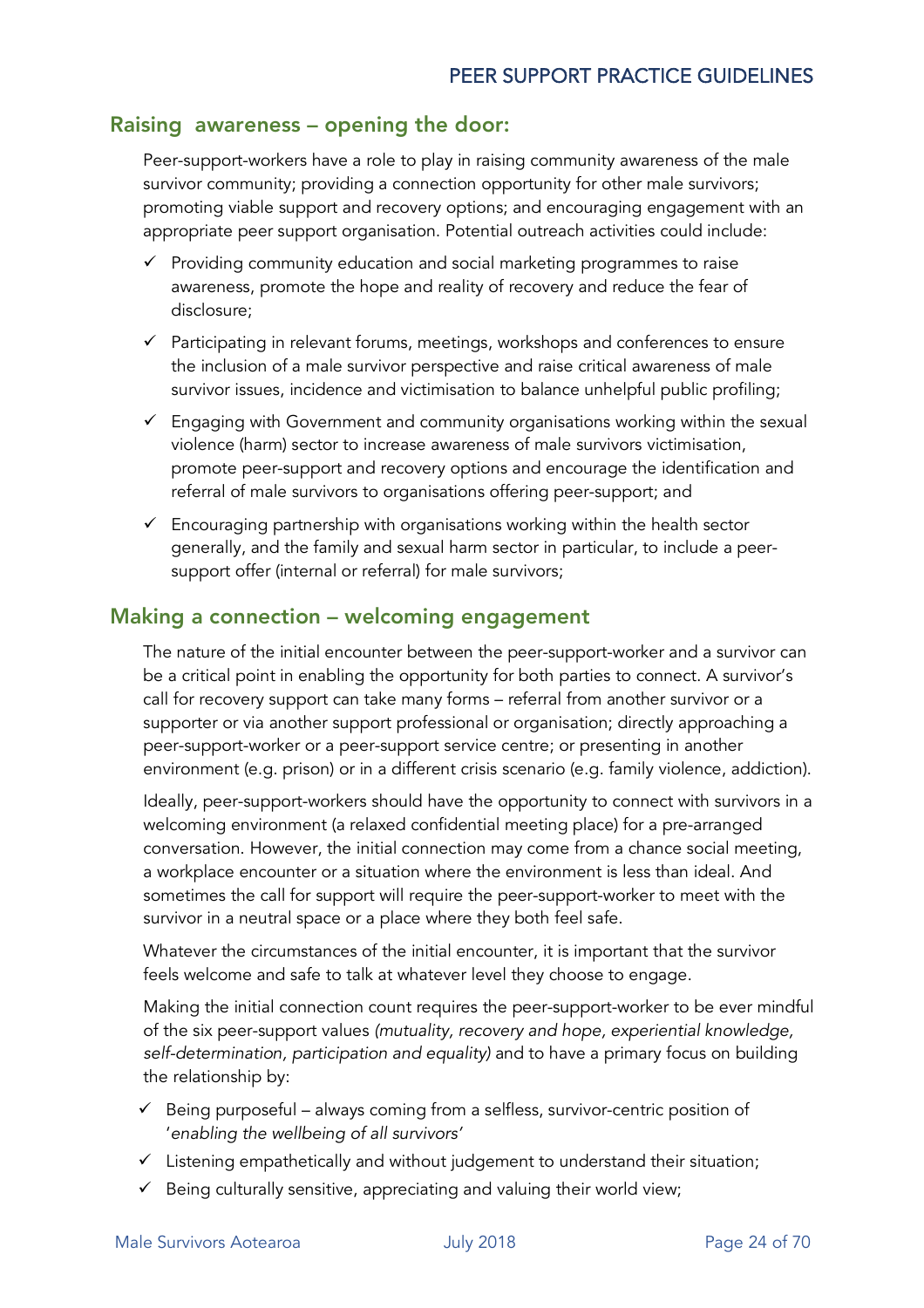## Raising  awareness – opening the door:

Peer-support-workers have a role to play in raising community awareness of the male survivor community; providing a connection opportunity for other male survivors; promoting viable support and recovery options; and encouraging engagement with an appropriate peer support organisation. Potential outreach activities could include:

- ✓ Providing community education and social marketing programmes to raise awareness, promote the hope and reality of recovery and reduce the fear of disclosure;
- ✓ Participating in relevant forums, meetings, workshops and conferences to ensure the inclusion of a male survivor perspective and raise critical awareness of male survivor issues, incidence and victimisation to balance unhelpful public profiling;
- ✓ Engaging with Government and community organisations working within the sexual violence (harm) sector to increase awareness of male survivors victimisation, promote peer-support and recovery options and encourage the identification and referral of male survivors to organisations offering peer-support; and
- ✓ Encouraging partnership with organisations working within the health sector generally, and the family and sexual harm sector in particular, to include a peer-support offer (internal or referral) for male survivors;

## Making a connection – welcoming engagement

The nature of the initial encounter between the peer-support-worker and a survivor can be a critical point in enabling the opportunity for both parties to connect. A survivor's call for recovery support can take many forms – referral from another survivor or a supporter or via another support professional or organisation; directly approaching a peer-support-worker or a peer-support service centre; or presenting in another environment (e.g. prison) or in a different crisis scenario (e.g. family violence, addiction).

Ideally, peer-support-workers should have the opportunity to connect with survivors in a welcoming environment (a relaxed confidential meeting place) for a pre-arranged conversation. However, the initial connection may come from a chance social meeting, a workplace encounter or a situation where the environment is less than ideal. And sometimes the call for support will require the peer-support-worker to meet with the survivor in a neutral space or a place where they both feel safe.

Whatever the circumstances of the initial encounter, it is important that the survivor feels welcome and safe to talk at whatever level they choose to engage.

Making the initial connection count requires the peer-support-worker to be ever mindful of the six peer-support values *(mutuality, recovery and hope, experiential knowledge, self-determination, participation and equality)* and to have a primary focus on building the relationship by:

- ✓ Being purposeful – always coming from a selfless, survivor-centric position of '*enabling the wellbeing of all survivors*'
- ✓ Listening empathetically and without judgement to understand their situation;
- ✓ Being culturally sensitive, appreciating and valuing their world view;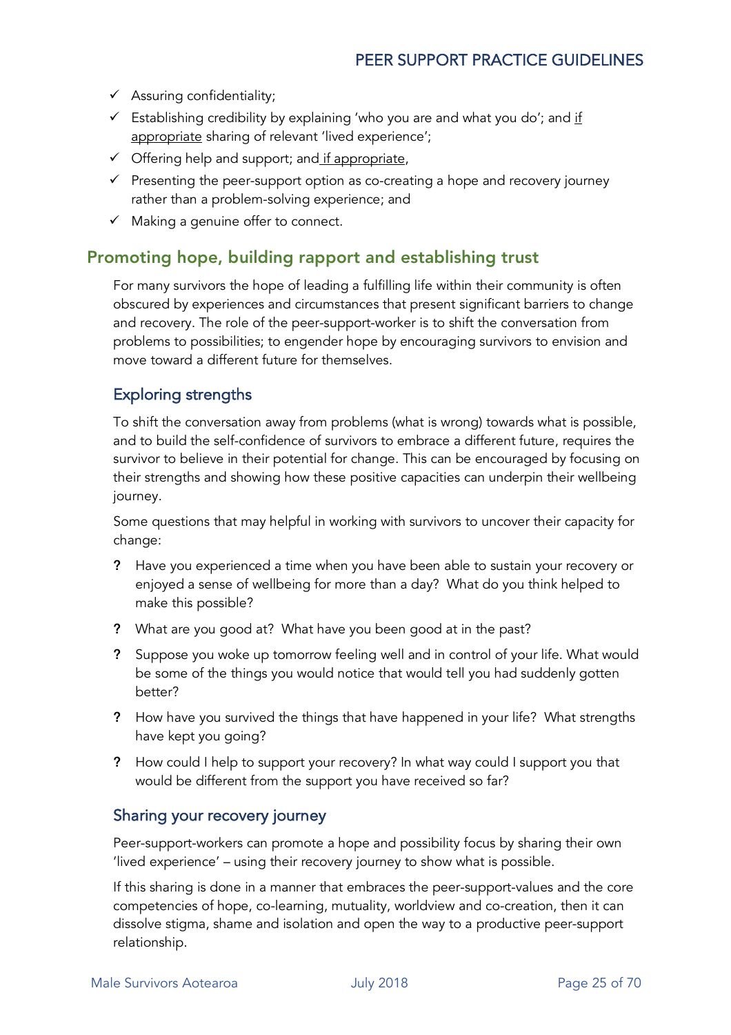- ✓ Assuring confidentiality;
- ✓ Establishing credibility by explaining 'who you are and what you do'; and <u>if appropriate</u> sharing of relevant 'lived experience';
- ✓ Offering help and support; and <u>if appropriate</u>,
- ✓ Presenting the peer-support option as co-creating a hope and recovery journey rather than a problem-solving experience; and
- ✓ Making a genuine offer to connect.

## Promoting hope, building rapport and establishing trust

For many survivors the hope of leading a fulfilling life within their community is often obscured by experiences and circumstances that present significant barriers to change and recovery. The role of the peer-support-worker is to shift the conversation from problems to possibilities; to engender hope by encouraging survivors to envision and move toward a different future for themselves.

### Exploring strengths

To shift the conversation away from problems (what is wrong) towards what is possible, and to build the self-confidence of survivors to embrace a different future, requires the survivor to believe in their potential for change. This can be encouraged by focusing on their strengths and showing how these positive capacities can underpin their wellbeing journey.

Some questions that may helpful in working with survivors to uncover their capacity for change:

- **?** Have you experienced a time when you have been able to sustain your recovery or enjoyed a sense of wellbeing for more than a day? What do you think helped to make this possible?
- **?** What are you good at? What have you been good at in the past?
- **?** Suppose you woke up tomorrow feeling well and in control of your life. What would be some of the things you would notice that would tell you had suddenly gotten better?
- **?** How have you survived the things that have happened in your life? What strengths have kept you going?
- **?** How could I help to support your recovery? In what way could I support you that would be different from the support you have received so far?

### Sharing your recovery journey

Peer-support-workers can promote a hope and possibility focus by sharing their own 'lived experience' – using their recovery journey to show what is possible.

If this sharing is done in a manner that embraces the peer-support-values and the core competencies of hope, co-learning, mutuality, worldview and co-creation, then it can dissolve stigma, shame and isolation and open the way to a productive peer-support relationship.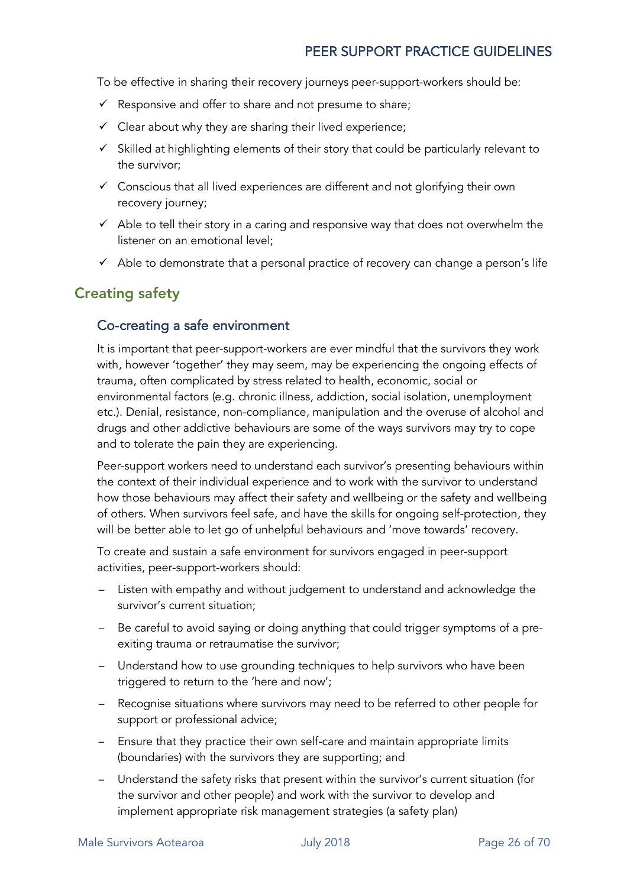To be effective in sharing their recovery journeys peer-support-workers should be:

- ✓ Responsive and offer to share and not presume to share;
- ✓ Clear about why they are sharing their lived experience;
- ✓ Skilled at highlighting elements of their story that could be particularly relevant to the survivor;
- ✓ Conscious that all lived experiences are different and not glorifying their own recovery journey;
- ✓ Able to tell their story in a caring and responsive way that does not overwhelm the listener on an emotional level;
- ✓ Able to demonstrate that a personal practice of recovery can change a person's life

## Creating safety

### Co-creating a safe environment

It is important that peer-support-workers are ever mindful that the survivors they work with, however 'together' they may seem, may be experiencing the ongoing effects of trauma, often complicated by stress related to health, economic, social or environmental factors (e.g. chronic illness, addiction, social isolation, unemployment etc.). Denial, resistance, non-compliance, manipulation and the overuse of alcohol and drugs and other addictive behaviours are some of the ways survivors may try to cope and to tolerate the pain they are experiencing.

Peer-support workers need to understand each survivor's presenting behaviours within the context of their individual experience and to work with the survivor to understand how those behaviours may affect their safety and wellbeing or the safety and wellbeing of others. When survivors feel safe, and have the skills for ongoing self-protection, they will be better able to let go of unhelpful behaviours and 'move towards' recovery.

To create and sustain a safe environment for survivors engaged in peer-support activities, peer-support-workers should:

- Listen with empathy and without judgement to understand and acknowledge the survivor's current situation;
- Be careful to avoid saying or doing anything that could trigger symptoms of a pre-exiting trauma or retraumatise the survivor;
- Understand how to use grounding techniques to help survivors who have been triggered to return to the 'here and now';
- Recognise situations where survivors may need to be referred to other people for support or professional advice;
- Ensure that they practice their own self-care and maintain appropriate limits (boundaries) with the survivors they are supporting; and
- Understand the safety risks that present within the survivor's current situation (for the survivor and other people) and work with the survivor to develop and implement appropriate risk management strategies (a safety plan)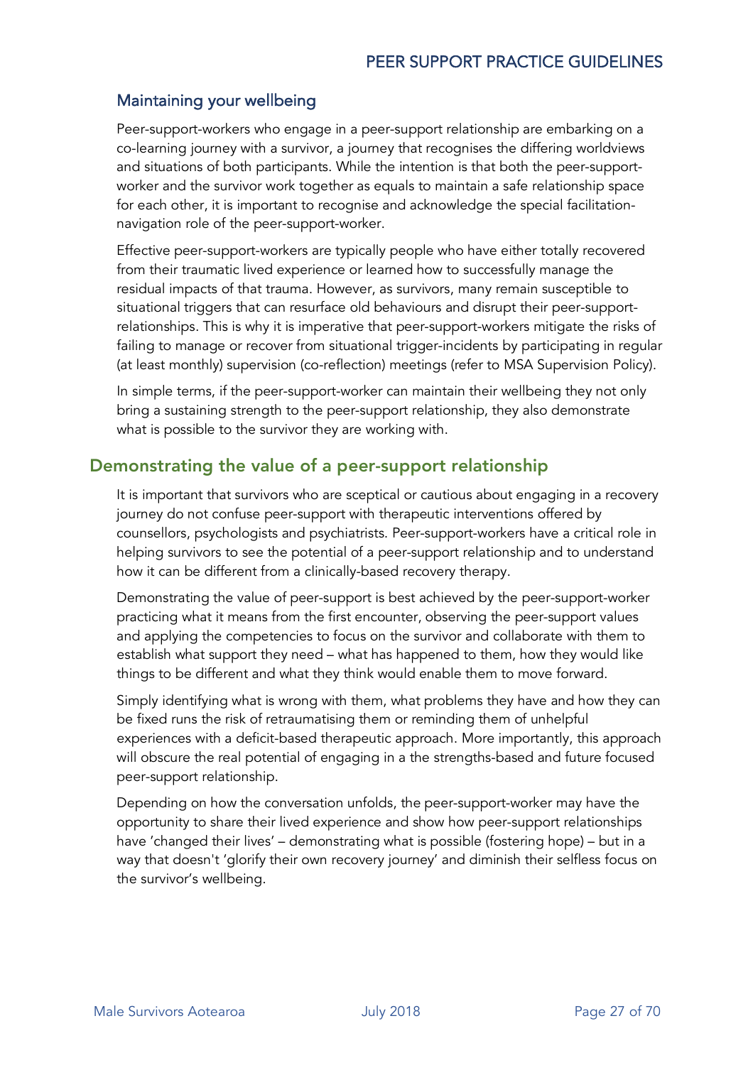### Maintaining your wellbeing

Peer-support-workers who engage in a peer-support relationship are embarking on a co-learning journey with a survivor, a journey that recognises the differing worldviews and situations of both participants. While the intention is that both the peer-support-worker and the survivor work together as equals to maintain a safe relationship space for each other, it is important to recognise and acknowledge the special facilitation-navigation role of the peer-support-worker.

Effective peer-support-workers are typically people who have either totally recovered from their traumatic lived experience or learned how to successfully manage the residual impacts of that trauma. However, as survivors, many remain susceptible to situational triggers that can resurface old behaviours and disrupt their peer-support-relationships. This is why it is imperative that peer-support-workers mitigate the risks of failing to manage or recover from situational trigger-incidents by participating in regular (at least monthly) supervision (co-reflection) meetings (refer to MSA Supervision Policy).

In simple terms, if the peer-support-worker can maintain their wellbeing they not only bring a sustaining strength to the peer-support relationship, they also demonstrate what is possible to the survivor they are working with.

## Demonstrating the value of a peer-support relationship

It is important that survivors who are sceptical or cautious about engaging in a recovery journey do not confuse peer-support with therapeutic interventions offered by counsellors, psychologists and psychiatrists. Peer-support-workers have a critical role in helping survivors to see the potential of a peer-support relationship and to understand how it can be different from a clinically-based recovery therapy.

Demonstrating the value of peer-support is best achieved by the peer-support-worker practicing what it means from the first encounter, observing the peer-support values and applying the competencies to focus on the survivor and collaborate with them to establish what support they need – what has happened to them, how they would like things to be different and what they think would enable them to move forward.

Simply identifying what is wrong with them, what problems they have and how they can be fixed runs the risk of retraumatising them or reminding them of unhelpful experiences with a deficit-based therapeutic approach. More importantly, this approach will obscure the real potential of engaging in a the strengths-based and future focused peer-support relationship.

Depending on how the conversation unfolds, the peer-support-worker may have the opportunity to share their lived experience and show how peer-support relationships have 'changed their lives' – demonstrating what is possible (fostering hope) – but in a way that doesn't 'glorify their own recovery journey' and diminish their selfless focus on the survivor's wellbeing.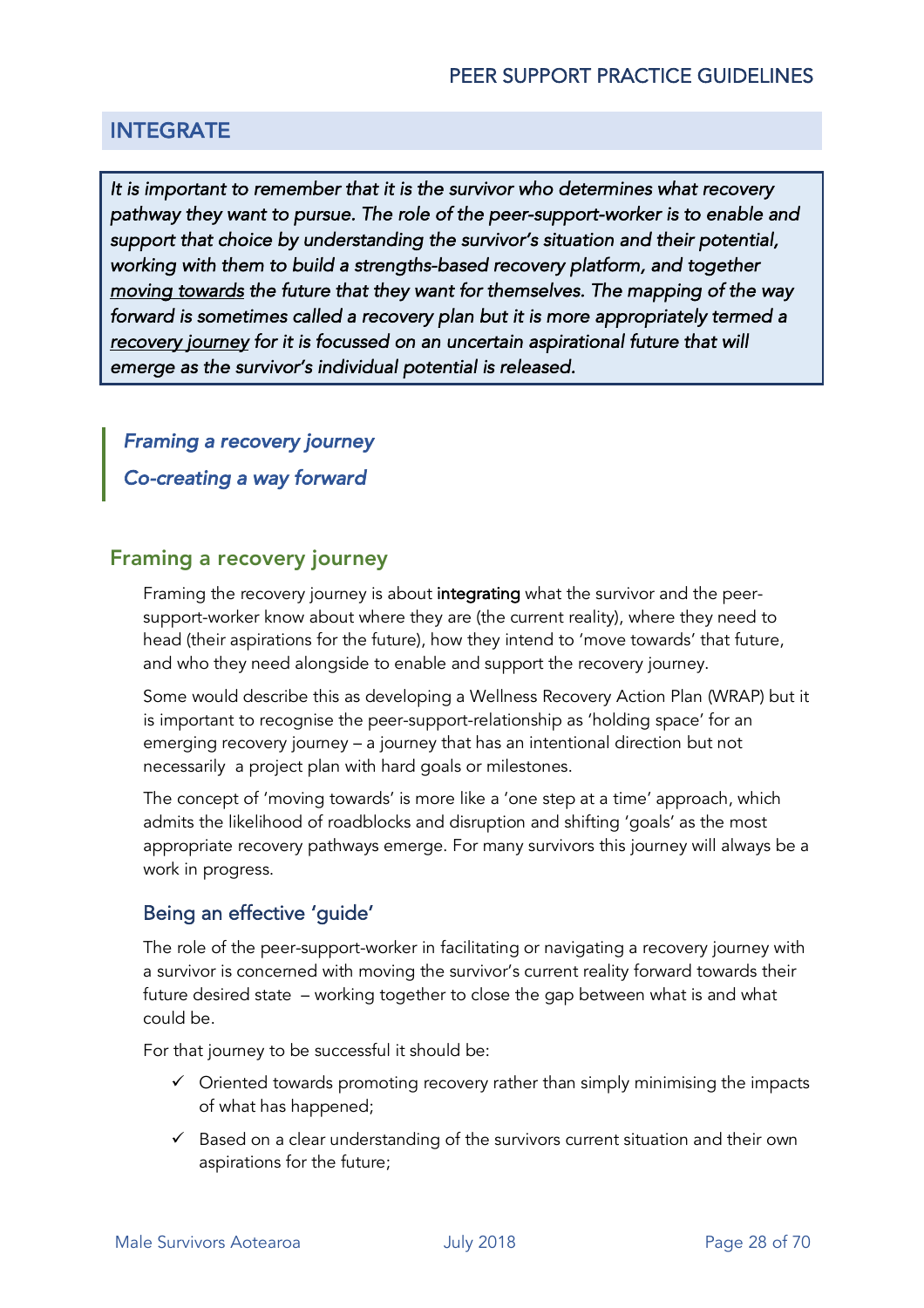## INTEGRATE

*It is important to remember that it is the survivor who determines what recovery pathway they want to pursue. The role of the peer-support-worker is to enable and support that choice by understanding the survivor's situation and their potential, working with them to build a strengths-based recovery platform, and together moving towards the future that they want for themselves. The mapping of the way forward is sometimes called a recovery plan but it is more appropriately termed a recovery journey for it is focussed on an uncertain aspirational future that will emerge as the survivor's individual potential is released.*

*Framing a recovery journey*

*Co-creating a way forward*

### Framing a recovery journey

Framing the recovery journey is about **integrating** what the survivor and the peer-support-worker know about where they are (the current reality), where they need to head (their aspirations for the future), how they intend to 'move towards' that future, and who they need alongside to enable and support the recovery journey.

Some would describe this as developing a Wellness Recovery Action Plan (WRAP) but it is important to recognise the peer-support-relationship as 'holding space' for an emerging recovery journey – a journey that has an intentional direction but not necessarily a project plan with hard goals or milestones.

The concept of 'moving towards' is more like a 'one step at a time' approach, which admits the likelihood of roadblocks and disruption and shifting 'goals' as the most appropriate recovery pathways emerge. For many survivors this journey will always be a work in progress.

#### Being an effective 'guide'

The role of the peer-support-worker in facilitating or navigating a recovery journey with a survivor is concerned with moving the survivor's current reality forward towards their future desired state – working together to close the gap between what is and what could be.

For that journey to be successful it should be:

- ✓ Oriented towards promoting recovery rather than simply minimising the impacts of what has happened;
- ✓ Based on a clear understanding of the survivors current situation and their own aspirations for the future;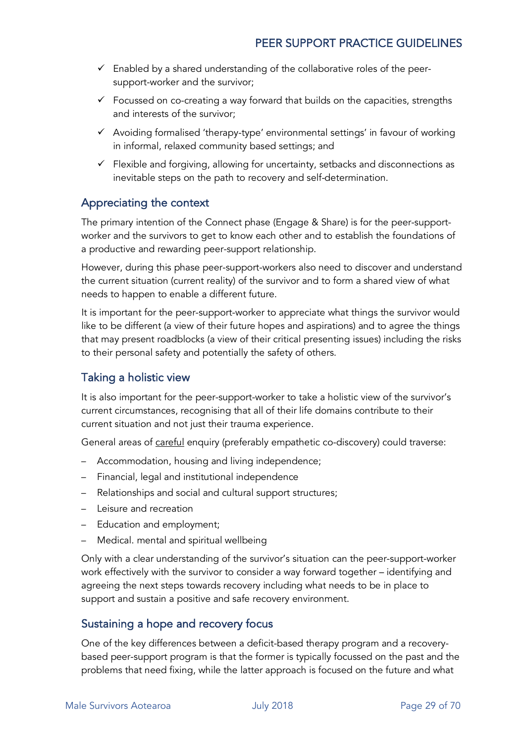- ✓ Enabled by a shared understanding of the collaborative roles of the peer-support-worker and the survivor;
- ✓ Focussed on co-creating a way forward that builds on the capacities, strengths and interests of the survivor;
- ✓ Avoiding formalised 'therapy-type' environmental settings' in favour of working in informal, relaxed community based settings; and
- ✓ Flexible and forgiving, allowing for uncertainty, setbacks and disconnections as inevitable steps on the path to recovery and self-determination.

## Appreciating the context

The primary intention of the Connect phase (Engage & Share) is for the peer-support-worker and the survivors to get to know each other and to establish the foundations of a productive and rewarding peer-support relationship.

However, during this phase peer-support-workers also need to discover and understand the current situation (current reality) of the survivor and to form a shared view of what needs to happen to enable a different future.

It is important for the peer-support-worker to appreciate what things the survivor would like to be different (a view of their future hopes and aspirations) and to agree the things that may present roadblocks (a view of their critical presenting issues) including the risks to their personal safety and potentially the safety of others.

## Taking a holistic view

It is also important for the peer-support-worker to take a holistic view of the survivor's current circumstances, recognising that all of their life domains contribute to their current situation and not just their trauma experience.

General areas of <u>careful</u> enquiry (preferably empathetic co-discovery) could traverse:

- Accommodation, housing and living independence;
- Financial, legal and institutional independence
- Relationships and social and cultural support structures;
- Leisure and recreation
- Education and employment;
- Medical. mental and spiritual wellbeing

Only with a clear understanding of the survivor's situation can the peer-support-worker work effectively with the survivor to consider a way forward together – identifying and agreeing the next steps towards recovery including what needs to be in place to support and sustain a positive and safe recovery environment.

## Sustaining a hope and recovery focus

One of the key differences between a deficit-based therapy program and a recovery-based peer-support program is that the former is typically focussed on the past and the problems that need fixing, while the latter approach is focused on the future and what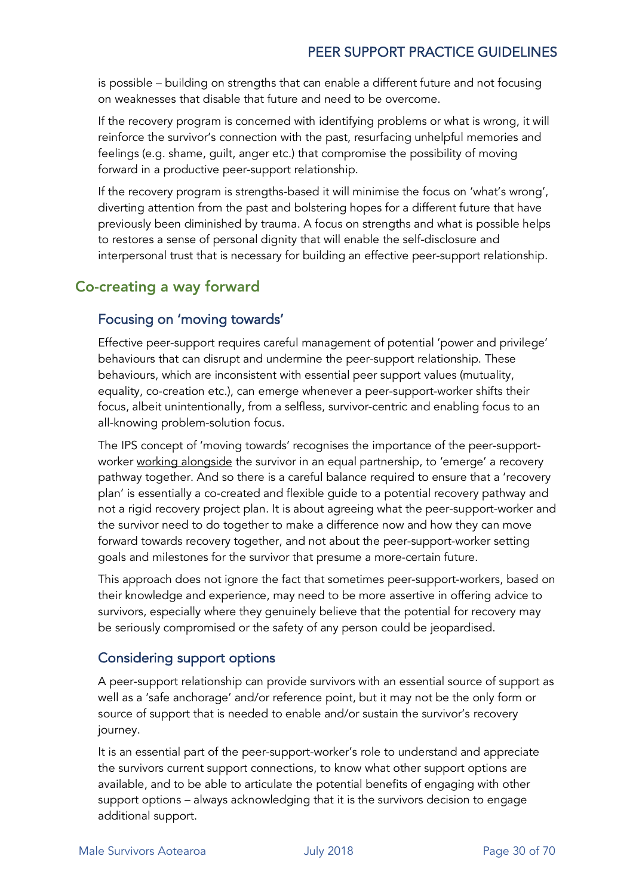is possible – building on strengths that can enable a different future and not focusing on weaknesses that disable that future and need to be overcome.

If the recovery program is concerned with identifying problems or what is wrong, it will reinforce the survivor's connection with the past, resurfacing unhelpful memories and feelings (e.g. shame, guilt, anger etc.) that compromise the possibility of moving forward in a productive peer-support relationship.

If the recovery program is strengths-based it will minimise the focus on 'what's wrong', diverting attention from the past and bolstering hopes for a different future that have previously been diminished by trauma. A focus on strengths and what is possible helps to restores a sense of personal dignity that will enable the self-disclosure and interpersonal trust that is necessary for building an effective peer-support relationship.

## Co-creating a way forward

### Focusing on 'moving towards'

Effective peer-support requires careful management of potential 'power and privilege' behaviours that can disrupt and undermine the peer-support relationship. These behaviours, which are inconsistent with essential peer support values (mutuality, equality, co-creation etc.), can emerge whenever a peer-support-worker shifts their focus, albeit unintentionally, from a selfless, survivor-centric and enabling focus to an all-knowing problem-solution focus.

The IPS concept of 'moving towards' recognises the importance of the peer-support-worker <u>working alongside</u> the survivor in an equal partnership, to 'emerge' a recovery pathway together. And so there is a careful balance required to ensure that a 'recovery plan' is essentially a co-created and flexible guide to a potential recovery pathway and not a rigid recovery project plan. It is about agreeing what the peer-support-worker and the survivor need to do together to make a difference now and how they can move forward towards recovery together, and not about the peer-support-worker setting goals and milestones for the survivor that presume a more-certain future.

This approach does not ignore the fact that sometimes peer-support-workers, based on their knowledge and experience, may need to be more assertive in offering advice to survivors, especially where they genuinely believe that the potential for recovery may be seriously compromised or the safety of any person could be jeopardised.

### Considering support options

A peer-support relationship can provide survivors with an essential source of support as well as a 'safe anchorage' and/or reference point, but it may not be the only form or source of support that is needed to enable and/or sustain the survivor's recovery journey.

It is an essential part of the peer-support-worker's role to understand and appreciate the survivors current support connections, to know what other support options are available, and to be able to articulate the potential benefits of engaging with other support options – always acknowledging that it is the survivors decision to engage additional support.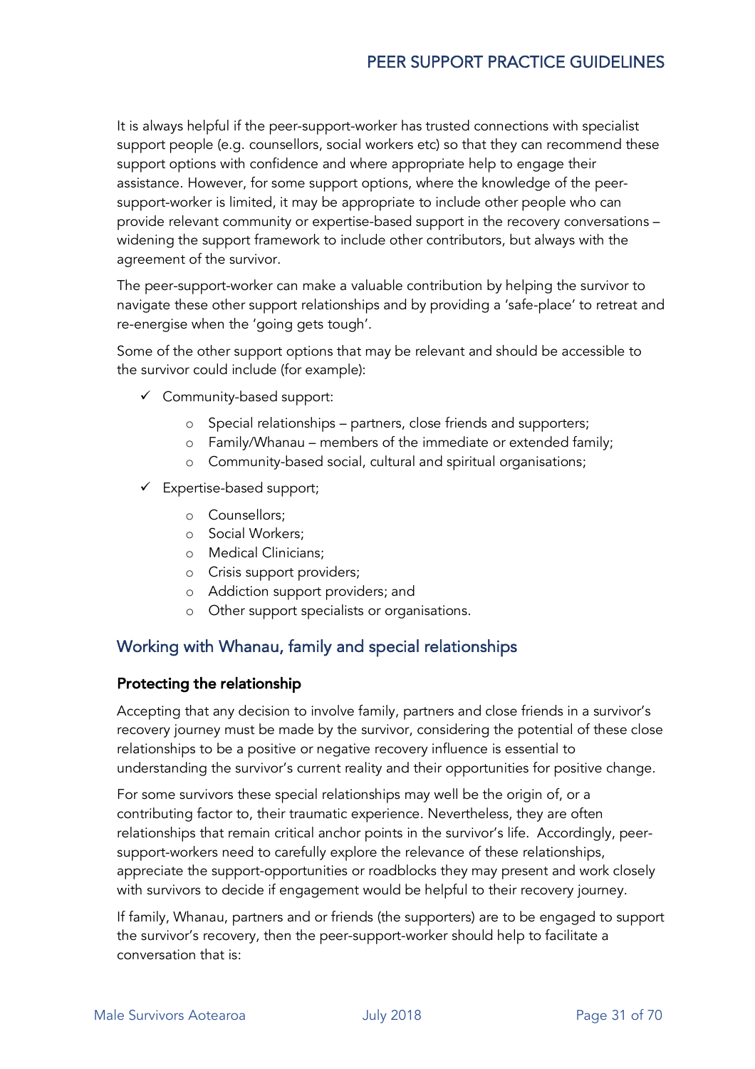It is always helpful if the peer-support-worker has trusted connections with specialist support people (e.g. counsellors, social workers etc) so that they can recommend these support options with confidence and where appropriate help to engage their assistance. However, for some support options, where the knowledge of the peer-support-worker is limited, it may be appropriate to include other people who can provide relevant community or expertise-based support in the recovery conversations – widening the support framework to include other contributors, but always with the agreement of the survivor.

The peer-support-worker can make a valuable contribution by helping the survivor to navigate these other support relationships and by providing a 'safe-place' to retreat and re-energise when the 'going gets tough'.

Some of the other support options that may be relevant and should be accessible to the survivor could include (for example):

- ✓ Community-based support:
  - Special relationships – partners, close friends and supporters;
  - Family/Whanau – members of the immediate or extended family;
  - Community-based social, cultural and spiritual organisations;
- ✓ Expertise-based support;
  - Counsellors;
  - Social Workers;
  - Medical Clinicians;
  - Crisis support providers;
  - Addiction support providers; and
  - Other support specialists or organisations.

## Working with Whanau, family and special relationships

### Protecting the relationship

Accepting that any decision to involve family, partners and close friends in a survivor's recovery journey must be made by the survivor, considering the potential of these close relationships to be a positive or negative recovery influence is essential to understanding the survivor's current reality and their opportunities for positive change.

For some survivors these special relationships may well be the origin of, or a contributing factor to, their traumatic experience. Nevertheless, they are often relationships that remain critical anchor points in the survivor's life. Accordingly, peer-support-workers need to carefully explore the relevance of these relationships, appreciate the support-opportunities or roadblocks they may present and work closely with survivors to decide if engagement would be helpful to their recovery journey.

If family, Whanau, partners and or friends (the supporters) are to be engaged to support the survivor's recovery, then the peer-support-worker should help to facilitate a conversation that is: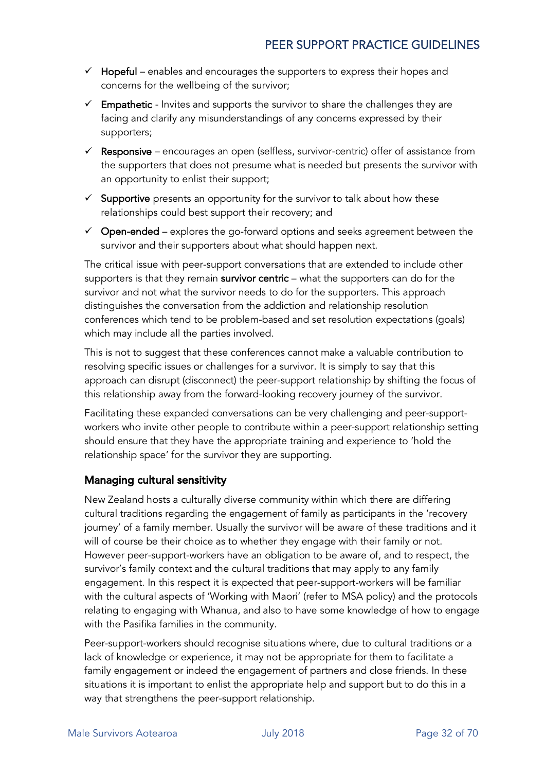- ✓ **Hopeful** – enables and encourages the supporters to express their hopes and concerns for the wellbeing of the survivor;
- ✓ **Empathetic** - Invites and supports the survivor to share the challenges they are facing and clarify any misunderstandings of any concerns expressed by their supporters;
- ✓ **Responsive** – encourages an open (selfless, survivor-centric) offer of assistance from the supporters that does not presume what is needed but presents the survivor with an opportunity to enlist their support;
- ✓ **Supportive** presents an opportunity for the survivor to talk about how these relationships could best support their recovery; and
- ✓ **Open-ended** – explores the go-forward options and seeks agreement between the survivor and their supporters about what should happen next.

The critical issue with peer-support conversations that are extended to include other supporters is that they remain **survivor centric** – what the supporters can do for the survivor and not what the survivor needs to do for the supporters. This approach distinguishes the conversation from the addiction and relationship resolution conferences which tend to be problem-based and set resolution expectations (goals) which may include all the parties involved.

This is not to suggest that these conferences cannot make a valuable contribution to resolving specific issues or challenges for a survivor. It is simply to say that this approach can disrupt (disconnect) the peer-support relationship by shifting the focus of this relationship away from the forward-looking recovery journey of the survivor.

Facilitating these expanded conversations can be very challenging and peer-support-workers who invite other people to contribute within a peer-support relationship setting should ensure that they have the appropriate training and experience to 'hold the relationship space' for the survivor they are supporting.

### Managing cultural sensitivity

New Zealand hosts a culturally diverse community within which there are differing cultural traditions regarding the engagement of family as participants in the 'recovery journey' of a family member. Usually the survivor will be aware of these traditions and it will of course be their choice as to whether they engage with their family or not. However peer-support-workers have an obligation to be aware of, and to respect, the survivor's family context and the cultural traditions that may apply to any family engagement. In this respect it is expected that peer-support-workers will be familiar with the cultural aspects of 'Working with Maori' (refer to MSA policy) and the protocols relating to engaging with Whanua, and also to have some knowledge of how to engage with the Pasifika families in the community.

Peer-support-workers should recognise situations where, due to cultural traditions or a lack of knowledge or experience, it may not be appropriate for them to facilitate a family engagement or indeed the engagement of partners and close friends. In these situations it is important to enlist the appropriate help and support but to do this in a way that strengthens the peer-support relationship.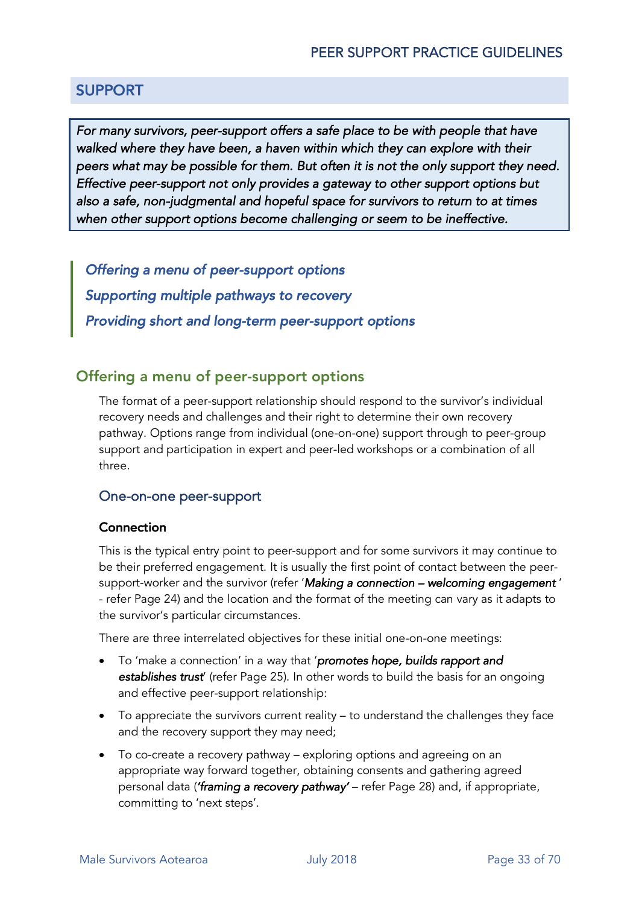## SUPPORT

*For many survivors, peer-support offers a safe place to be with people that have walked where they have been, a haven within which they can explore with their peers what may be possible for them. But often it is not the only support they need. Effective peer-support not only provides a gateway to other support options but also a safe, non-judgmental and hopeful space for survivors to return to at times when other support options become challenging or seem to be ineffective.*

*Offering a menu of peer-support options*

*Supporting multiple pathways to recovery*

*Providing short and long-term peer-support options*

### Offering a menu of peer-support options

The format of a peer-support relationship should respond to the survivor's individual recovery needs and challenges and their right to determine their own recovery pathway. Options range from individual (one-on-one) support through to peer-group support and participation in expert and peer-led workshops or a combination of all three.

#### One-on-one peer-support

**Connection**

This is the typical entry point to peer-support and for some survivors it may continue to be their preferred engagement. It is usually the first point of contact between the peer-support-worker and the survivor (refer '***Making a connection – welcoming engagement***' - refer Page 24) and the location and the format of the meeting can vary as it adapts to the survivor's particular circumstances.

There are three interrelated objectives for these initial one-on-one meetings:

- To 'make a connection' in a way that '***promotes hope, builds rapport and establishes trust***' (refer Page 25). In other words to build the basis for an ongoing and effective peer-support relationship:
- To appreciate the survivors current reality – to understand the challenges they face and the recovery support they may need;
- To co-create a recovery pathway – exploring options and agreeing on an appropriate way forward together, obtaining consents and gathering agreed personal data ('***framing a recovery pathway***' – refer Page 28) and, if appropriate, committing to 'next steps'.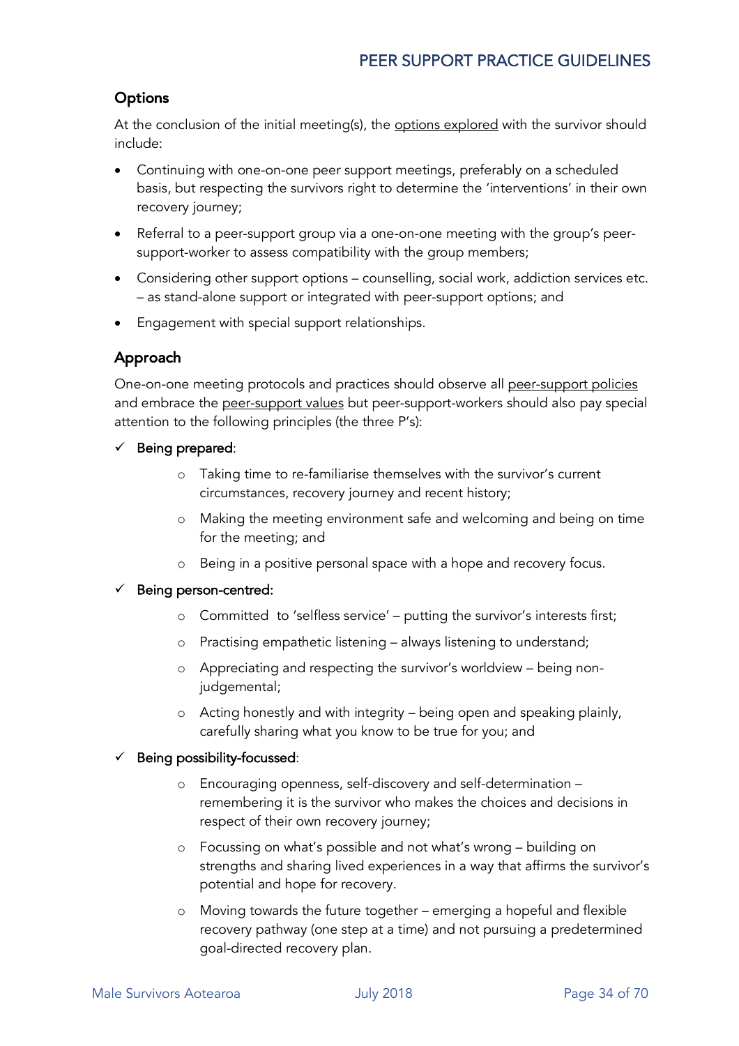## Options

At the conclusion of the initial meeting(s), the options explored with the survivor should include:

- Continuing with one-on-one peer support meetings, preferably on a scheduled basis, but respecting the survivors right to determine the 'interventions' in their own recovery journey;
- Referral to a peer-support group via a one-on-one meeting with the group's peer-support-worker to assess compatibility with the group members;
- Considering other support options – counselling, social work, addiction services etc. – as stand-alone support or integrated with peer-support options; and
- Engagement with special support relationships.

## Approach

One-on-one meeting protocols and practices should observe all peer-support policies and embrace the peer-support values but peer-support-workers should also pay special attention to the following principles (the three P's):

- ✓ **Being prepared**:
  - Taking time to re-familiarise themselves with the survivor's current circumstances, recovery journey and recent history;
  - Making the meeting environment safe and welcoming and being on time for the meeting; and
  - Being in a positive personal space with a hope and recovery focus.
- ✓ **Being person-centred:**
  - Committed to 'selfless service' – putting the survivor's interests first;
  - Practising empathetic listening – always listening to understand;
  - Appreciating and respecting the survivor's worldview – being non-judgemental;
  - Acting honestly and with integrity – being open and speaking plainly, carefully sharing what you know to be true for you; and
- ✓ **Being possibility-focussed**:
  - Encouraging openness, self-discovery and self-determination – remembering it is the survivor who makes the choices and decisions in respect of their own recovery journey;
  - Focussing on what's possible and not what's wrong – building on strengths and sharing lived experiences in a way that affirms the survivor's potential and hope for recovery.
  - Moving towards the future together – emerging a hopeful and flexible recovery pathway (one step at a time) and not pursuing a predetermined goal-directed recovery plan.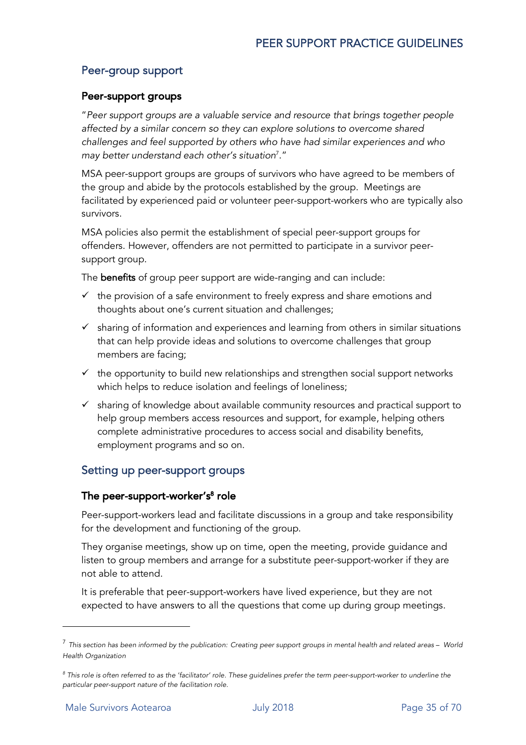## Peer-group support

### Peer-support groups

"*Peer support groups are a valuable service and resource that brings together people affected by a similar concern so they can explore solutions to overcome shared challenges and feel supported by others who have had similar experiences and who may better understand each other's situation*[7]."

MSA peer-support groups are groups of survivors who have agreed to be members of the group and abide by the protocols established by the group. Meetings are facilitated by experienced paid or volunteer peer-support-workers who are typically also survivors.

MSA policies also permit the establishment of special peer-support groups for offenders. However, offenders are not permitted to participate in a survivor peer-support group.

The **benefits** of group peer support are wide-ranging and can include:

- ✓ the provision of a safe environment to freely express and share emotions and thoughts about one's current situation and challenges;
- ✓ sharing of information and experiences and learning from others in similar situations that can help provide ideas and solutions to overcome challenges that group members are facing;
- ✓ the opportunity to build new relationships and strengthen social support networks which helps to reduce isolation and feelings of loneliness;
- ✓ sharing of knowledge about available community resources and practical support to help group members access resources and support, for example, helping others complete administrative procedures to access social and disability benefits, employment programs and so on.

## Setting up peer-support groups

### The peer-support-worker's[8] role

Peer-support-workers lead and facilitate discussions in a group and take responsibility for the development and functioning of the group.

They organise meetings, show up on time, open the meeting, provide guidance and listen to group members and arrange for a substitute peer-support-worker if they are not able to attend.

It is preferable that peer-support-workers have lived experience, but they are not expected to have answers to all the questions that come up during group meetings.

---

[7] *This section has been informed by the publication: Creating peer support groups in mental health and related areas – World Health Organization*

[8] *This role is often referred to as the 'facilitator' role. These guidelines prefer the term peer-support-worker to underline the particular peer-support nature of the facilitation role.*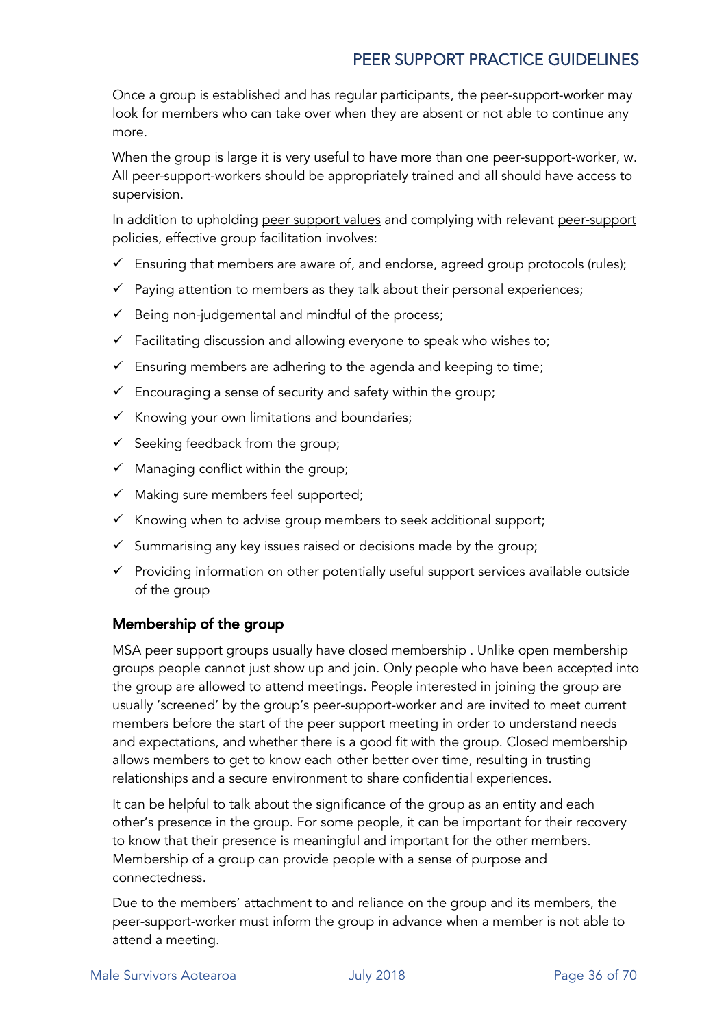Once a group is established and has regular participants, the peer-support-worker may look for members who can take over when they are absent or not able to continue any more.

When the group is large it is very useful to have more than one peer-support-worker, w. All peer-support-workers should be appropriately trained and all should have access to supervision.

In addition to upholding peer support values and complying with relevant peer-support policies, effective group facilitation involves:

- ✓ Ensuring that members are aware of, and endorse, agreed group protocols (rules);
- ✓ Paying attention to members as they talk about their personal experiences;
- ✓ Being non-judgemental and mindful of the process;
- ✓ Facilitating discussion and allowing everyone to speak who wishes to;
- ✓ Ensuring members are adhering to the agenda and keeping to time;
- ✓ Encouraging a sense of security and safety within the group;
- ✓ Knowing your own limitations and boundaries;
- ✓ Seeking feedback from the group;
- ✓ Managing conflict within the group;
- ✓ Making sure members feel supported;
- ✓ Knowing when to advise group members to seek additional support;
- ✓ Summarising any key issues raised or decisions made by the group;
- ✓ Providing information on other potentially useful support services available outside of the group

### Membership of the group

MSA peer support groups usually have closed membership . Unlike open membership groups people cannot just show up and join. Only people who have been accepted into the group are allowed to attend meetings. People interested in joining the group are usually 'screened' by the group's peer-support-worker and are invited to meet current members before the start of the peer support meeting in order to understand needs and expectations, and whether there is a good fit with the group. Closed membership allows members to get to know each other better over time, resulting in trusting relationships and a secure environment to share confidential experiences.

It can be helpful to talk about the significance of the group as an entity and each other's presence in the group. For some people, it can be important for their recovery to know that their presence is meaningful and important for the other members. Membership of a group can provide people with a sense of purpose and connectedness.

Due to the members' attachment to and reliance on the group and its members, the peer-support-worker must inform the group in advance when a member is not able to attend a meeting.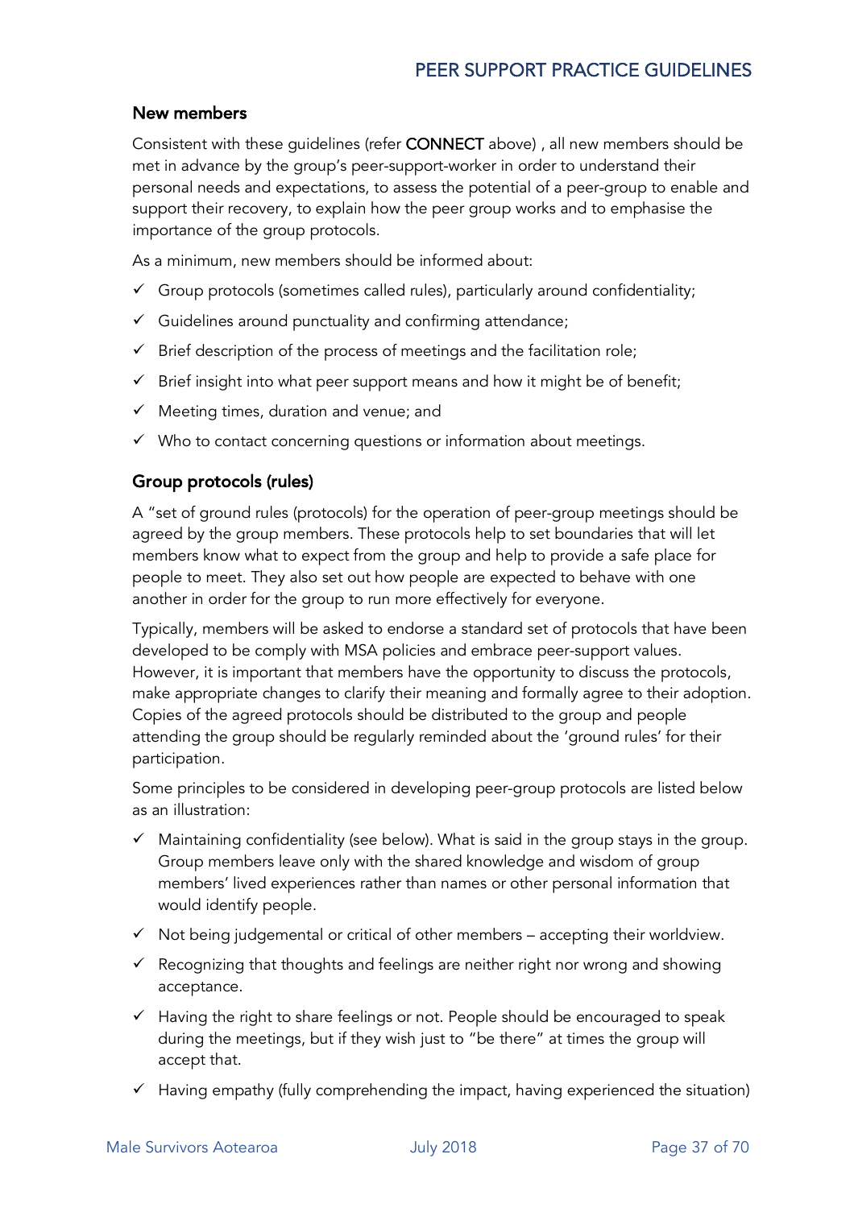### New members

Consistent with these guidelines (refer **CONNECT** above) , all new members should be met in advance by the group's peer-support-worker in order to understand their personal needs and expectations, to assess the potential of a peer-group to enable and support their recovery, to explain how the peer group works and to emphasise the importance of the group protocols.

As a minimum, new members should be informed about:

- ✓ Group protocols (sometimes called rules), particularly around confidentiality;
- ✓ Guidelines around punctuality and confirming attendance;
- ✓ Brief description of the process of meetings and the facilitation role;
- ✓ Brief insight into what peer support means and how it might be of benefit;
- ✓ Meeting times, duration and venue; and
- ✓ Who to contact concerning questions or information about meetings.

### Group protocols (rules)

A "set of ground rules (protocols) for the operation of peer-group meetings should be agreed by the group members. These protocols help to set boundaries that will let members know what to expect from the group and help to provide a safe place for people to meet. They also set out how people are expected to behave with one another in order for the group to run more effectively for everyone.

Typically, members will be asked to endorse a standard set of protocols that have been developed to be comply with MSA policies and embrace peer-support values. However, it is important that members have the opportunity to discuss the protocols, make appropriate changes to clarify their meaning and formally agree to their adoption. Copies of the agreed protocols should be distributed to the group and people attending the group should be regularly reminded about the 'ground rules' for their participation.

Some principles to be considered in developing peer-group protocols are listed below as an illustration:

- ✓ Maintaining confidentiality (see below). What is said in the group stays in the group. Group members leave only with the shared knowledge and wisdom of group members' lived experiences rather than names or other personal information that would identify people.
- ✓ Not being judgemental or critical of other members – accepting their worldview.
- ✓ Recognizing that thoughts and feelings are neither right nor wrong and showing acceptance.
- ✓ Having the right to share feelings or not. People should be encouraged to speak during the meetings, but if they wish just to "be there" at times the group will accept that.
- ✓ Having empathy (fully comprehending the impact, having experienced the situation)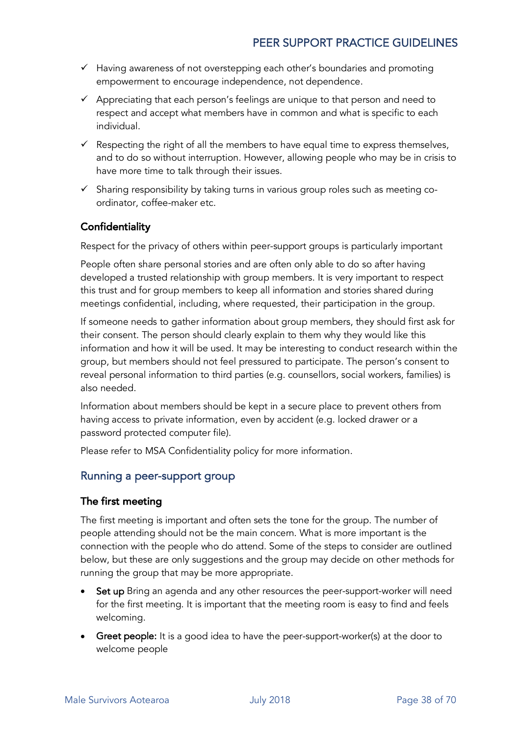- ✓ Having awareness of not overstepping each other's boundaries and promoting empowerment to encourage independence, not dependence.
- ✓ Appreciating that each person's feelings are unique to that person and need to respect and accept what members have in common and what is specific to each individual.
- ✓ Respecting the right of all the members to have equal time to express themselves, and to do so without interruption. However, allowing people who may be in crisis to have more time to talk through their issues.
- ✓ Sharing responsibility by taking turns in various group roles such as meeting co-ordinator, coffee-maker etc.

### Confidentiality

Respect for the privacy of others within peer-support groups is particularly important

People often share personal stories and are often only able to do so after having developed a trusted relationship with group members. It is very important to respect this trust and for group members to keep all information and stories shared during meetings confidential, including, where requested, their participation in the group.

If someone needs to gather information about group members, they should first ask for their consent. The person should clearly explain to them why they would like this information and how it will be used. It may be interesting to conduct research within the group, but members should not feel pressured to participate. The person's consent to reveal personal information to third parties (e.g. counsellors, social workers, families) is also needed.

Information about members should be kept in a secure place to prevent others from having access to private information, even by accident (e.g. locked drawer or a password protected computer file).

Please refer to MSA Confidentiality policy for more information.

## Running a peer-support group

### The first meeting

The first meeting is important and often sets the tone for the group. The number of people attending should not be the main concern. What is more important is the connection with the people who do attend. Some of the steps to consider are outlined below, but these are only suggestions and the group may decide on other methods for running the group that may be more appropriate.

- **Set up** Bring an agenda and any other resources the peer-support-worker will need for the first meeting. It is important that the meeting room is easy to find and feels welcoming.
- **Greet people:** It is a good idea to have the peer-support-worker(s) at the door to welcome people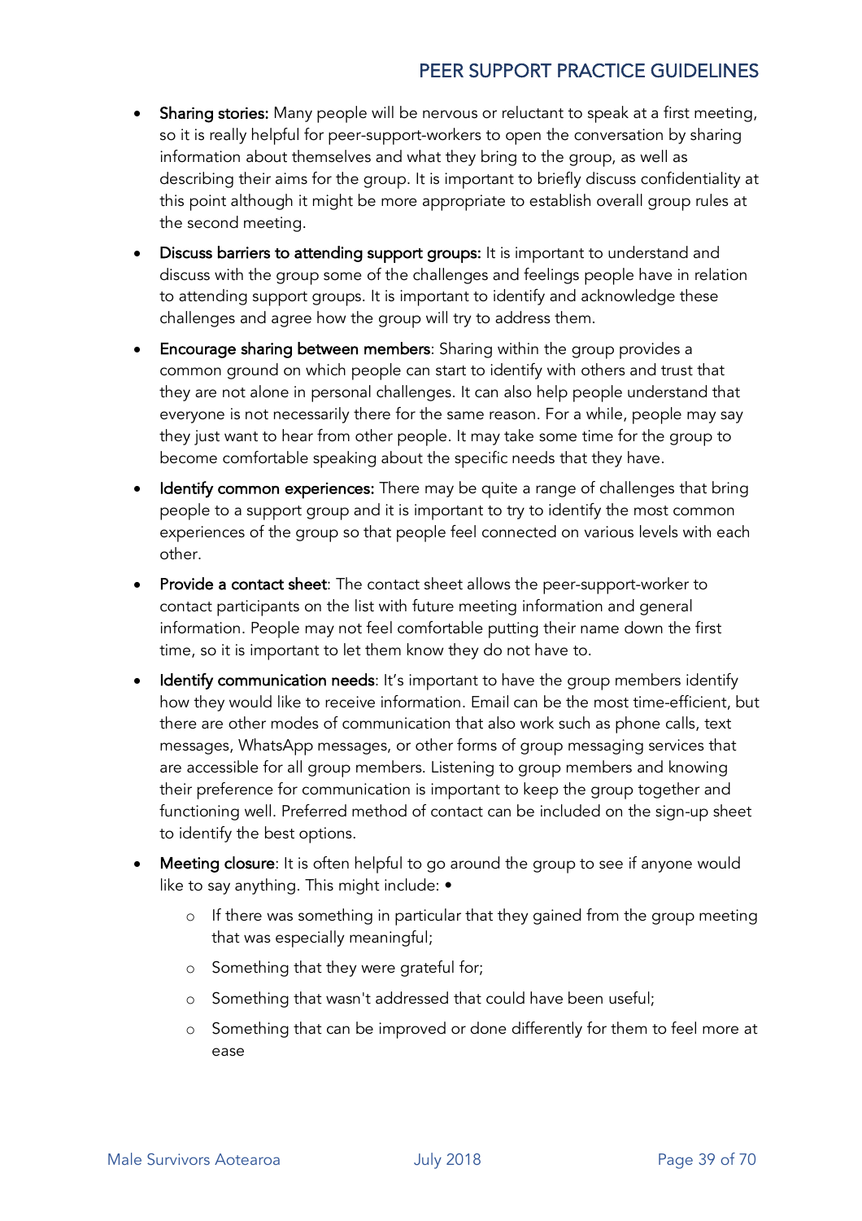- **Sharing stories:** Many people will be nervous or reluctant to speak at a first meeting, so it is really helpful for peer-support-workers to open the conversation by sharing information about themselves and what they bring to the group, as well as describing their aims for the group. It is important to briefly discuss confidentiality at this point although it might be more appropriate to establish overall group rules at the second meeting.
- **Discuss barriers to attending support groups:** It is important to understand and discuss with the group some of the challenges and feelings people have in relation to attending support groups. It is important to identify and acknowledge these challenges and agree how the group will try to address them.
- **Encourage sharing between members**: Sharing within the group provides a common ground on which people can start to identify with others and trust that they are not alone in personal challenges. It can also help people understand that everyone is not necessarily there for the same reason. For a while, people may say they just want to hear from other people. It may take some time for the group to become comfortable speaking about the specific needs that they have.
- **Identify common experiences:** There may be quite a range of challenges that bring people to a support group and it is important to try to identify the most common experiences of the group so that people feel connected on various levels with each other.
- **Provide a contact sheet**: The contact sheet allows the peer-support-worker to contact participants on the list with future meeting information and general information. People may not feel comfortable putting their name down the first time, so it is important to let them know they do not have to.
- **Identify communication needs**: It's important to have the group members identify how they would like to receive information. Email can be the most time-efficient, but there are other modes of communication that also work such as phone calls, text messages, WhatsApp messages, or other forms of group messaging services that are accessible for all group members. Listening to group members and knowing their preference for communication is important to keep the group together and functioning well. Preferred method of contact can be included on the sign-up sheet to identify the best options.
- **Meeting closure**: It is often helpful to go around the group to see if anyone would like to say anything. This might include: •
    - If there was something in particular that they gained from the group meeting that was especially meaningful;
    - Something that they were grateful for;
    - Something that wasn't addressed that could have been useful;
    - Something that can be improved or done differently for them to feel more at ease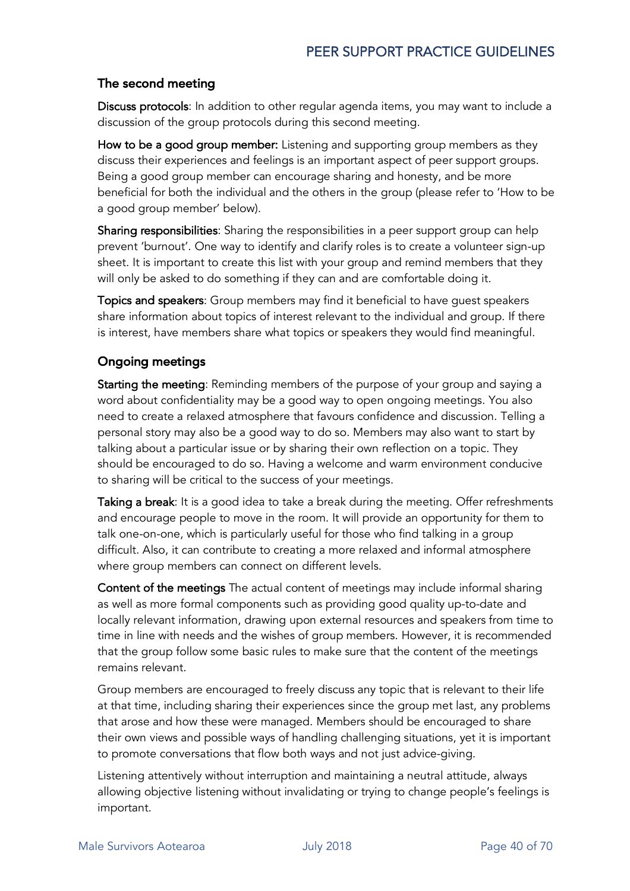### The second meeting

**Discuss protocols**: In addition to other regular agenda items, you may want to include a discussion of the group protocols during this second meeting.

**How to be a good group member:** Listening and supporting group members as they discuss their experiences and feelings is an important aspect of peer support groups. Being a good group member can encourage sharing and honesty, and be more beneficial for both the individual and the others in the group (please refer to 'How to be a good group member' below).

**Sharing responsibilities**: Sharing the responsibilities in a peer support group can help prevent 'burnout'. One way to identify and clarify roles is to create a volunteer sign-up sheet. It is important to create this list with your group and remind members that they will only be asked to do something if they can and are comfortable doing it.

**Topics and speakers**: Group members may find it beneficial to have guest speakers share information about topics of interest relevant to the individual and group. If there is interest, have members share what topics or speakers they would find meaningful.

### Ongoing meetings

**Starting the meeting**: Reminding members of the purpose of your group and saying a word about confidentiality may be a good way to open ongoing meetings. You also need to create a relaxed atmosphere that favours confidence and discussion. Telling a personal story may also be a good way to do so. Members may also want to start by talking about a particular issue or by sharing their own reflection on a topic. They should be encouraged to do so. Having a welcome and warm environment conducive to sharing will be critical to the success of your meetings.

**Taking a break**: It is a good idea to take a break during the meeting. Offer refreshments and encourage people to move in the room. It will provide an opportunity for them to talk one-on-one, which is particularly useful for those who find talking in a group difficult. Also, it can contribute to creating a more relaxed and informal atmosphere where group members can connect on different levels.

**Content of the meetings** The actual content of meetings may include informal sharing as well as more formal components such as providing good quality up-to-date and locally relevant information, drawing upon external resources and speakers from time to time in line with needs and the wishes of group members. However, it is recommended that the group follow some basic rules to make sure that the content of the meetings remains relevant.

Group members are encouraged to freely discuss any topic that is relevant to their life at that time, including sharing their experiences since the group met last, any problems that arose and how these were managed. Members should be encouraged to share their own views and possible ways of handling challenging situations, yet it is important to promote conversations that flow both ways and not just advice-giving.

Listening attentively without interruption and maintaining a neutral attitude, always allowing objective listening without invalidating or trying to change people's feelings is important.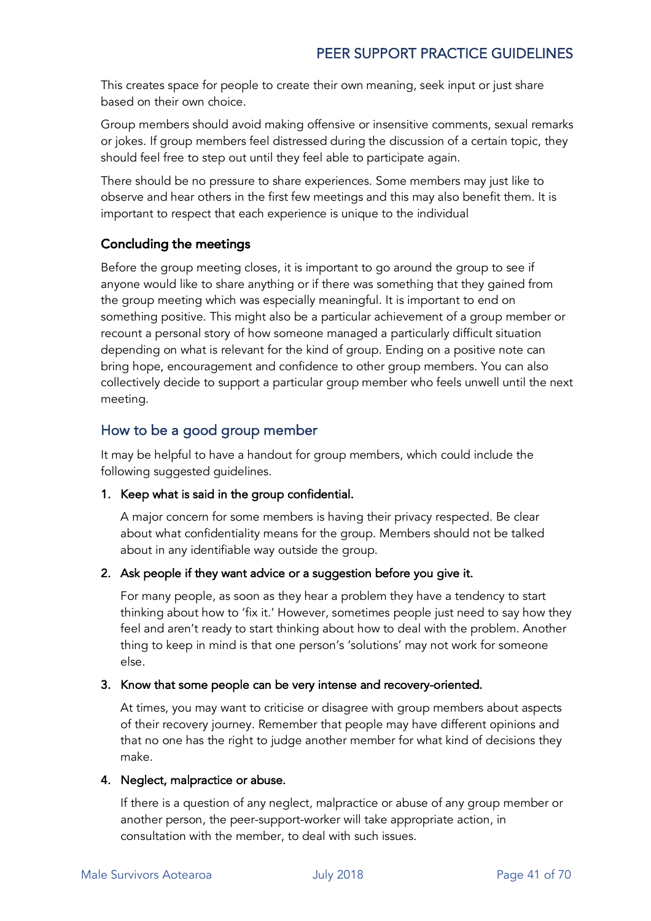This creates space for people to create their own meaning, seek input or just share based on their own choice.

Group members should avoid making offensive or insensitive comments, sexual remarks or jokes. If group members feel distressed during the discussion of a certain topic, they should feel free to step out until they feel able to participate again.

There should be no pressure to share experiences. Some members may just like to observe and hear others in the first few meetings and this may also benefit them. It is important to respect that each experience is unique to the individual

### Concluding the meetings

Before the group meeting closes, it is important to go around the group to see if anyone would like to share anything or if there was something that they gained from the group meeting which was especially meaningful. It is important to end on something positive. This might also be a particular achievement of a group member or recount a personal story of how someone managed a particularly difficult situation depending on what is relevant for the kind of group. Ending on a positive note can bring hope, encouragement and confidence to other group members. You can also collectively decide to support a particular group member who feels unwell until the next meeting.

## How to be a good group member

It may be helpful to have a handout for group members, which could include the following suggested guidelines.

1. **Keep what is said in the group confidential.**

   A major concern for some members is having their privacy respected. Be clear about what confidentiality means for the group. Members should not be talked about in any identifiable way outside the group.

2. **Ask people if they want advice or a suggestion before you give it.**

   For many people, as soon as they hear a problem they have a tendency to start thinking about how to 'fix it.' However, sometimes people just need to say how they feel and aren't ready to start thinking about how to deal with the problem. Another thing to keep in mind is that one person's 'solutions' may not work for someone else.

3. **Know that some people can be very intense and recovery-oriented.**

   At times, you may want to criticise or disagree with group members about aspects of their recovery journey. Remember that people may have different opinions and that no one has the right to judge another member for what kind of decisions they make.

4. **Neglect, malpractice or abuse.**

   If there is a question of any neglect, malpractice or abuse of any group member or another person, the peer-support-worker will take appropriate action, in consultation with the member, to deal with such issues.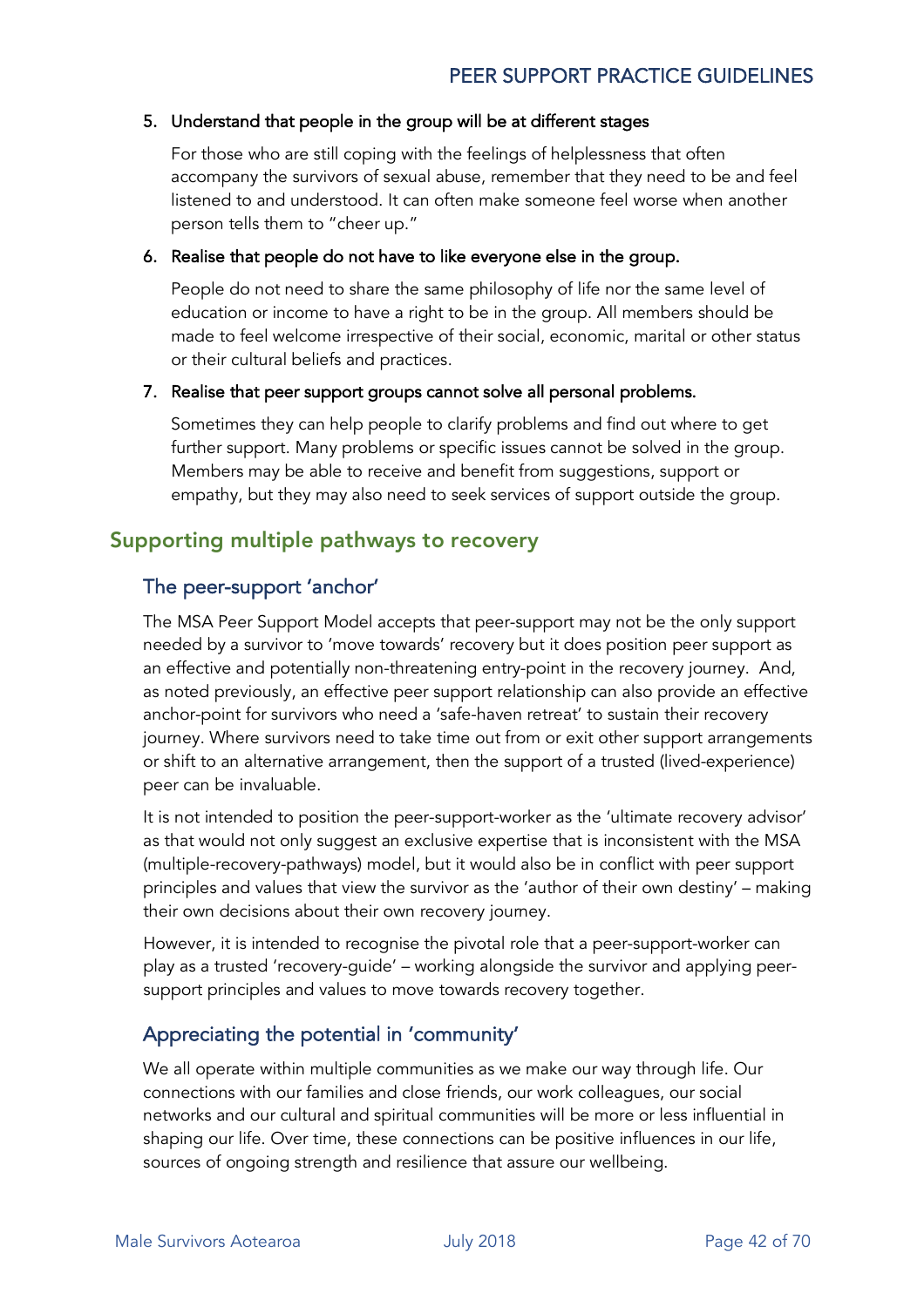5. **Understand that people in the group will be at different stages**

   For those who are still coping with the feelings of helplessness that often accompany the survivors of sexual abuse, remember that they need to be and feel listened to and understood. It can often make someone feel worse when another person tells them to "cheer up."

6. **Realise that people do not have to like everyone else in the group.**

   People do not need to share the same philosophy of life nor the same level of education or income to have a right to be in the group. All members should be made to feel welcome irrespective of their social, economic, marital or other status or their cultural beliefs and practices.

7. **Realise that peer support groups cannot solve all personal problems.**

   Sometimes they can help people to clarify problems and find out where to get further support. Many problems or specific issues cannot be solved in the group. Members may be able to receive and benefit from suggestions, support or empathy, but they may also need to seek services of support outside the group.

## Supporting multiple pathways to recovery

### The peer-support 'anchor'

The MSA Peer Support Model accepts that peer-support may not be the only support needed by a survivor to 'move towards' recovery but it does position peer support as an effective and potentially non-threatening entry-point in the recovery journey. And, as noted previously, an effective peer support relationship can also provide an effective anchor-point for survivors who need a 'safe-haven retreat' to sustain their recovery journey. Where survivors need to take time out from or exit other support arrangements or shift to an alternative arrangement, then the support of a trusted (lived-experience) peer can be invaluable.

It is not intended to position the peer-support-worker as the 'ultimate recovery advisor' as that would not only suggest an exclusive expertise that is inconsistent with the MSA (multiple-recovery-pathways) model, but it would also be in conflict with peer support principles and values that view the survivor as the 'author of their own destiny' – making their own decisions about their own recovery journey.

However, it is intended to recognise the pivotal role that a peer-support-worker can play as a trusted 'recovery-guide' – working alongside the survivor and applying peer-support principles and values to move towards recovery together.

### Appreciating the potential in 'community'

We all operate within multiple communities as we make our way through life. Our connections with our families and close friends, our work colleagues, our social networks and our cultural and spiritual communities will be more or less influential in shaping our life. Over time, these connections can be positive influences in our life, sources of ongoing strength and resilience that assure our wellbeing.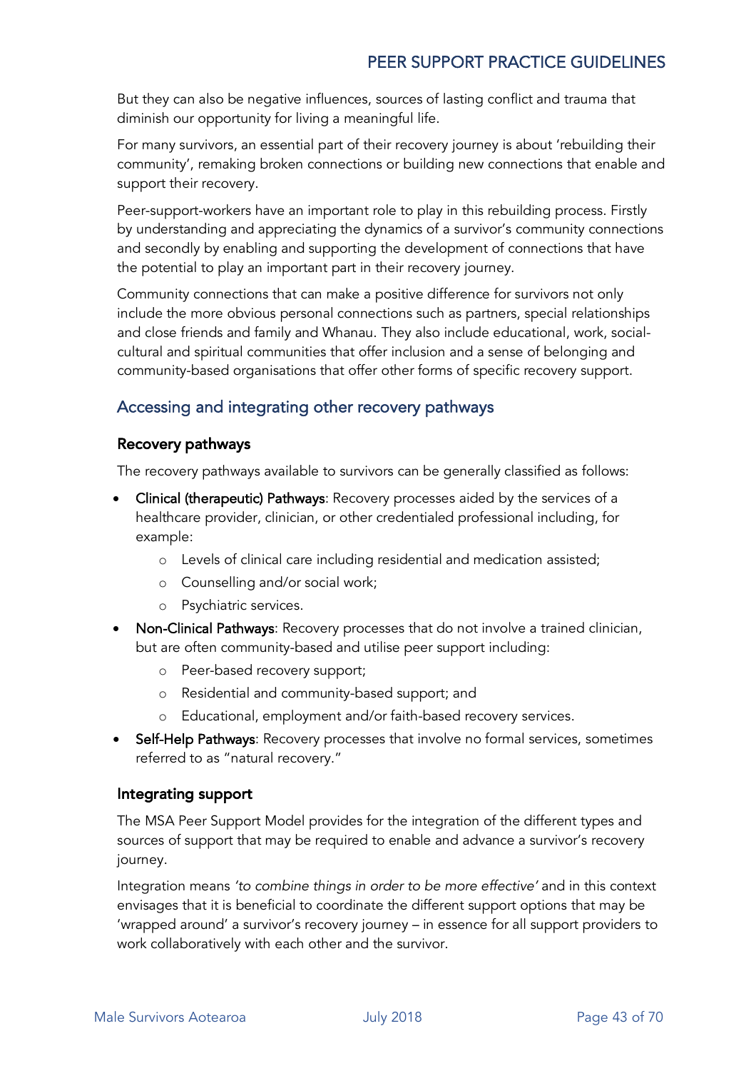But they can also be negative influences, sources of lasting conflict and trauma that diminish our opportunity for living a meaningful life.

For many survivors, an essential part of their recovery journey is about 'rebuilding their community', remaking broken connections or building new connections that enable and support their recovery.

Peer-support-workers have an important role to play in this rebuilding process. Firstly by understanding and appreciating the dynamics of a survivor's community connections and secondly by enabling and supporting the development of connections that have the potential to play an important part in their recovery journey.

Community connections that can make a positive difference for survivors not only include the more obvious personal connections such as partners, special relationships and close friends and family and Whanau. They also include educational, work, social-cultural and spiritual communities that offer inclusion and a sense of belonging and community-based organisations that offer other forms of specific recovery support.

## Accessing and integrating other recovery pathways

### Recovery pathways

The recovery pathways available to survivors can be generally classified as follows:

- **Clinical (therapeutic) Pathways**: Recovery processes aided by the services of a healthcare provider, clinician, or other credentialed professional including, for example:
  - Levels of clinical care including residential and medication assisted;
  - Counselling and/or social work;
  - Psychiatric services.
- **Non-Clinical Pathways**: Recovery processes that do not involve a trained clinician, but are often community-based and utilise peer support including:
  - Peer-based recovery support;
  - Residential and community-based support; and
  - Educational, employment and/or faith-based recovery services.
- **Self-Help Pathways**: Recovery processes that involve no formal services, sometimes referred to as "natural recovery."

### Integrating support

The MSA Peer Support Model provides for the integration of the different types and sources of support that may be required to enable and advance a survivor's recovery journey.

Integration means *'to combine things in order to be more effective'* and in this context envisages that it is beneficial to coordinate the different support options that may be 'wrapped around' a survivor's recovery journey – in essence for all support providers to work collaboratively with each other and the survivor.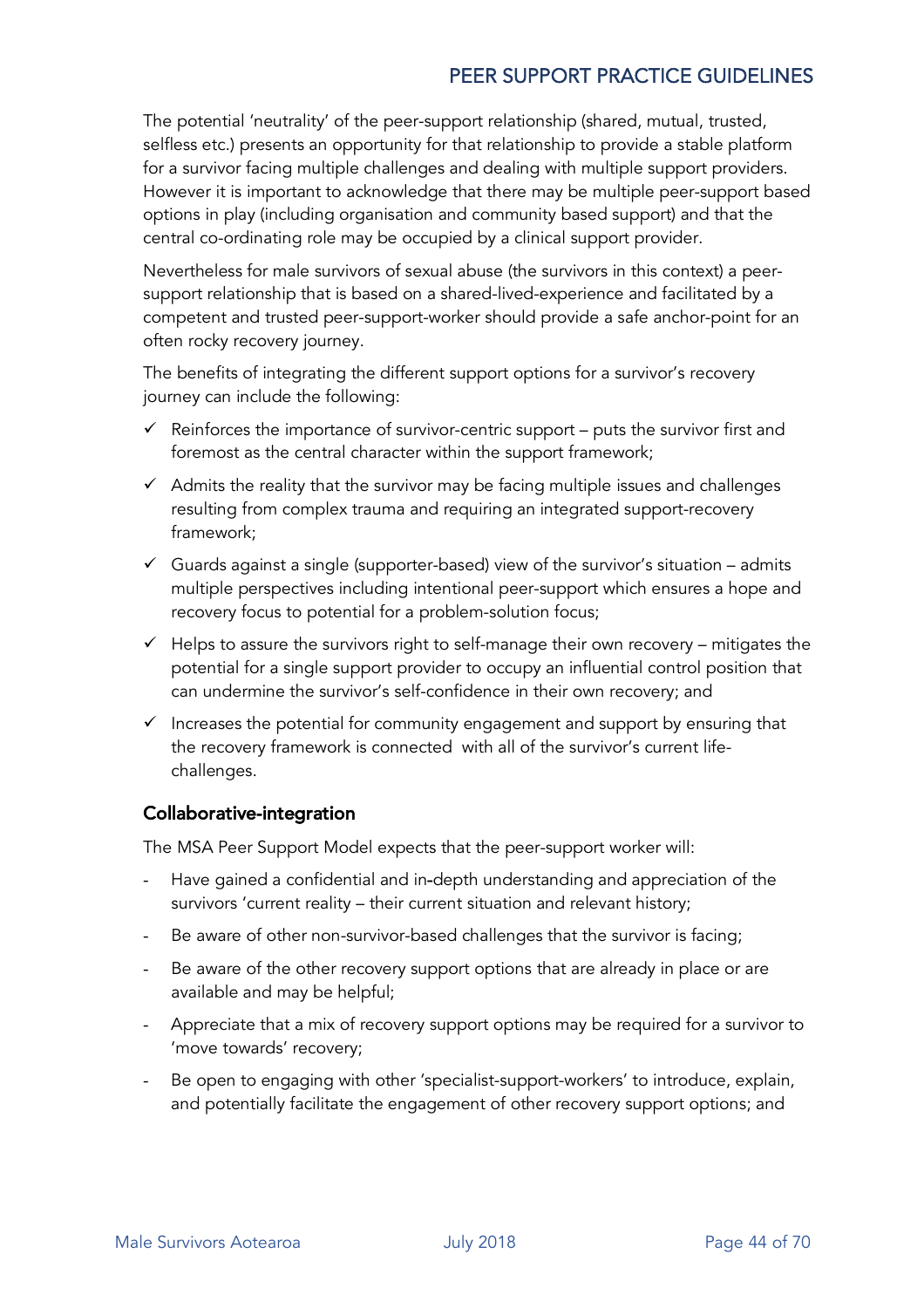The potential 'neutrality' of the peer-support relationship (shared, mutual, trusted, selfless etc.) presents an opportunity for that relationship to provide a stable platform for a survivor facing multiple challenges and dealing with multiple support providers. However it is important to acknowledge that there may be multiple peer-support based options in play (including organisation and community based support) and that the central co-ordinating role may be occupied by a clinical support provider.

Nevertheless for male survivors of sexual abuse (the survivors in this context) a peer-support relationship that is based on a shared-lived-experience and facilitated by a competent and trusted peer-support-worker should provide a safe anchor-point for an often rocky recovery journey.

The benefits of integrating the different support options for a survivor's recovery journey can include the following:

- ✓ Reinforces the importance of survivor-centric support – puts the survivor first and foremost as the central character within the support framework;
- ✓ Admits the reality that the survivor may be facing multiple issues and challenges resulting from complex trauma and requiring an integrated support-recovery framework;
- ✓ Guards against a single (supporter-based) view of the survivor's situation – admits multiple perspectives including intentional peer-support which ensures a hope and recovery focus to potential for a problem-solution focus;
- ✓ Helps to assure the survivors right to self-manage their own recovery – mitigates the potential for a single support provider to occupy an influential control position that can undermine the survivor's self-confidence in their own recovery; and
- ✓ Increases the potential for community engagement and support by ensuring that the recovery framework is connected with all of the survivor's current life-challenges.

### Collaborative-integration

The MSA Peer Support Model expects that the peer-support worker will:

- Have gained a confidential and in-depth understanding and appreciation of the survivors 'current reality – their current situation and relevant history;
- Be aware of other non-survivor-based challenges that the survivor is facing;
- Be aware of the other recovery support options that are already in place or are available and may be helpful;
- Appreciate that a mix of recovery support options may be required for a survivor to 'move towards' recovery;
- Be open to engaging with other 'specialist-support-workers' to introduce, explain, and potentially facilitate the engagement of other recovery support options; and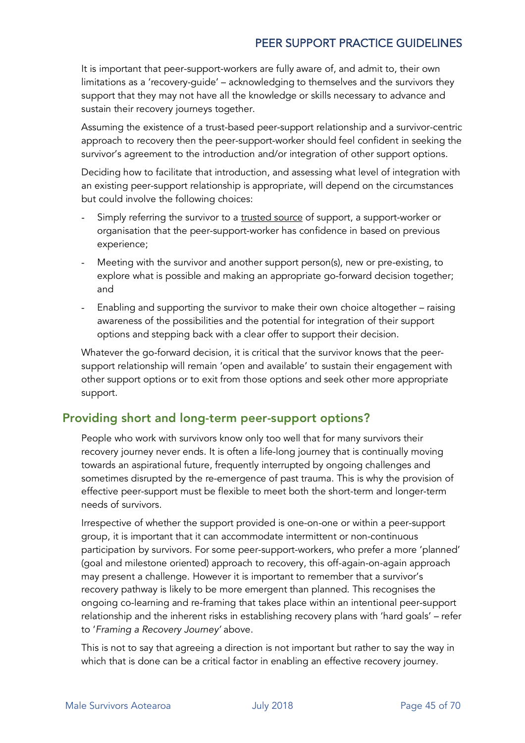It is important that peer-support-workers are fully aware of, and admit to, their own limitations as a 'recovery-guide' – acknowledging to themselves and the survivors they support that they may not have all the knowledge or skills necessary to advance and sustain their recovery journeys together.

Assuming the existence of a trust-based peer-support relationship and a survivor-centric approach to recovery then the peer-support-worker should feel confident in seeking the survivor's agreement to the introduction and/or integration of other support options.

Deciding how to facilitate that introduction, and assessing what level of integration with an existing peer-support relationship is appropriate, will depend on the circumstances but could involve the following choices:

- Simply referring the survivor to a trusted source of support, a support-worker or organisation that the peer-support-worker has confidence in based on previous experience;
- Meeting with the survivor and another support person(s), new or pre-existing, to explore what is possible and making an appropriate go-forward decision together; and
- Enabling and supporting the survivor to make their own choice altogether – raising awareness of the possibilities and the potential for integration of their support options and stepping back with a clear offer to support their decision.

Whatever the go-forward decision, it is critical that the survivor knows that the peer-support relationship will remain 'open and available' to sustain their engagement with other support options or to exit from those options and seek other more appropriate support.

## Providing short and long-term peer-support options?

People who work with survivors know only too well that for many survivors their recovery journey never ends. It is often a life-long journey that is continually moving towards an aspirational future, frequently interrupted by ongoing challenges and sometimes disrupted by the re-emergence of past trauma. This is why the provision of effective peer-support must be flexible to meet both the short-term and longer-term needs of survivors.

Irrespective of whether the support provided is one-on-one or within a peer-support group, it is important that it can accommodate intermittent or non-continuous participation by survivors. For some peer-support-workers, who prefer a more 'planned' (goal and milestone oriented) approach to recovery, this off-again-on-again approach may present a challenge. However it is important to remember that a survivor's recovery pathway is likely to be more emergent than planned. This recognises the ongoing co-learning and re-framing that takes place within an intentional peer-support relationship and the inherent risks in establishing recovery plans with 'hard goals' – refer to '*Framing a Recovery Journey*' above.

This is not to say that agreeing a direction is not important but rather to say the way in which that is done can be a critical factor in enabling an effective recovery journey.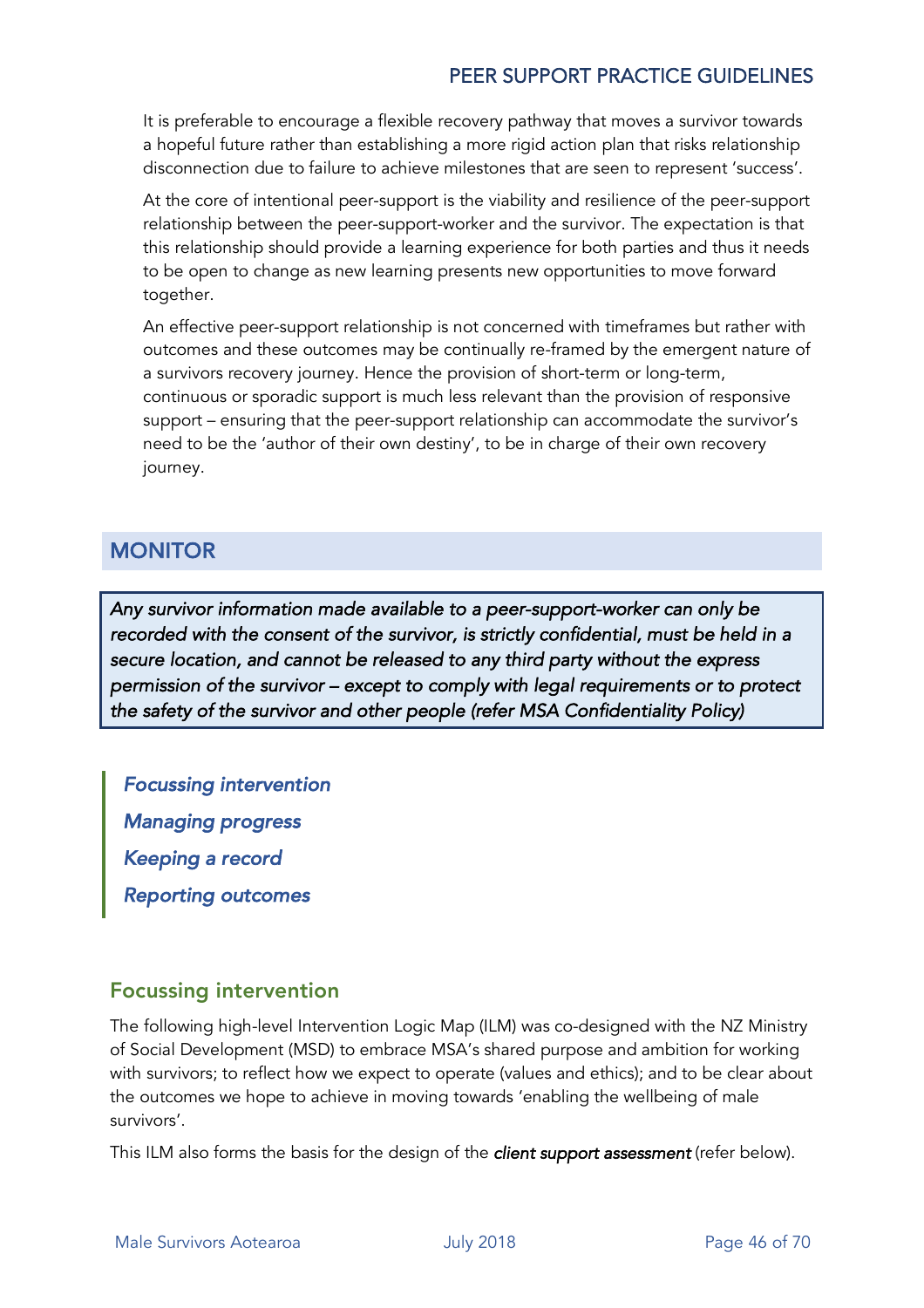It is preferable to encourage a flexible recovery pathway that moves a survivor towards a hopeful future rather than establishing a more rigid action plan that risks relationship disconnection due to failure to achieve milestones that are seen to represent 'success'.

At the core of intentional peer-support is the viability and resilience of the peer-support relationship between the peer-support-worker and the survivor. The expectation is that this relationship should provide a learning experience for both parties and thus it needs to be open to change as new learning presents new opportunities to move forward together.

An effective peer-support relationship is not concerned with timeframes but rather with outcomes and these outcomes may be continually re-framed by the emergent nature of a survivors recovery journey. Hence the provision of short-term or long-term, continuous or sporadic support is much less relevant than the provision of responsive support – ensuring that the peer-support relationship can accommodate the survivor's need to be the 'author of their own destiny', to be in charge of their own recovery journey.

## MONITOR

*Any survivor information made available to a peer-support-worker can only be recorded with the consent of the survivor, is strictly confidential, must be held in a secure location, and cannot be released to any third party without the express permission of the survivor – except to comply with legal requirements or to protect the safety of the survivor and other people (refer MSA Confidentiality Policy)*

***Focussing intervention***
***Managing progress***
***Keeping a record***
***Reporting outcomes***

### Focussing intervention

The following high-level Intervention Logic Map (ILM) was co-designed with the NZ Ministry of Social Development (MSD) to embrace MSA's shared purpose and ambition for working with survivors; to reflect how we expect to operate (values and ethics); and to be clear about the outcomes we hope to achieve in moving towards 'enabling the wellbeing of male survivors'.

This ILM also forms the basis for the design of the ***client support assessment*** (refer below).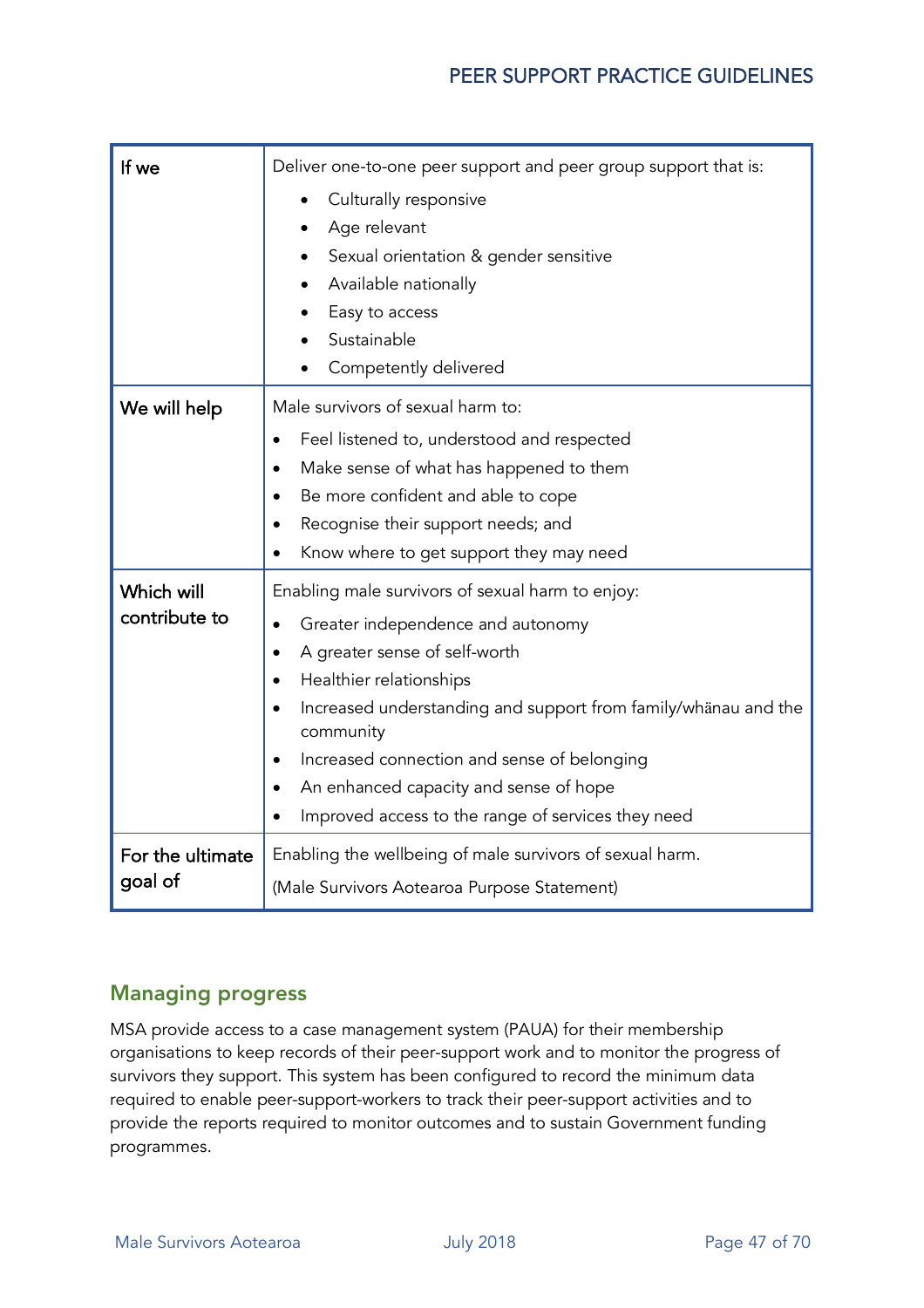| If we | Deliver one-to-one peer support and peer group support that is:<br>• Culturally responsive<br>• Age relevant<br>• Sexual orientation & gender sensitive<br>• Available nationally<br>• Easy to access<br>• Sustainable<br>• Competently delivered |
|---|---|
| We will help | Male survivors of sexual harm to:<br>• Feel listened to, understood and respected<br>• Make sense of what has happened to them<br>• Be more confident and able to cope<br>• Recognise their support needs; and<br>• Know where to get support they may need |
| Which will contribute to | Enabling male survivors of sexual harm to enjoy:<br>• Greater independence and autonomy<br>• A greater sense of self-worth<br>• Healthier relationships<br>• Increased understanding and support from family/whānau and the community<br>• Increased connection and sense of belonging<br>• An enhanced capacity and sense of hope<br>• Improved access to the range of services they need |
| For the ultimate goal of | Enabling the wellbeing of male survivors of sexual harm.<br>(Male Survivors Aotearoa Purpose Statement) |

## Managing progress

MSA provide access to a case management system (PAUA) for their membership organisations to keep records of their peer-support work and to monitor the progress of survivors they support. This system has been configured to record the minimum data required to enable peer-support-workers to track their peer-support activities and to provide the reports required to monitor outcomes and to sustain Government funding programmes.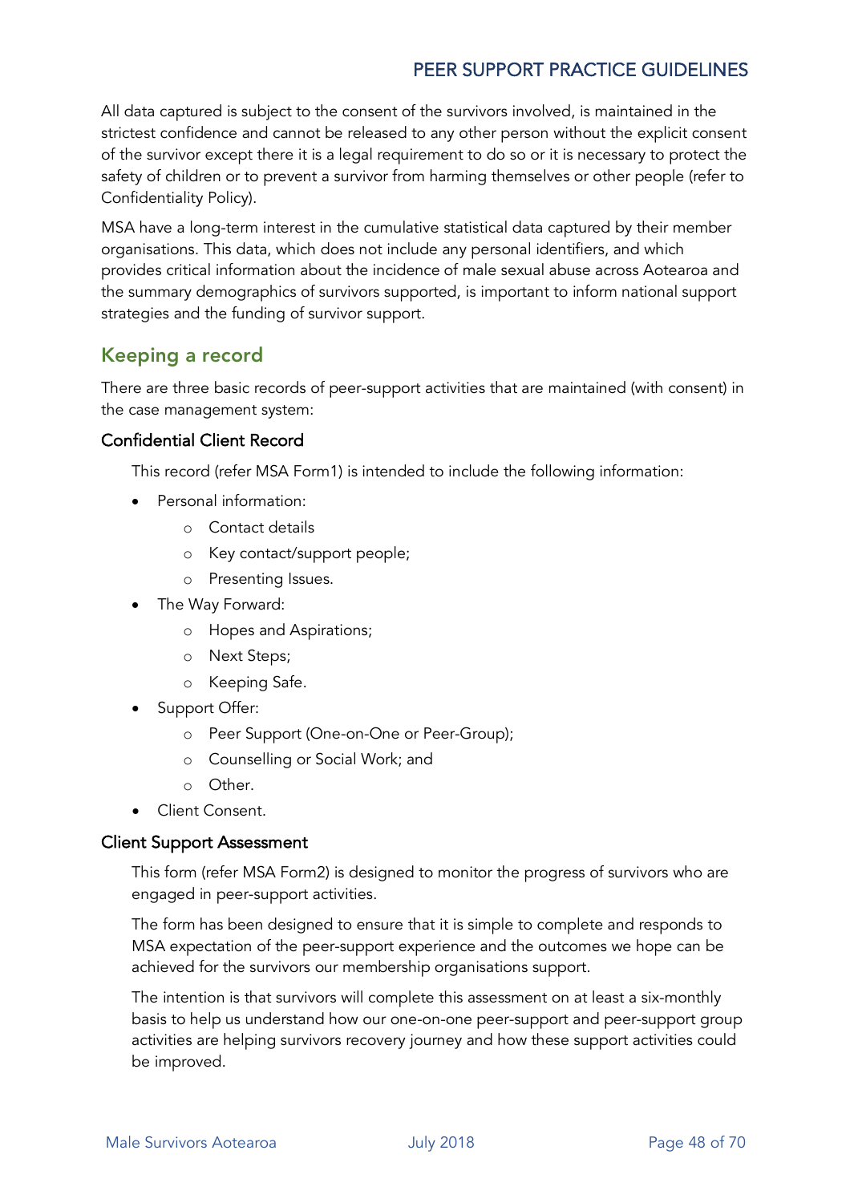All data captured is subject to the consent of the survivors involved, is maintained in the strictest confidence and cannot be released to any other person without the explicit consent of the survivor except there it is a legal requirement to do so or it is necessary to protect the safety of children or to prevent a survivor from harming themselves or other people (refer to Confidentiality Policy).

MSA have a long-term interest in the cumulative statistical data captured by their member organisations. This data, which does not include any personal identifiers, and which provides critical information about the incidence of male sexual abuse across Aotearoa and the summary demographics of survivors supported, is important to inform national support strategies and the funding of survivor support.

## Keeping a record

There are three basic records of peer-support activities that are maintained (with consent) in the case management system:

### Confidential Client Record

This record (refer MSA Form1) is intended to include the following information:

- Personal information:
    - Contact details
    - Key contact/support people;
    - Presenting Issues.
- The Way Forward:
    - Hopes and Aspirations;
    - Next Steps;
    - Keeping Safe.
- Support Offer:
    - Peer Support (One-on-One or Peer-Group);
    - Counselling or Social Work; and
    - Other.
- Client Consent.

### Client Support Assessment

This form (refer MSA Form2) is designed to monitor the progress of survivors who are engaged in peer-support activities.

The form has been designed to ensure that it is simple to complete and responds to MSA expectation of the peer-support experience and the outcomes we hope can be achieved for the survivors our membership organisations support.

The intention is that survivors will complete this assessment on at least a six-monthly basis to help us understand how our one-on-one peer-support and peer-support group activities are helping survivors recovery journey and how these support activities could be improved.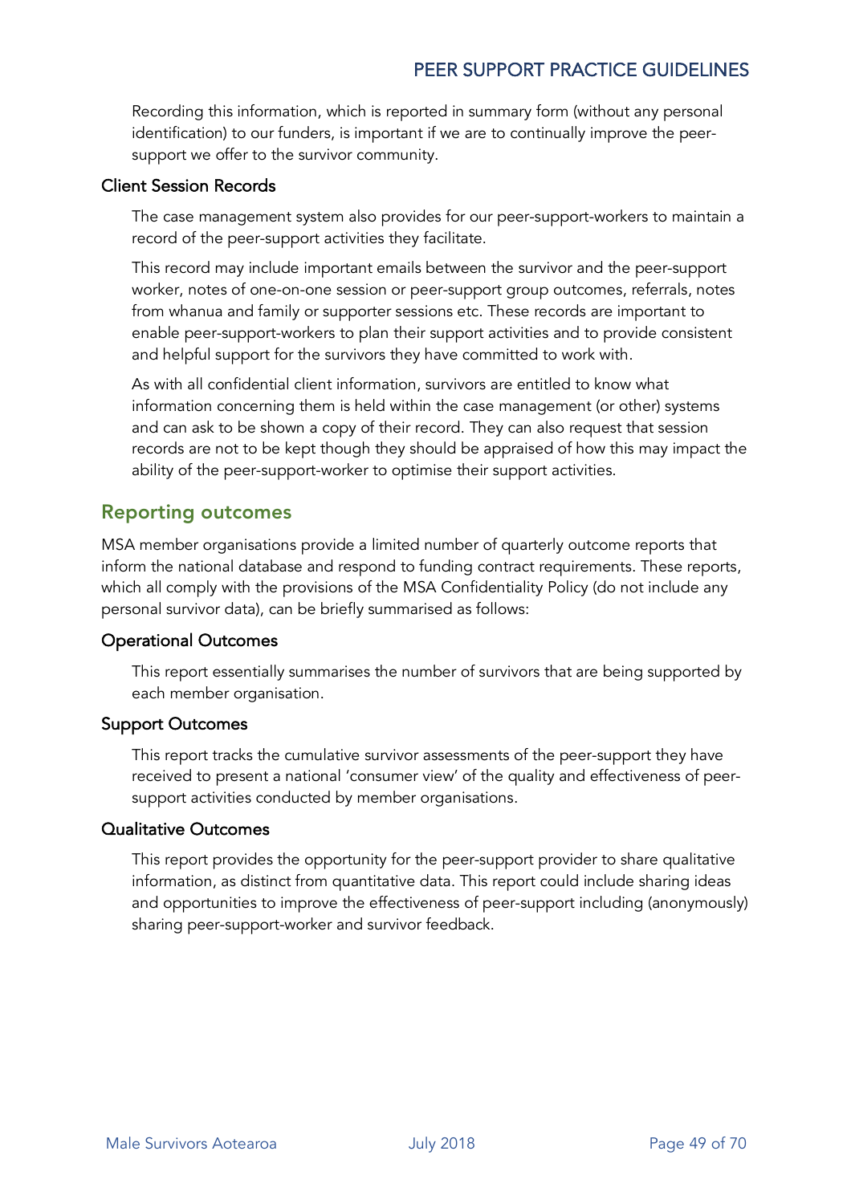Recording this information, which is reported in summary form (without any personal identification) to our funders, is important if we are to continually improve the peer-support we offer to the survivor community.

### Client Session Records

The case management system also provides for our peer-support-workers to maintain a record of the peer-support activities they facilitate.

This record may include important emails between the survivor and the peer-support worker, notes of one-on-one session or peer-support group outcomes, referrals, notes from whanua and family or supporter sessions etc. These records are important to enable peer-support-workers to plan their support activities and to provide consistent and helpful support for the survivors they have committed to work with.

As with all confidential client information, survivors are entitled to know what information concerning them is held within the case management (or other) systems and can ask to be shown a copy of their record. They can also request that session records are not to be kept though they should be appraised of how this may impact the ability of the peer-support-worker to optimise their support activities.

## Reporting outcomes

MSA member organisations provide a limited number of quarterly outcome reports that inform the national database and respond to funding contract requirements. These reports, which all comply with the provisions of the MSA Confidentiality Policy (do not include any personal survivor data), can be briefly summarised as follows:

### Operational Outcomes

This report essentially summarises the number of survivors that are being supported by each member organisation.

### Support Outcomes

This report tracks the cumulative survivor assessments of the peer-support they have received to present a national 'consumer view' of the quality and effectiveness of peer-support activities conducted by member organisations.

### Qualitative Outcomes

This report provides the opportunity for the peer-support provider to share qualitative information, as distinct from quantitative data. This report could include sharing ideas and opportunities to improve the effectiveness of peer-support including (anonymously) sharing peer-support-worker and survivor feedback.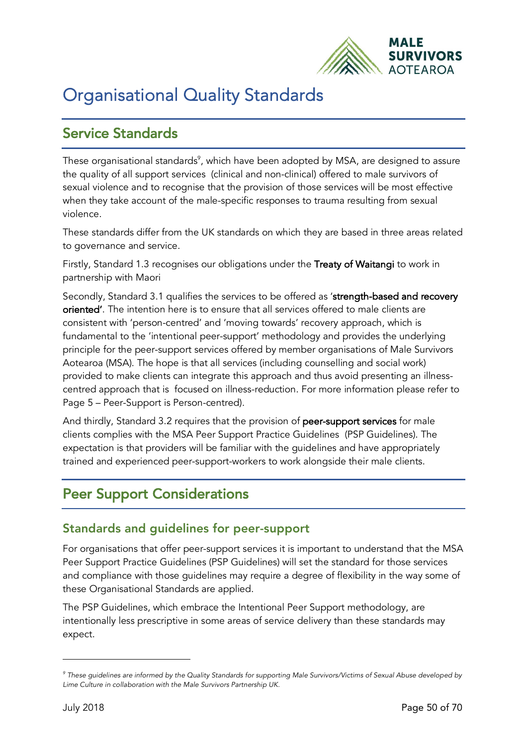# Organisational Quality Standards

## Service Standards

These organisational standards[9], which have been adopted by MSA, are designed to assure the quality of all support services (clinical and non-clinical) offered to male survivors of sexual violence and to recognise that the provision of those services will be most effective when they take account of the male-specific responses to trauma resulting from sexual violence.

These standards differ from the UK standards on which they are based in three areas related to governance and service.

Firstly, Standard 1.3 recognises our obligations under the **Treaty of Waitangi** to work in partnership with Maori

Secondly, Standard 3.1 qualifies the services to be offered as '**strength-based and recovery oriented'**. The intention here is to ensure that all services offered to male clients are consistent with 'person-centred' and 'moving towards' recovery approach, which is fundamental to the 'intentional peer-support' methodology and provides the underlying principle for the peer-support services offered by member organisations of Male Survivors Aotearoa (MSA). The hope is that all services (including counselling and social work) provided to make clients can integrate this approach and thus avoid presenting an illness-centred approach that is focused on illness-reduction. For more information please refer to Page 5 – Peer-Support is Person-centred).

And thirdly, Standard 3.2 requires that the provision of **peer-support services** for male clients complies with the MSA Peer Support Practice Guidelines (PSP Guidelines). The expectation is that providers will be familiar with the guidelines and have appropriately trained and experienced peer-support-workers to work alongside their male clients.

## Peer Support Considerations

### Standards and guidelines for peer-support

For organisations that offer peer-support services it is important to understand that the MSA Peer Support Practice Guidelines (PSP Guidelines) will set the standard for those services and compliance with those guidelines may require a degree of flexibility in the way some of these Organisational Standards are applied.

The PSP Guidelines, which embrace the Intentional Peer Support methodology, are intentionally less prescriptive in some areas of service delivery than these standards may expect.

---

[9] *These guidelines are informed by the Quality Standards for supporting Male Survivors/Victims of Sexual Abuse developed by Lime Culture in collaboration with the Male Survivors Partnership UK.*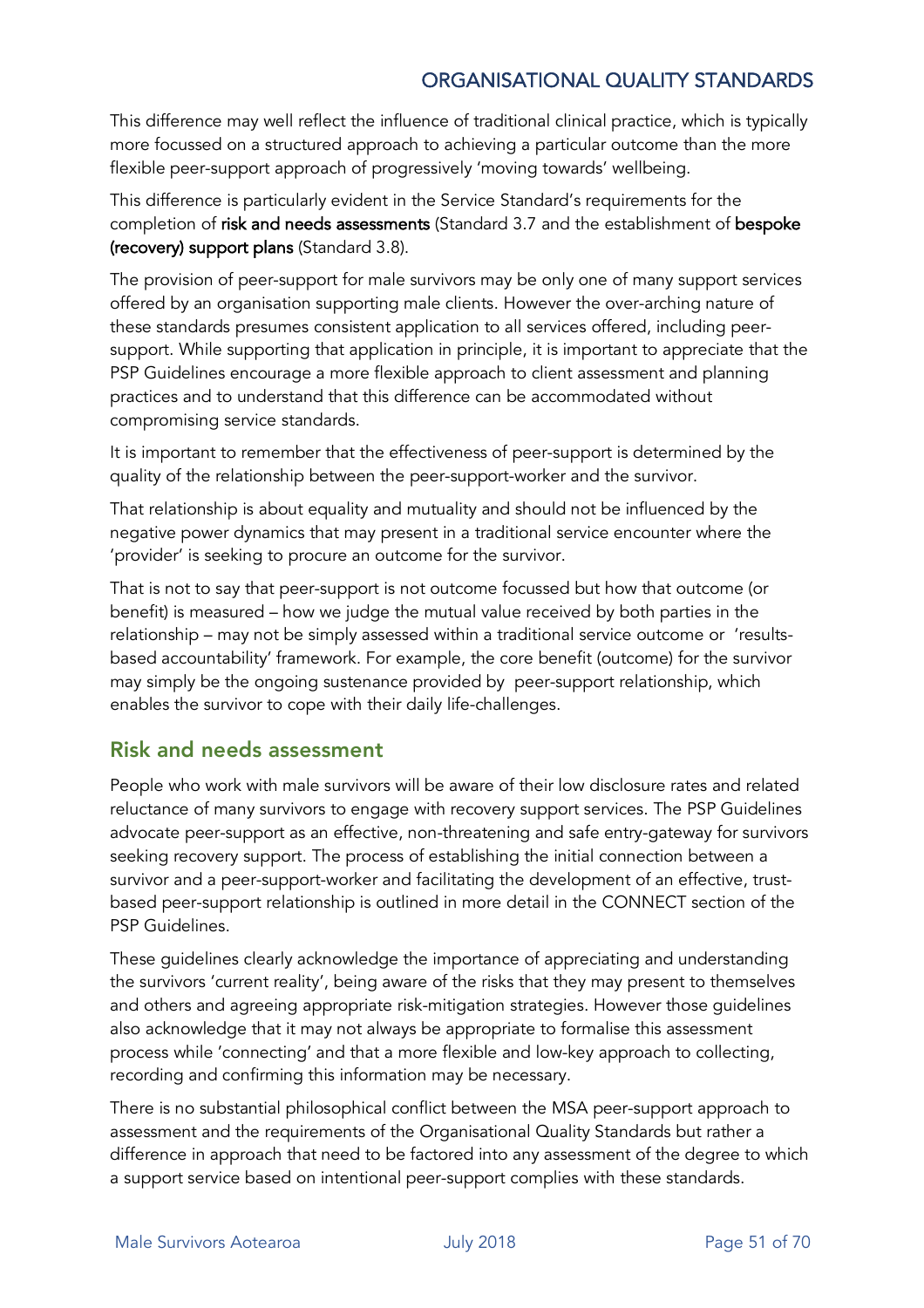This difference may well reflect the influence of traditional clinical practice, which is typically more focussed on a structured approach to achieving a particular outcome than the more flexible peer-support approach of progressively 'moving towards' wellbeing.

This difference is particularly evident in the Service Standard's requirements for the completion of **risk and needs assessments** (Standard 3.7 and the establishment of **bespoke (recovery) support plans** (Standard 3.8).

The provision of peer-support for male survivors may be only one of many support services offered by an organisation supporting male clients. However the over-arching nature of these standards presumes consistent application to all services offered, including peer-support. While supporting that application in principle, it is important to appreciate that the PSP Guidelines encourage a more flexible approach to client assessment and planning practices and to understand that this difference can be accommodated without compromising service standards.

It is important to remember that the effectiveness of peer-support is determined by the quality of the relationship between the peer-support-worker and the survivor.

That relationship is about equality and mutuality and should not be influenced by the negative power dynamics that may present in a traditional service encounter where the 'provider' is seeking to procure an outcome for the survivor.

That is not to say that peer-support is not outcome focussed but how that outcome (or benefit) is measured – how we judge the mutual value received by both parties in the relationship – may not be simply assessed within a traditional service outcome or 'results-based accountability' framework. For example, the core benefit (outcome) for the survivor may simply be the ongoing sustenance provided by peer-support relationship, which enables the survivor to cope with their daily life-challenges.

## Risk and needs assessment

People who work with male survivors will be aware of their low disclosure rates and related reluctance of many survivors to engage with recovery support services. The PSP Guidelines advocate peer-support as an effective, non-threatening and safe entry-gateway for survivors seeking recovery support. The process of establishing the initial connection between a survivor and a peer-support-worker and facilitating the development of an effective, trust-based peer-support relationship is outlined in more detail in the CONNECT section of the PSP Guidelines.

These guidelines clearly acknowledge the importance of appreciating and understanding the survivors 'current reality', being aware of the risks that they may present to themselves and others and agreeing appropriate risk-mitigation strategies. However those guidelines also acknowledge that it may not always be appropriate to formalise this assessment process while 'connecting' and that a more flexible and low-key approach to collecting, recording and confirming this information may be necessary.

There is no substantial philosophical conflict between the MSA peer-support approach to assessment and the requirements of the Organisational Quality Standards but rather a difference in approach that need to be factored into any assessment of the degree to which a support service based on intentional peer-support complies with these standards.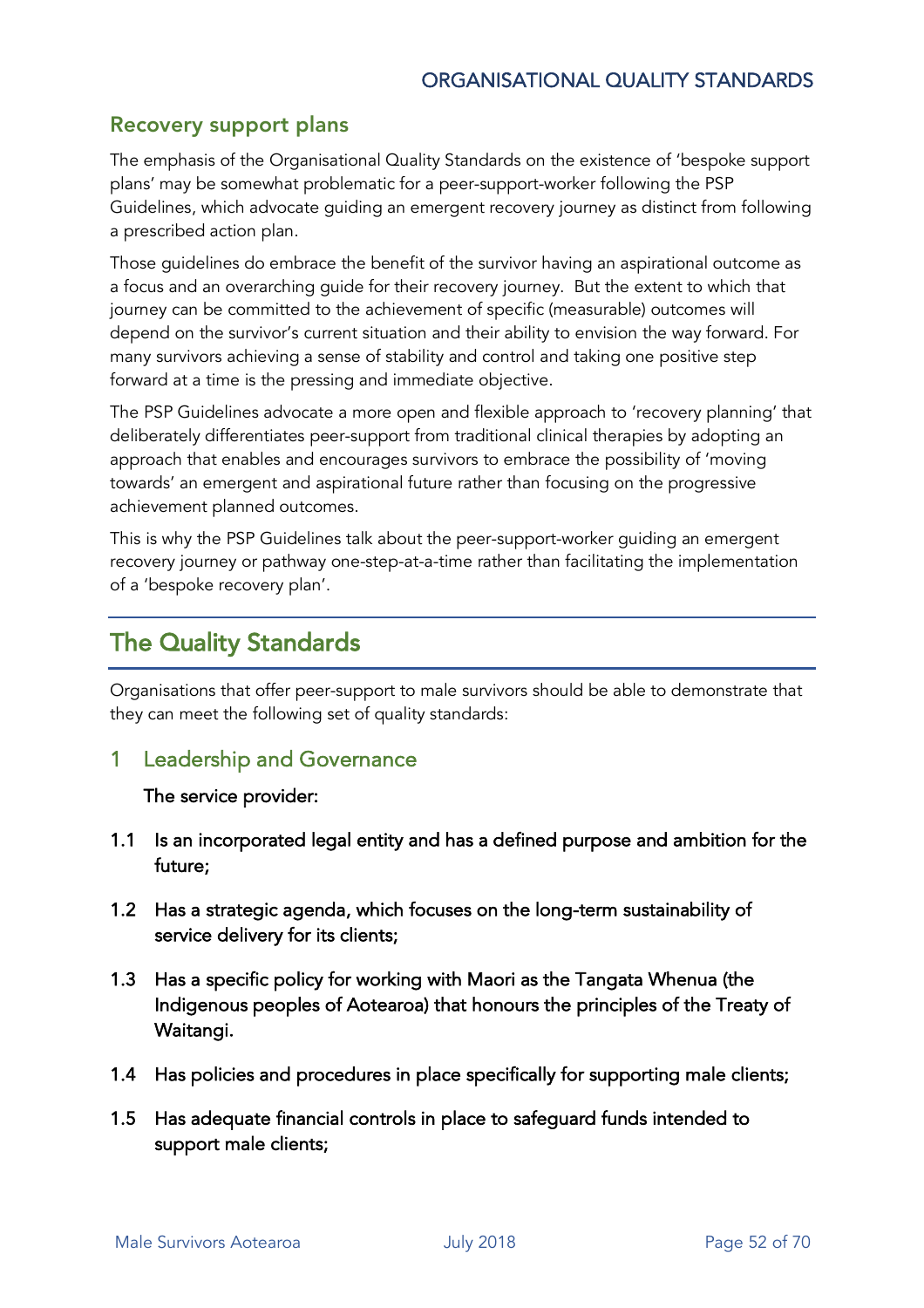## Recovery support plans

The emphasis of the Organisational Quality Standards on the existence of 'bespoke support plans' may be somewhat problematic for a peer-support-worker following the PSP Guidelines, which advocate guiding an emergent recovery journey as distinct from following a prescribed action plan.

Those guidelines do embrace the benefit of the survivor having an aspirational outcome as a focus and an overarching guide for their recovery journey. But the extent to which that journey can be committed to the achievement of specific (measurable) outcomes will depend on the survivor's current situation and their ability to envision the way forward. For many survivors achieving a sense of stability and control and taking one positive step forward at a time is the pressing and immediate objective.

The PSP Guidelines advocate a more open and flexible approach to 'recovery planning' that deliberately differentiates peer-support from traditional clinical therapies by adopting an approach that enables and encourages survivors to embrace the possibility of 'moving towards' an emergent and aspirational future rather than focusing on the progressive achievement planned outcomes.

This is why the PSP Guidelines talk about the peer-support-worker guiding an emergent recovery journey or pathway one-step-at-a-time rather than facilitating the implementation of a 'bespoke recovery plan'.

# The Quality Standards

Organisations that offer peer-support to male survivors should be able to demonstrate that they can meet the following set of quality standards:

## 1 Leadership and Governance

The service provider:

1.1 Is an incorporated legal entity and has a defined purpose and ambition for the future;

1.2 Has a strategic agenda, which focuses on the long-term sustainability of service delivery for its clients;

1.3 Has a specific policy for working with Maori as the Tangata Whenua (the Indigenous peoples of Aotearoa) that honours the principles of the Treaty of Waitangi.

1.4 Has policies and procedures in place specifically for supporting male clients;

1.5 Has adequate financial controls in place to safeguard funds intended to support male clients;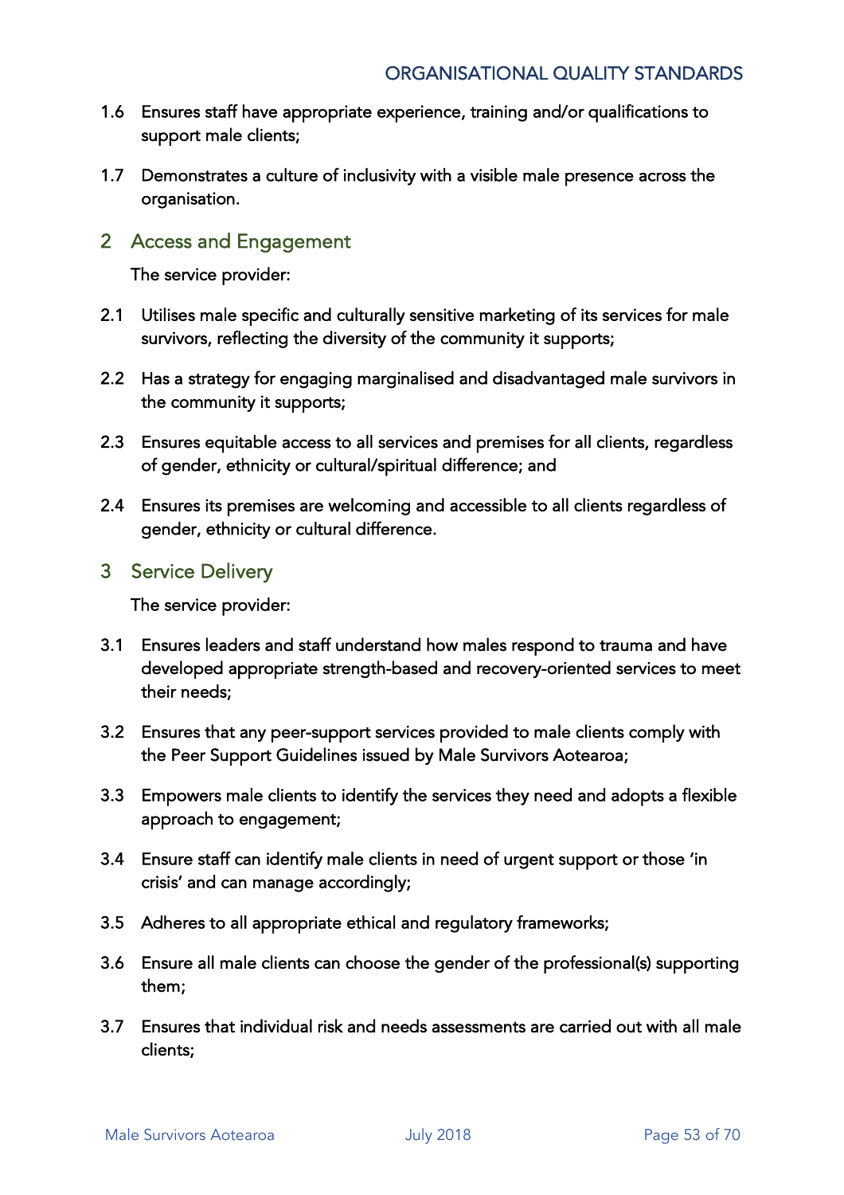1.6 Ensures staff have appropriate experience, training and/or qualifications to support male clients;

1.7 Demonstrates a culture of inclusivity with a visible male presence across the organisation.

## 2 Access and Engagement

The service provider:

2.1 Utilises male specific and culturally sensitive marketing of its services for male survivors, reflecting the diversity of the community it supports;

2.2 Has a strategy for engaging marginalised and disadvantaged male survivors in the community it supports;

2.3 Ensures equitable access to all services and premises for all clients, regardless of gender, ethnicity or cultural/spiritual difference; and

2.4 Ensures its premises are welcoming and accessible to all clients regardless of gender, ethnicity or cultural difference.

## 3 Service Delivery

The service provider:

3.1 Ensures leaders and staff understand how males respond to trauma and have developed appropriate strength-based and recovery-oriented services to meet their needs;

3.2 Ensures that any peer-support services provided to male clients comply with the Peer Support Guidelines issued by Male Survivors Aotearoa;

3.3 Empowers male clients to identify the services they need and adopts a flexible approach to engagement;

3.4 Ensure staff can identify male clients in need of urgent support or those 'in crisis' and can manage accordingly;

3.5 Adheres to all appropriate ethical and regulatory frameworks;

3.6 Ensure all male clients can choose the gender of the professional(s) supporting them;

3.7 Ensures that individual risk and needs assessments are carried out with all male clients;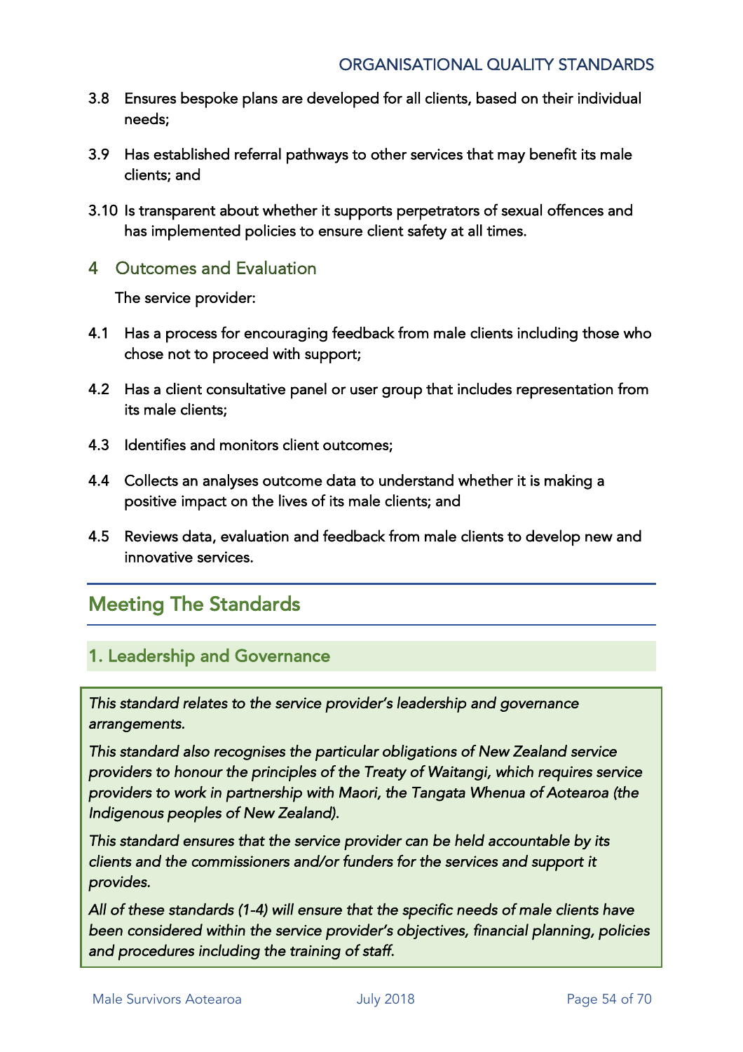3.8 Ensures bespoke plans are developed for all clients, based on their individual needs;

3.9 Has established referral pathways to other services that may benefit its male clients; and

3.10 Is transparent about whether it supports perpetrators of sexual offences and has implemented policies to ensure client safety at all times.

## 4 Outcomes and Evaluation

The service provider:

4.1 Has a process for encouraging feedback from male clients including those who chose not to proceed with support;

4.2 Has a client consultative panel or user group that includes representation from its male clients;

4.3 Identifies and monitors client outcomes;

4.4 Collects an analyses outcome data to understand whether it is making a positive impact on the lives of its male clients; and

4.5 Reviews data, evaluation and feedback from male clients to develop new and innovative services.

# Meeting The Standards

## 1. Leadership and Governance

*This standard relates to the service provider's leadership and governance arrangements.*

*This standard also recognises the particular obligations of New Zealand service providers to honour the principles of the Treaty of Waitangi, which requires service providers to work in partnership with Maori, the Tangata Whenua of Aotearoa (the Indigenous peoples of New Zealand).*

*This standard ensures that the service provider can be held accountable by its clients and the commissioners and/or funders for the services and support it provides.*

*All of these standards (1-4) will ensure that the specific needs of male clients have been considered within the service provider's objectives, financial planning, policies and procedures including the training of staff.*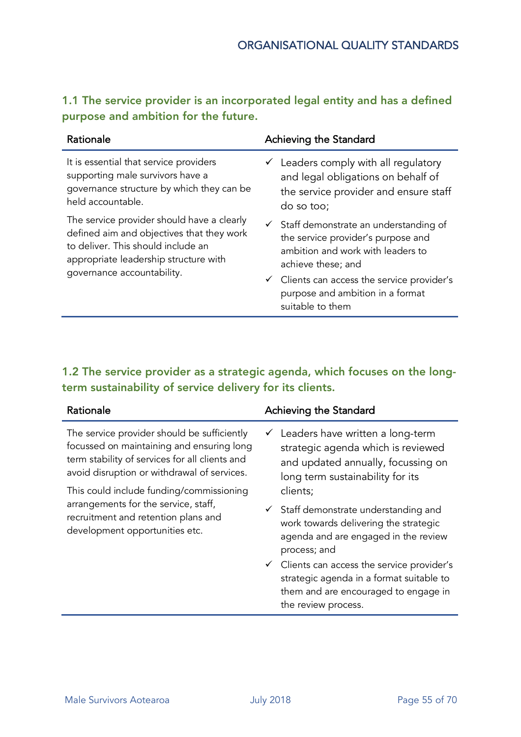## ORGANISATIONAL QUALITY STANDARDS

### 1.1 The service provider is an incorporated legal entity and has a defined purpose and ambition for the future.

| Rationale | Achieving the Standard |
|---|---|
| It is essential that service providers supporting male survivors have a governance structure by which they can be held accountable.<br><br>The service provider should have a clearly defined aim and objectives that they work to deliver. This should include an appropriate leadership structure with governance accountability. | ✓ Leaders comply with all regulatory and legal obligations on behalf of the service provider and ensure staff do so too;<br><br>✓ Staff demonstrate an understanding of the service provider's purpose and ambition and work with leaders to achieve these; and<br><br>✓ Clients can access the service provider's purpose and ambition in a format suitable to them |

### 1.2 The service provider as a strategic agenda, which focuses on the long-term sustainability of service delivery for its clients.

| Rationale | Achieving the Standard |
|---|---|
| The service provider should be sufficiently focussed on maintaining and ensuring long term stability of services for all clients and avoid disruption or withdrawal of services.<br><br>This could include funding/commissioning arrangements for the service, staff, recruitment and retention plans and development opportunities etc. | ✓ Leaders have written a long-term strategic agenda which is reviewed and updated annually, focussing on long term sustainability for its clients;<br><br>✓ Staff demonstrate understanding and work towards delivering the strategic agenda and are engaged in the review process; and<br><br>✓ Clients can access the service provider's strategic agenda in a format suitable to them and are encouraged to engage in the review process. |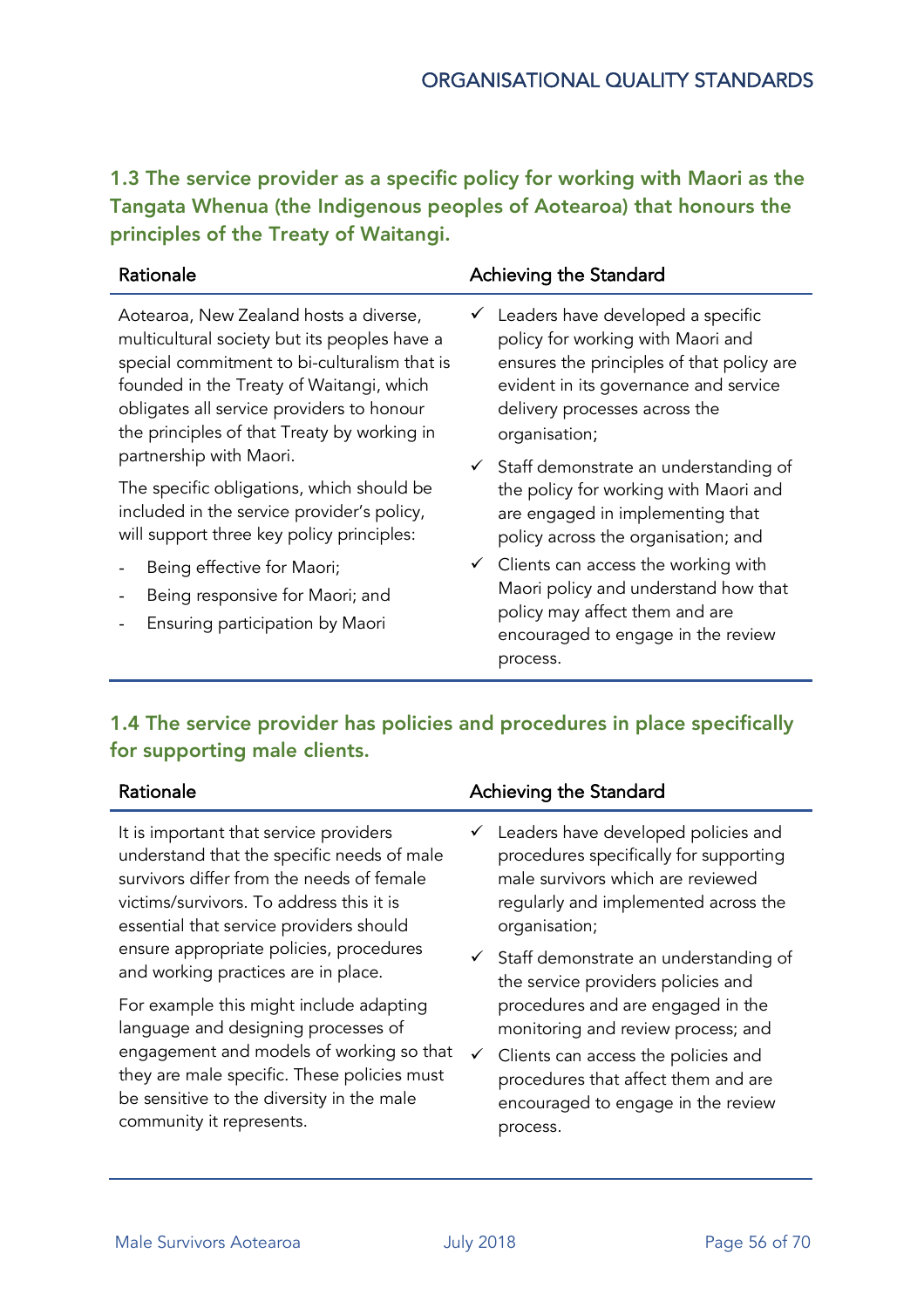## 1.3 The service provider as a specific policy for working with Maori as the Tangata Whenua (the Indigenous peoples of Aotearoa) that honours the principles of the Treaty of Waitangi.

| Rationale | Achieving the Standard |
|---|---|
| Aotearoa, New Zealand hosts a diverse, multicultural society but its peoples have a special commitment to bi-culturalism that is founded in the Treaty of Waitangi, which obligates all service providers to honour the principles of that Treaty by working in partnership with Maori.<br><br>The specific obligations, which should be included in the service provider's policy, will support three key policy principles:<br>- Being effective for Maori;<br>- Being responsive for Maori; and<br>- Ensuring participation by Maori | ✓ Leaders have developed a specific policy for working with Maori and ensures the principles of that policy are evident in its governance and service delivery processes across the organisation;<br>✓ Staff demonstrate an understanding of the policy for working with Maori and are engaged in implementing that policy across the organisation; and<br>✓ Clients can access the working with Maori policy and understand how that policy may affect them and are encouraged to engage in the review process. |

## 1.4 The service provider has policies and procedures in place specifically for supporting male clients.

| Rationale | Achieving the Standard |
|---|---|
| It is important that service providers understand that the specific needs of male survivors differ from the needs of female victims/survivors. To address this it is essential that service providers should ensure appropriate policies, procedures and working practices are in place.<br><br>For example this might include adapting language and designing processes of engagement and models of working so that they are male specific. These policies must be sensitive to the diversity in the male community it represents. | ✓ Leaders have developed policies and procedures specifically for supporting male survivors which are reviewed regularly and implemented across the organisation;<br>✓ Staff demonstrate an understanding of the service providers policies and procedures and are engaged in the monitoring and review process; and<br>✓ Clients can access the policies and procedures that affect them and are encouraged to engage in the review process. |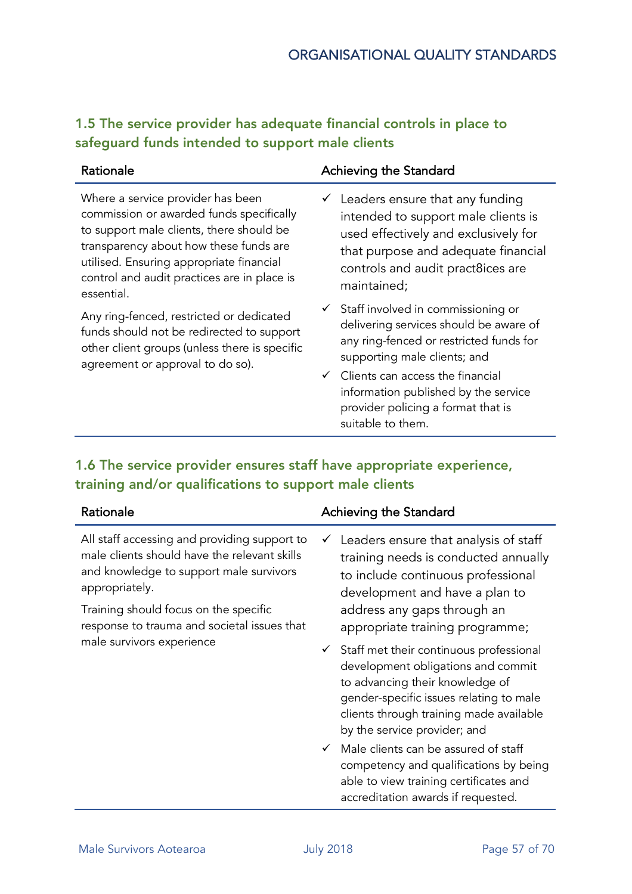## 1.5 The service provider has adequate financial controls in place to safeguard funds intended to support male clients

| Rationale | Achieving the Standard |
|---|---|
| Where a service provider has been commission or awarded funds specifically to support male clients, there should be transparency about how these funds are utilised. Ensuring appropriate financial control and audit practices are in place is essential.<br><br>Any ring-fenced, restricted or dedicated funds should not be redirected to support other client groups (unless there is specific agreement or approval to do so). | ✓ Leaders ensure that any funding intended to support male clients is used effectively and exclusively for that purpose and adequate financial controls and audit pract8ices are maintained;<br><br>✓ Staff involved in commissioning or delivering services should be aware of any ring-fenced or restricted funds for supporting male clients; and<br><br>✓ Clients can access the financial information published by the service provider policing a format that is suitable to them. |

## 1.6 The service provider ensures staff have appropriate experience, training and/or qualifications to support male clients

| Rationale | Achieving the Standard |
|---|---|
| All staff accessing and providing support to male clients should have the relevant skills and knowledge to support male survivors appropriately.<br><br>Training should focus on the specific response to trauma and societal issues that male survivors experience | ✓ Leaders ensure that analysis of staff training needs is conducted annually to include continuous professional development and have a plan to address any gaps through an appropriate training programme;<br><br>✓ Staff met their continuous professional development obligations and commit to advancing their knowledge of gender-specific issues relating to male clients through training made available by the service provider; and<br><br>✓ Male clients can be assured of staff competency and qualifications by being able to view training certificates and accreditation awards if requested. |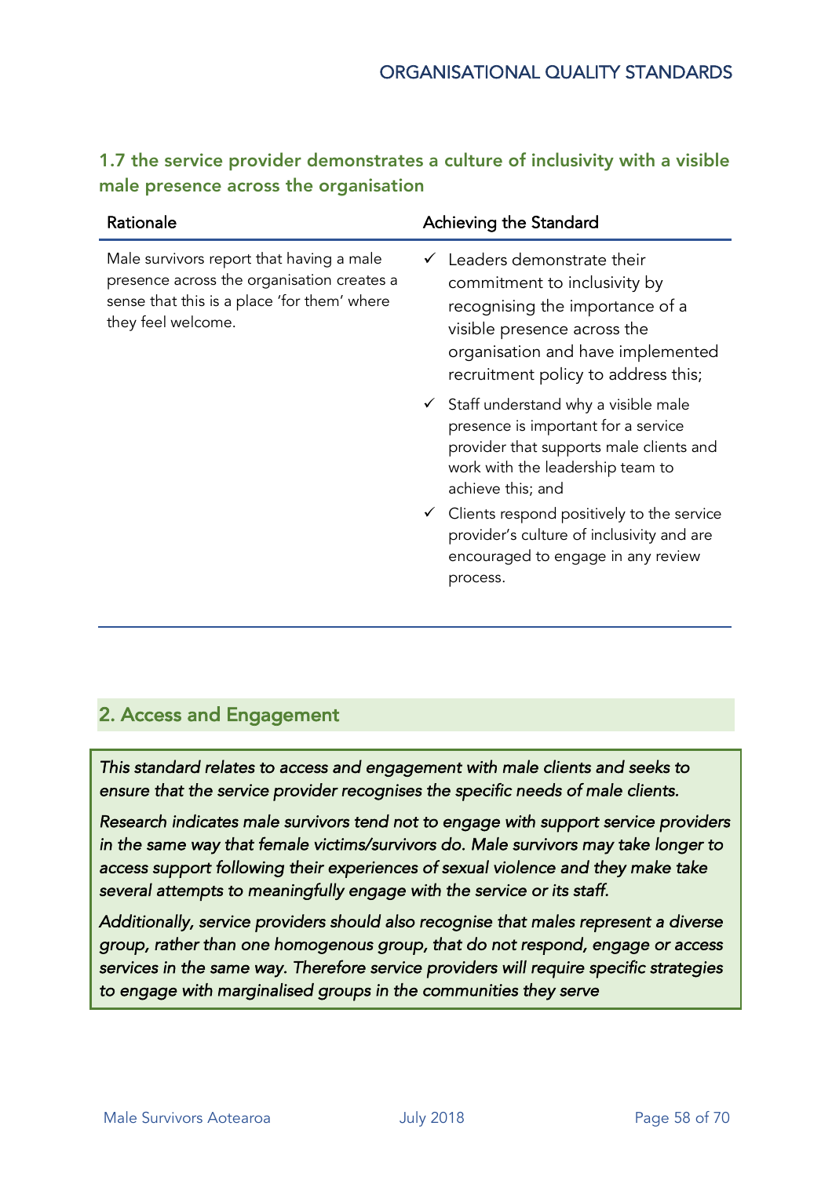### 1.7 the service provider demonstrates a culture of inclusivity with a visible male presence across the organisation

| Rationale | Achieving the Standard |
|---|---|
| Male survivors report that having a male presence across the organisation creates a sense that this is a place 'for them' where they feel welcome. | ✓ Leaders demonstrate their commitment to inclusivity by recognising the importance of a visible presence across the organisation and have implemented recruitment policy to address this;<br>✓ Staff understand why a visible male presence is important for a service provider that supports male clients and work with the leadership team to achieve this; and<br>✓ Clients respond positively to the service provider's culture of inclusivity and are encouraged to engage in any review process. |

## 2. Access and Engagement

*This standard relates to access and engagement with male clients and seeks to ensure that the service provider recognises the specific needs of male clients.*

*Research indicates male survivors tend not to engage with support service providers in the same way that female victims/survivors do. Male survivors may take longer to access support following their experiences of sexual violence and they make take several attempts to meaningfully engage with the service or its staff.*

*Additionally, service providers should also recognise that males represent a diverse group, rather than one homogenous group, that do not respond, engage or access services in the same way. Therefore service providers will require specific strategies to engage with marginalised groups in the communities they serve*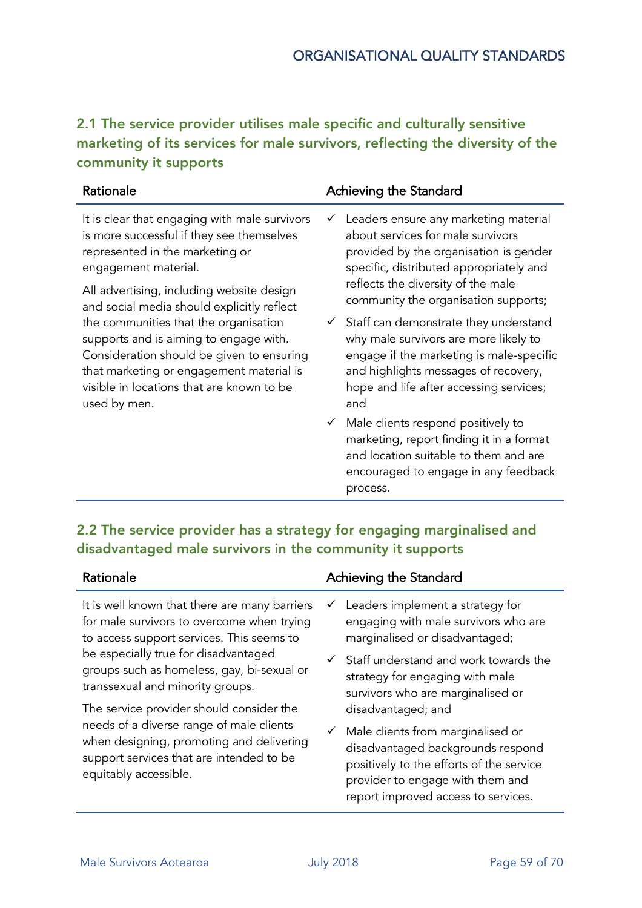## 2.1 The service provider utilises male specific and culturally sensitive marketing of its services for male survivors, reflecting the diversity of the community it supports

| Rationale | Achieving the Standard |
|---|---|
| It is clear that engaging with male survivors is more successful if they see themselves represented in the marketing or engagement material.<br><br>All advertising, including website design and social media should explicitly reflect the communities that the organisation supports and is aiming to engage with. Consideration should be given to ensuring that marketing or engagement material is visible in locations that are known to be used by men. | ✓ Leaders ensure any marketing material about services for male survivors provided by the organisation is gender specific, distributed appropriately and reflects the diversity of the male community the organisation supports;<br><br>✓ Staff can demonstrate they understand why male survivors are more likely to engage if the marketing is male-specific and highlights messages of recovery, hope and life after accessing services; and<br><br>✓ Male clients respond positively to marketing, report finding it in a format and location suitable to them and are encouraged to engage in any feedback process. |

## 2.2 The service provider has a strategy for engaging marginalised and disadvantaged male survivors in the community it supports

| Rationale | Achieving the Standard |
|---|---|
| It is well known that there are many barriers for male survivors to overcome when trying to access support services. This seems to be especially true for disadvantaged groups such as homeless, gay, bi-sexual or transsexual and minority groups.<br><br>The service provider should consider the needs of a diverse range of male clients when designing, promoting and delivering support services that are intended to be equitably accessible. | ✓ Leaders implement a strategy for engaging with male survivors who are marginalised or disadvantaged;<br><br>✓ Staff understand and work towards the strategy for engaging with male survivors who are marginalised or disadvantaged; and<br><br>✓ Male clients from marginalised or disadvantaged backgrounds respond positively to the efforts of the service provider to engage with them and report improved access to services. |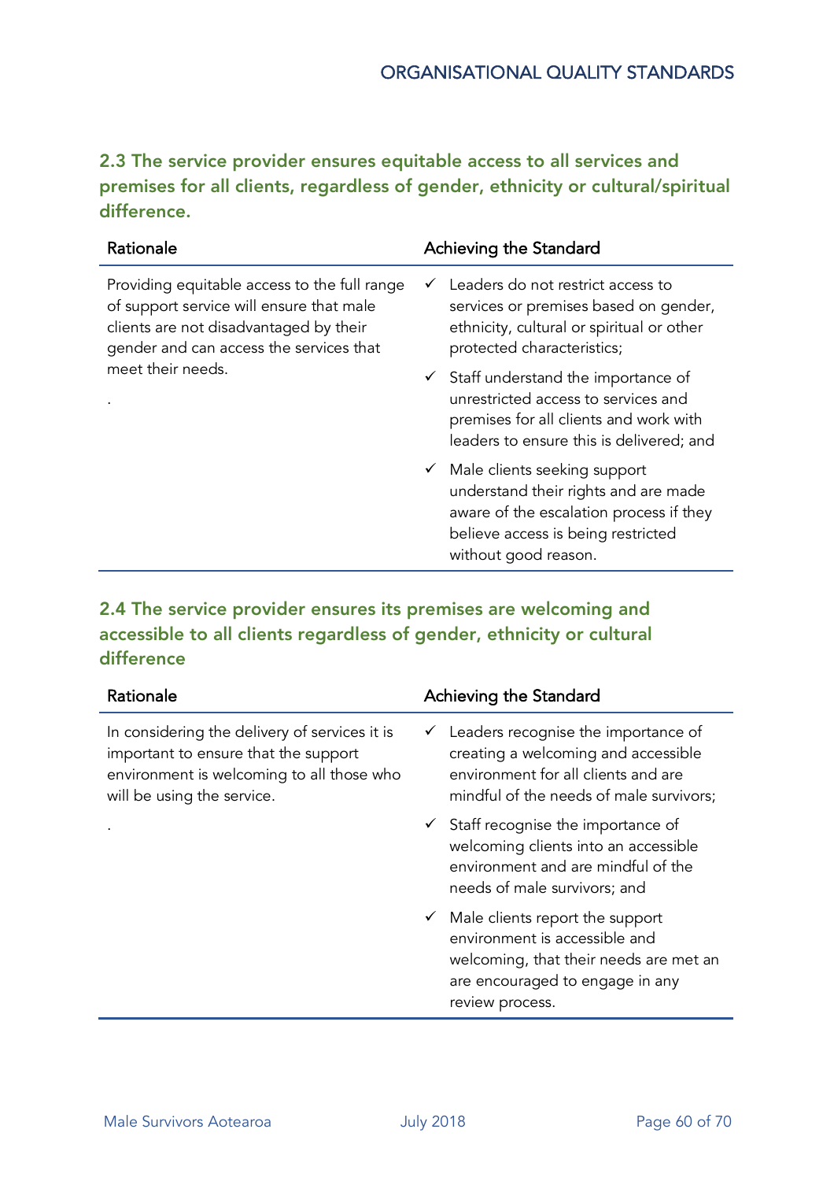### 2.3 The service provider ensures equitable access to all services and premises for all clients, regardless of gender, ethnicity or cultural/spiritual difference.

| Rationale | Achieving the Standard |
| --- | --- |
| Providing equitable access to the full range of support service will ensure that male clients are not disadvantaged by their gender and can access the services that meet their needs.<br><br>. | ✓ Leaders do not restrict access to services or premises based on gender, ethnicity, cultural or spiritual or other protected characteristics;<br><br>✓ Staff understand the importance of unrestricted access to services and premises for all clients and work with leaders to ensure this is delivered; and<br><br>✓ Male clients seeking support understand their rights and are made aware of the escalation process if they believe access is being restricted without good reason. |

### 2.4 The service provider ensures its premises are welcoming and accessible to all clients regardless of gender, ethnicity or cultural difference

| Rationale | Achieving the Standard |
| --- | --- |
| In considering the delivery of services it is important to ensure that the support environment is welcoming to all those who will be using the service.<br><br>. | ✓ Leaders recognise the importance of creating a welcoming and accessible environment for all clients and are mindful of the needs of male survivors;<br><br>✓ Staff recognise the importance of welcoming clients into an accessible environment and are mindful of the needs of male survivors; and<br><br>✓ Male clients report the support environment is accessible and welcoming, that their needs are met an are encouraged to engage in any review process. |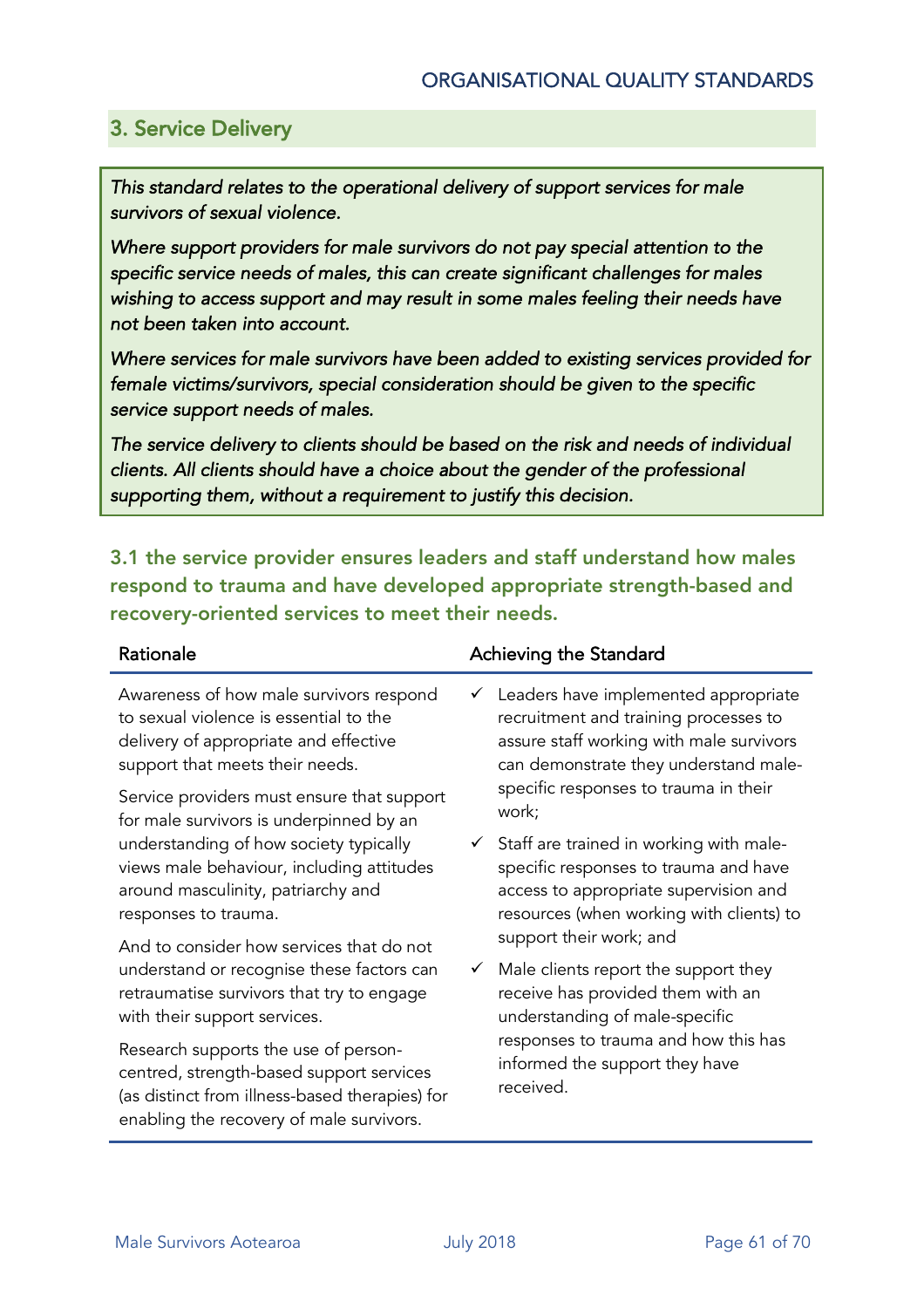## 3. Service Delivery

*This standard relates to the operational delivery of support services for male survivors of sexual violence.*

*Where support providers for male survivors do not pay special attention to the specific service needs of males, this can create significant challenges for males wishing to access support and may result in some males feeling their needs have not been taken into account.*

*Where services for male survivors have been added to existing services provided for female victims/survivors, special consideration should be given to the specific service support needs of males.*

*The service delivery to clients should be based on the risk and needs of individual clients. All clients should have a choice about the gender of the professional supporting them, without a requirement to justify this decision.*

### 3.1 the service provider ensures leaders and staff understand how males respond to trauma and have developed appropriate strength-based and recovery-oriented services to meet their needs.

| Rationale | Achieving the Standard |
|---|---|
| Awareness of how male survivors respond to sexual violence is essential to the delivery of appropriate and effective support that meets their needs.<br><br>Service providers must ensure that support for male survivors is underpinned by an understanding of how society typically views male behaviour, including attitudes around masculinity, patriarchy and responses to trauma.<br><br>And to consider how services that do not understand or recognise these factors can retraumatise survivors that try to engage with their support services.<br><br>Research supports the use of person-centred, strength-based support services (as distinct from illness-based therapies) for enabling the recovery of male survivors. | ✓ Leaders have implemented appropriate recruitment and training processes to assure staff working with male survivors can demonstrate they understand male-specific responses to trauma in their work;<br><br>✓ Staff are trained in working with male-specific responses to trauma and have access to appropriate supervision and resources (when working with clients) to support their work; and<br><br>✓ Male clients report the support they receive has provided them with an understanding of male-specific responses to trauma and how this has informed the support they have received. |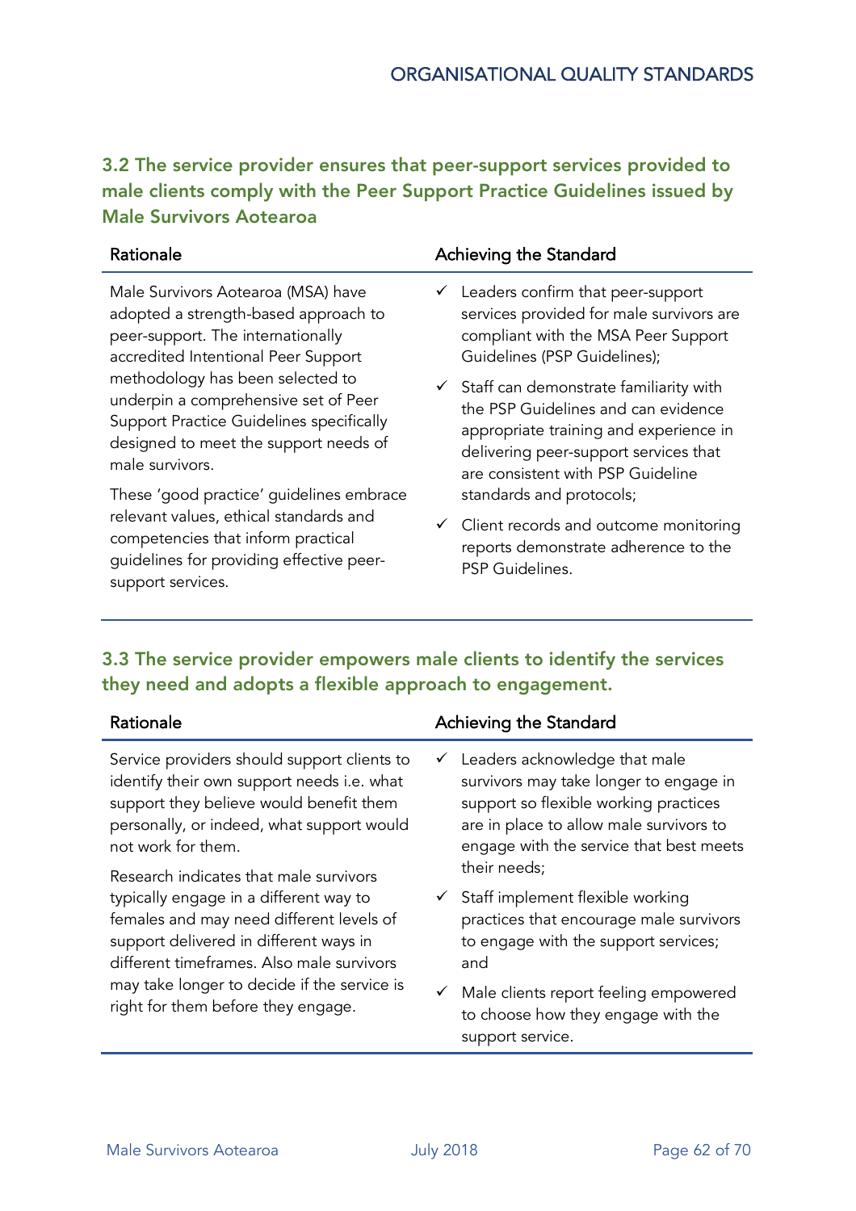### 3.2 The service provider ensures that peer-support services provided to male clients comply with the Peer Support Practice Guidelines issued by Male Survivors Aotearoa

| Rationale | Achieving the Standard |
|---|---|
| Male Survivors Aotearoa (MSA) have adopted a strength-based approach to peer-support. The internationally accredited Intentional Peer Support methodology has been selected to underpin a comprehensive set of Peer Support Practice Guidelines specifically designed to meet the support needs of male survivors.<br><br>These 'good practice' guidelines embrace relevant values, ethical standards and competencies that inform practical guidelines for providing effective peer-support services. | ✓ Leaders confirm that peer-support services provided for male survivors are compliant with the MSA Peer Support Guidelines (PSP Guidelines);<br><br>✓ Staff can demonstrate familiarity with the PSP Guidelines and can evidence appropriate training and experience in delivering peer-support services that are consistent with PSP Guideline standards and protocols;<br><br>✓ Client records and outcome monitoring reports demonstrate adherence to the PSP Guidelines. |

### 3.3 The service provider empowers male clients to identify the services they need and adopts a flexible approach to engagement.

| Rationale | Achieving the Standard |
|---|---|
| Service providers should support clients to identify their own support needs i.e. what support they believe would benefit them personally, or indeed, what support would not work for them.<br><br>Research indicates that male survivors typically engage in a different way to females and may need different levels of support delivered in different ways in different timeframes. Also male survivors may take longer to decide if the service is right for them before they engage. | ✓ Leaders acknowledge that male survivors may take longer to engage in support so flexible working practices are in place to allow male survivors to engage with the service that best meets their needs;<br><br>✓ Staff implement flexible working practices that encourage male survivors to engage with the support services; and<br><br>✓ Male clients report feeling empowered to choose how they engage with the support service. |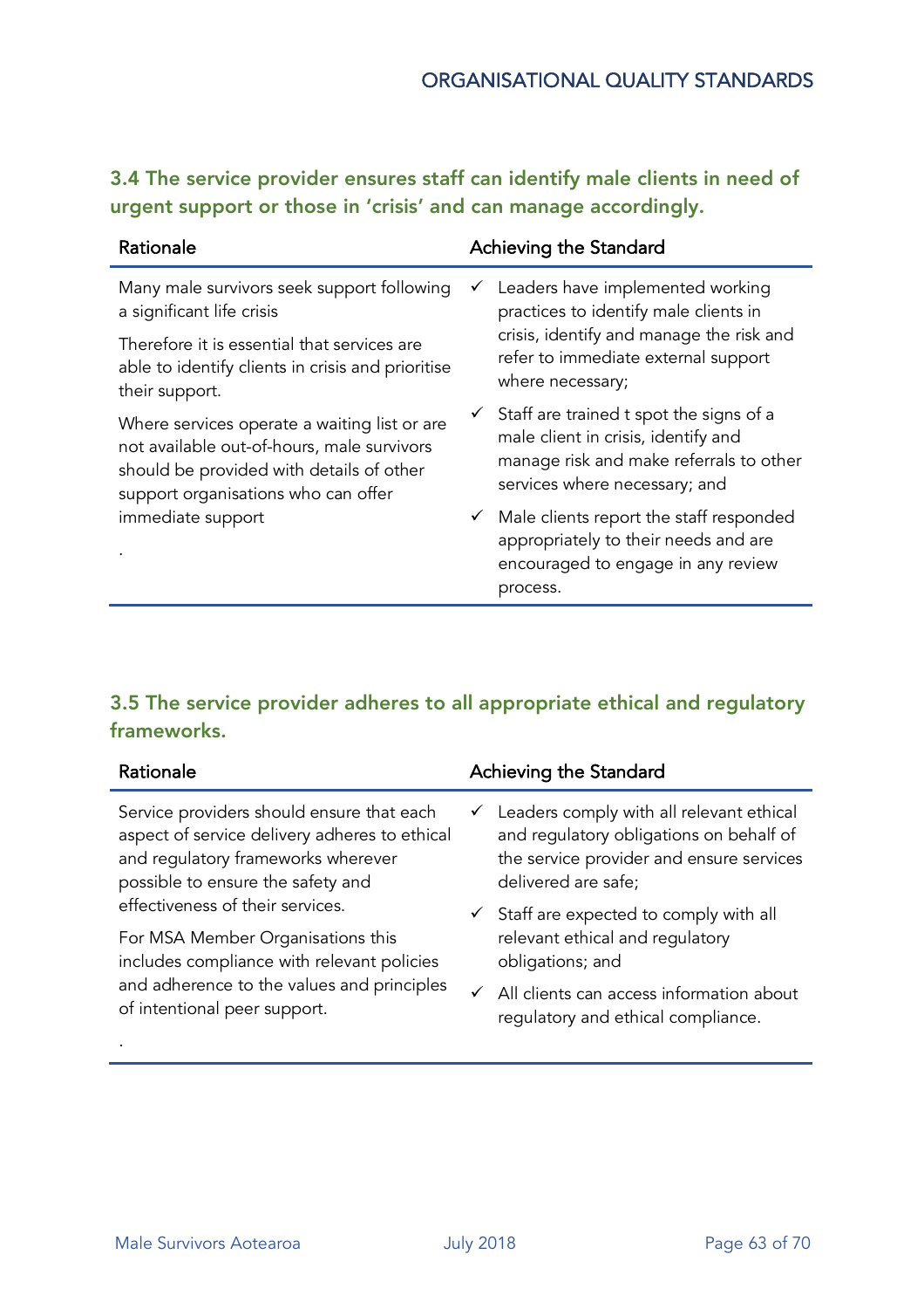### 3.4 The service provider ensures staff can identify male clients in need of urgent support or those in 'crisis' and can manage accordingly.

| Rationale | Achieving the Standard |
| --- | --- |
| Many male survivors seek support following a significant life crisis<br><br>Therefore it is essential that services are able to identify clients in crisis and prioritise their support.<br><br>Where services operate a waiting list or are not available out-of-hours, male survivors should be provided with details of other support organisations who can offer immediate support<br><br>. | ✓ Leaders have implemented working practices to identify male clients in crisis, identify and manage the risk and refer to immediate external support where necessary;<br><br>✓ Staff are trained t spot the signs of a male client in crisis, identify and manage risk and make referrals to other services where necessary; and<br><br>✓ Male clients report the staff responded appropriately to their needs and are encouraged to engage in any review process. |

### 3.5 The service provider adheres to all appropriate ethical and regulatory frameworks.

| Rationale | Achieving the Standard |
| --- | --- |
| Service providers should ensure that each aspect of service delivery adheres to ethical and regulatory frameworks wherever possible to ensure the safety and effectiveness of their services.<br><br>For MSA Member Organisations this includes compliance with relevant policies and adherence to the values and principles of intentional peer support.<br><br>. | ✓ Leaders comply with all relevant ethical and regulatory obligations on behalf of the service provider and ensure services delivered are safe;<br><br>✓ Staff are expected to comply with all relevant ethical and regulatory obligations; and<br><br>✓ All clients can access information about regulatory and ethical compliance. |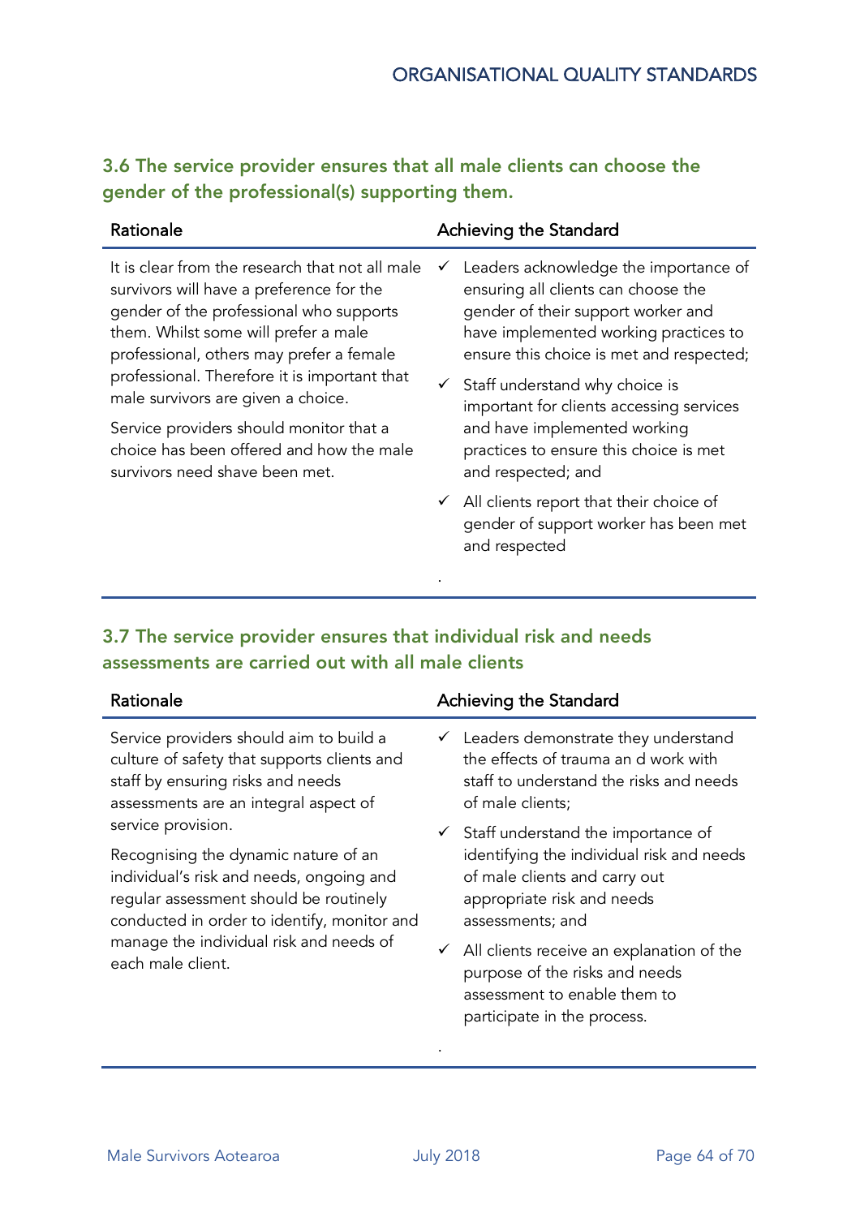### 3.6 The service provider ensures that all male clients can choose the gender of the professional(s) supporting them.

| Rationale | Achieving the Standard |
|---|---|
| It is clear from the research that not all male survivors will have a preference for the gender of the professional who supports them. Whilst some will prefer a male professional, others may prefer a female professional. Therefore it is important that male survivors are given a choice.<br><br>Service providers should monitor that a choice has been offered and how the male survivors need shave been met. | ✓ Leaders acknowledge the importance of ensuring all clients can choose the gender of their support worker and have implemented working practices to ensure this choice is met and respected;<br><br>✓ Staff understand why choice is important for clients accessing services and have implemented working practices to ensure this choice is met and respected; and<br><br>✓ All clients report that their choice of gender of support worker has been met and respected<br><br>. |

### 3.7 The service provider ensures that individual risk and needs assessments are carried out with all male clients

| Rationale | Achieving the Standard |
|---|---|
| Service providers should aim to build a culture of safety that supports clients and staff by ensuring risks and needs assessments are an integral aspect of service provision.<br><br>Recognising the dynamic nature of an individual's risk and needs, ongoing and regular assessment should be routinely conducted in order to identify, monitor and manage the individual risk and needs of each male client. | ✓ Leaders demonstrate they understand the effects of trauma an d work with staff to understand the risks and needs of male clients;<br><br>✓ Staff understand the importance of identifying the individual risk and needs of male clients and carry out appropriate risk and needs assessments; and<br><br>✓ All clients receive an explanation of the purpose of the risks and needs assessment to enable them to participate in the process.<br><br>. |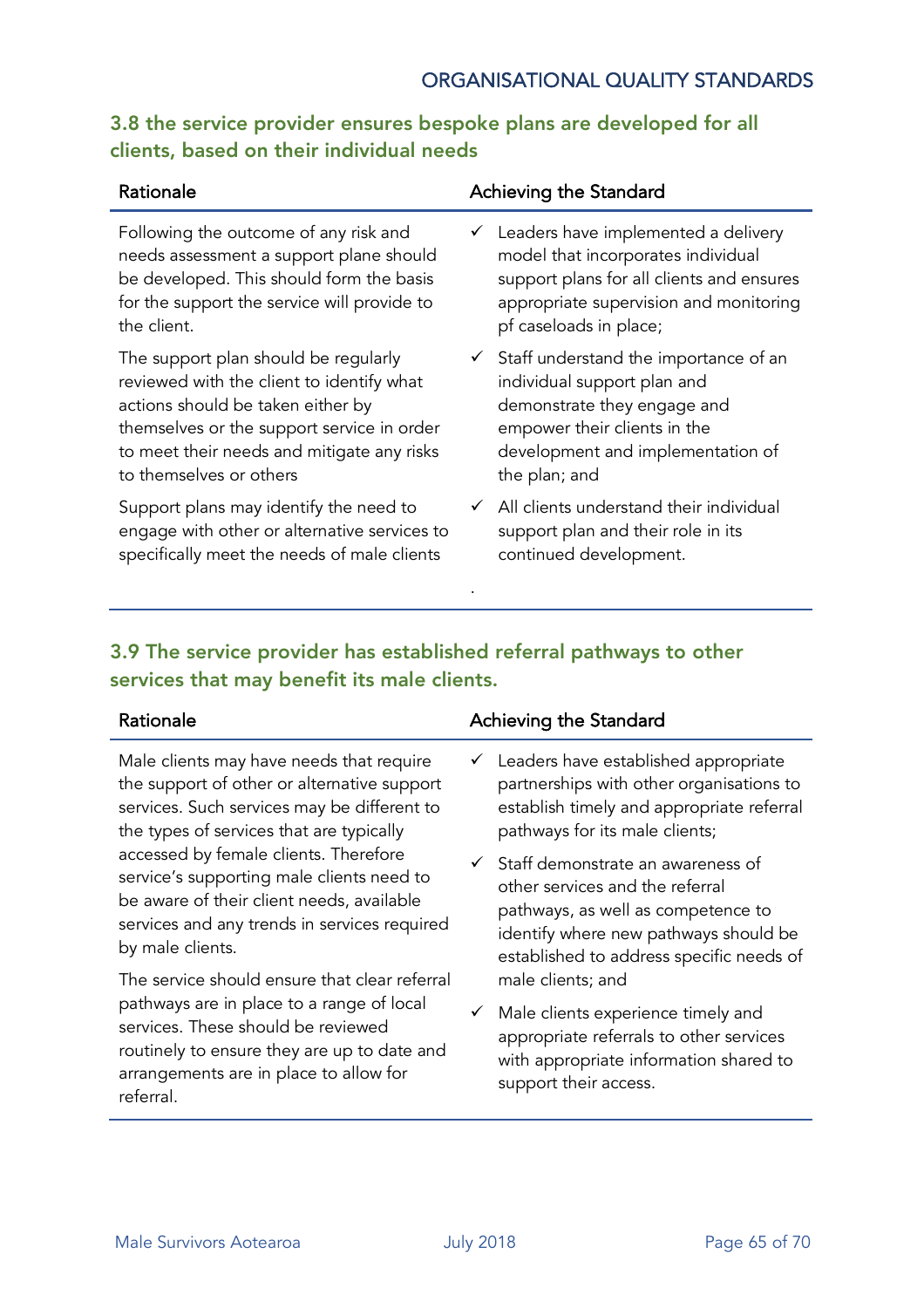## 3.8 the service provider ensures bespoke plans are developed for all clients, based on their individual needs

| Rationale | Achieving the Standard |
|---|---|
| Following the outcome of any risk and needs assessment a support plane should be developed. This should form the basis for the support the service will provide to the client. | ✓ Leaders have implemented a delivery model that incorporates individual support plans for all clients and ensures appropriate supervision and monitoring pf caseloads in place; |
| The support plan should be regularly reviewed with the client to identify what actions should be taken either by themselves or the support service in order to meet their needs and mitigate any risks to themselves or others | ✓ Staff understand the importance of an individual support plan and demonstrate they engage and empower their clients in the development and implementation of the plan; and |
| Support plans may identify the need to engage with other or alternative services to specifically meet the needs of male clients | ✓ All clients understand their individual support plan and their role in its continued development. |

## 3.9 The service provider has established referral pathways to other services that may benefit its male clients.

| Rationale | Achieving the Standard |
|---|---|
| Male clients may have needs that require the support of other or alternative support services. Such services may be different to the types of services that are typically accessed by female clients. Therefore service's supporting male clients need to be aware of their client needs, available services and any trends in services required by male clients. | ✓ Leaders have established appropriate partnerships with other organisations to establish timely and appropriate referral pathways for its male clients; |
| The service should ensure that clear referral pathways are in place to a range of local services. These should be reviewed routinely to ensure they are up to date and arrangements are in place to allow for referral. | ✓ Staff demonstrate an awareness of other services and the referral pathways, as well as competence to identify where new pathways should be established to address specific needs of male clients; and |
| | ✓ Male clients experience timely and appropriate referrals to other services with appropriate information shared to support their access. |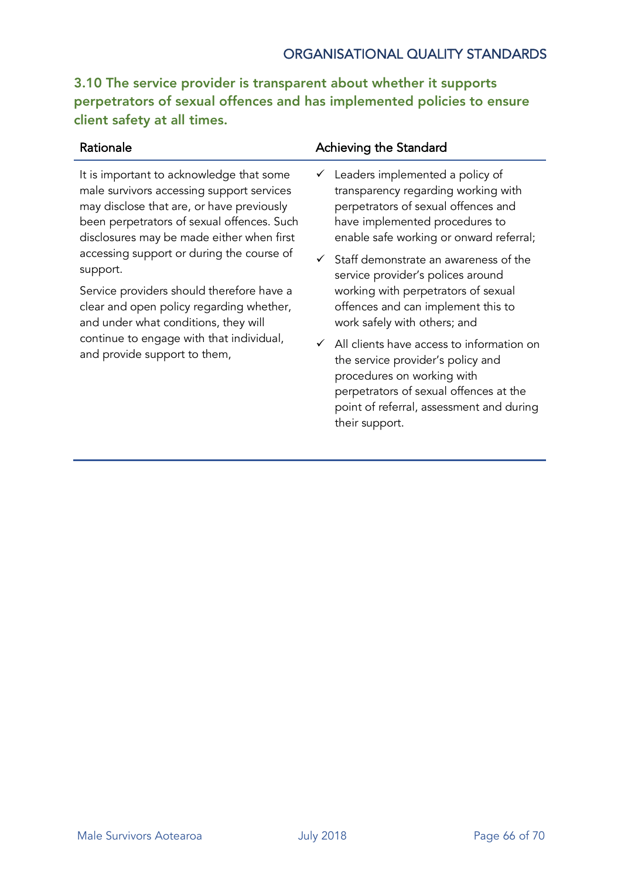### 3.10 The service provider is transparent about whether it supports perpetrators of sexual offences and has implemented policies to ensure client safety at all times.

| Rationale | Achieving the Standard |
|---|---|
| It is important to acknowledge that some male survivors accessing support services may disclose that are, or have previously been perpetrators of sexual offences. Such disclosures may be made either when first accessing support or during the course of support.<br><br>Service providers should therefore have a clear and open policy regarding whether, and under what conditions, they will continue to engage with that individual, and provide support to them, | ✓ Leaders implemented a policy of transparency regarding working with perpetrators of sexual offences and have implemented procedures to enable safe working or onward referral;<br><br>✓ Staff demonstrate an awareness of the service provider's polices around working with perpetrators of sexual offences and can implement this to work safely with others; and<br><br>✓ All clients have access to information on the service provider's policy and procedures on working with perpetrators of sexual offences at the point of referral, assessment and during their support. |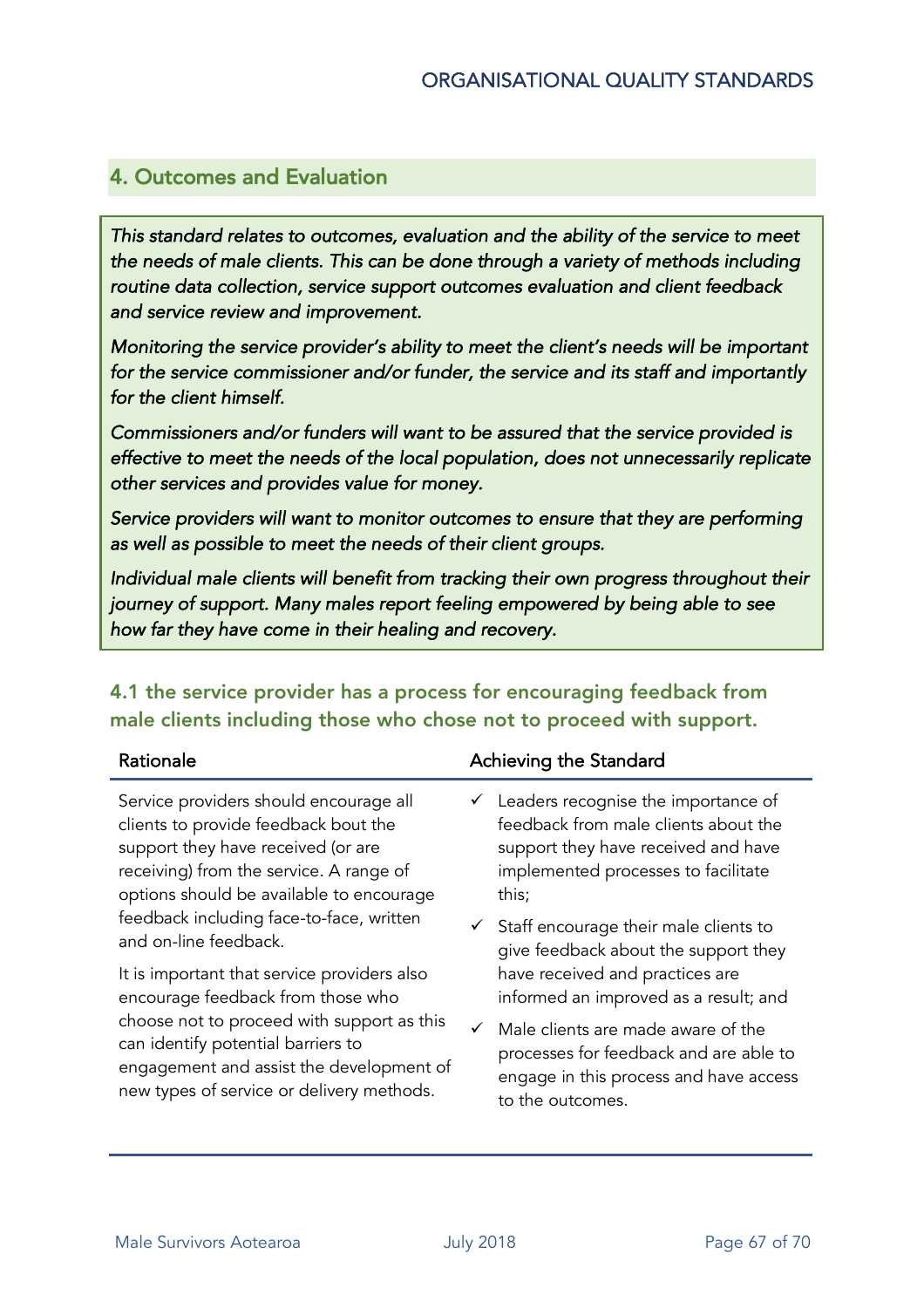## 4. Outcomes and Evaluation

*This standard relates to outcomes, evaluation and the ability of the service to meet the needs of male clients. This can be done through a variety of methods including routine data collection, service support outcomes evaluation and client feedback and service review and improvement.*

*Monitoring the service provider's ability to meet the client's needs will be important for the service commissioner and/or funder, the service and its staff and importantly for the client himself.*

*Commissioners and/or funders will want to be assured that the service provided is effective to meet the needs of the local population, does not unnecessarily replicate other services and provides value for money.*

*Service providers will want to monitor outcomes to ensure that they are performing as well as possible to meet the needs of their client groups.*

*Individual male clients will benefit from tracking their own progress throughout their journey of support. Many males report feeling empowered by being able to see how far they have come in their healing and recovery.*

### 4.1 the service provider has a process for encouraging feedback from male clients including those who chose not to proceed with support.

| Rationale | Achieving the Standard |
|---|---|
| Service providers should encourage all clients to provide feedback bout the support they have received (or are receiving) from the service. A range of options should be available to encourage feedback including face-to-face, written and on-line feedback.<br><br>It is important that service providers also encourage feedback from those who choose not to proceed with support as this can identify potential barriers to engagement and assist the development of new types of service or delivery methods. | ✓ Leaders recognise the importance of feedback from male clients about the support they have received and have implemented processes to facilitate this;<br><br>✓ Staff encourage their male clients to give feedback about the support they have received and practices are informed an improved as a result; and<br><br>✓ Male clients are made aware of the processes for feedback and are able to engage in this process and have access to the outcomes. |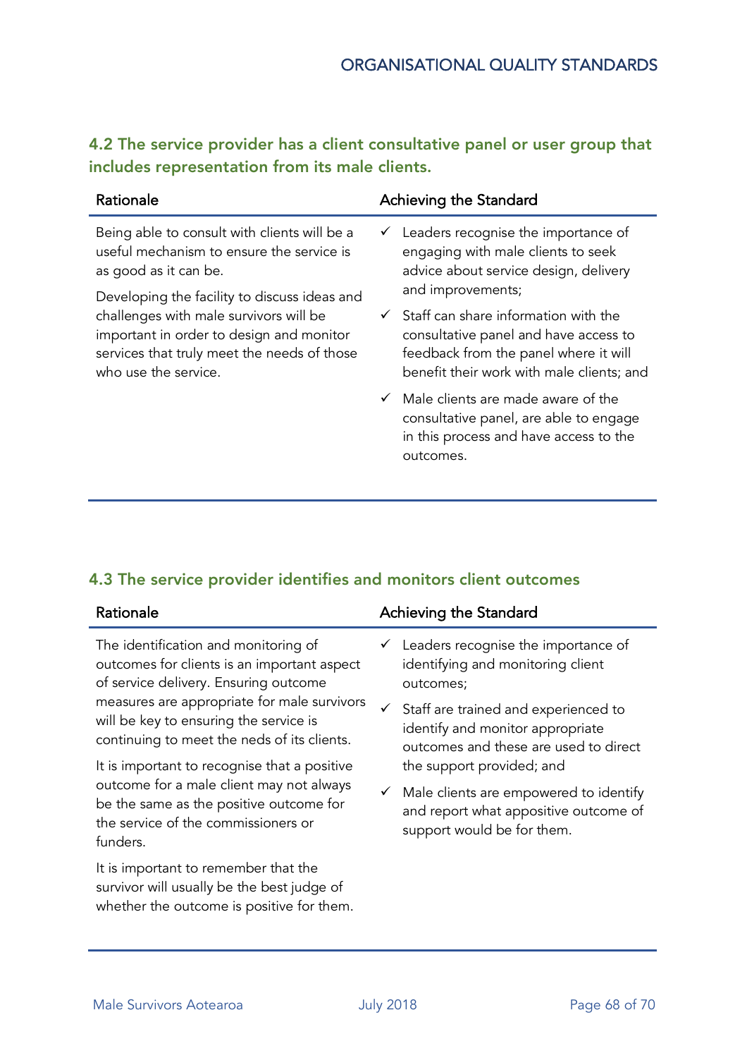### 4.2 The service provider has a client consultative panel or user group that includes representation from its male clients.

| Rationale | Achieving the Standard |
|---|---|
| Being able to consult with clients will be a useful mechanism to ensure the service is as good as it can be.<br><br>Developing the facility to discuss ideas and challenges with male survivors will be important in order to design and monitor services that truly meet the needs of those who use the service. | ✓ Leaders recognise the importance of engaging with male clients to seek advice about service design, delivery and improvements;<br><br>✓ Staff can share information with the consultative panel and have access to feedback from the panel where it will benefit their work with male clients; and<br><br>✓ Male clients are made aware of the consultative panel, are able to engage in this process and have access to the outcomes. |

### 4.3 The service provider identifies and monitors client outcomes

| Rationale | Achieving the Standard |
|---|---|
| The identification and monitoring of outcomes for clients is an important aspect of service delivery. Ensuring outcome measures are appropriate for male survivors will be key to ensuring the service is continuing to meet the neds of its clients.<br><br>It is important to recognise that a positive outcome for a male client may not always be the same as the positive outcome for the service of the commissioners or funders.<br><br>It is important to remember that the survivor will usually be the best judge of whether the outcome is positive for them. | ✓ Leaders recognise the importance of identifying and monitoring client outcomes;<br><br>✓ Staff are trained and experienced to identify and monitor appropriate outcomes and these are used to direct the support provided; and<br><br>✓ Male clients are empowered to identify and report what appositive outcome of support would be for them. |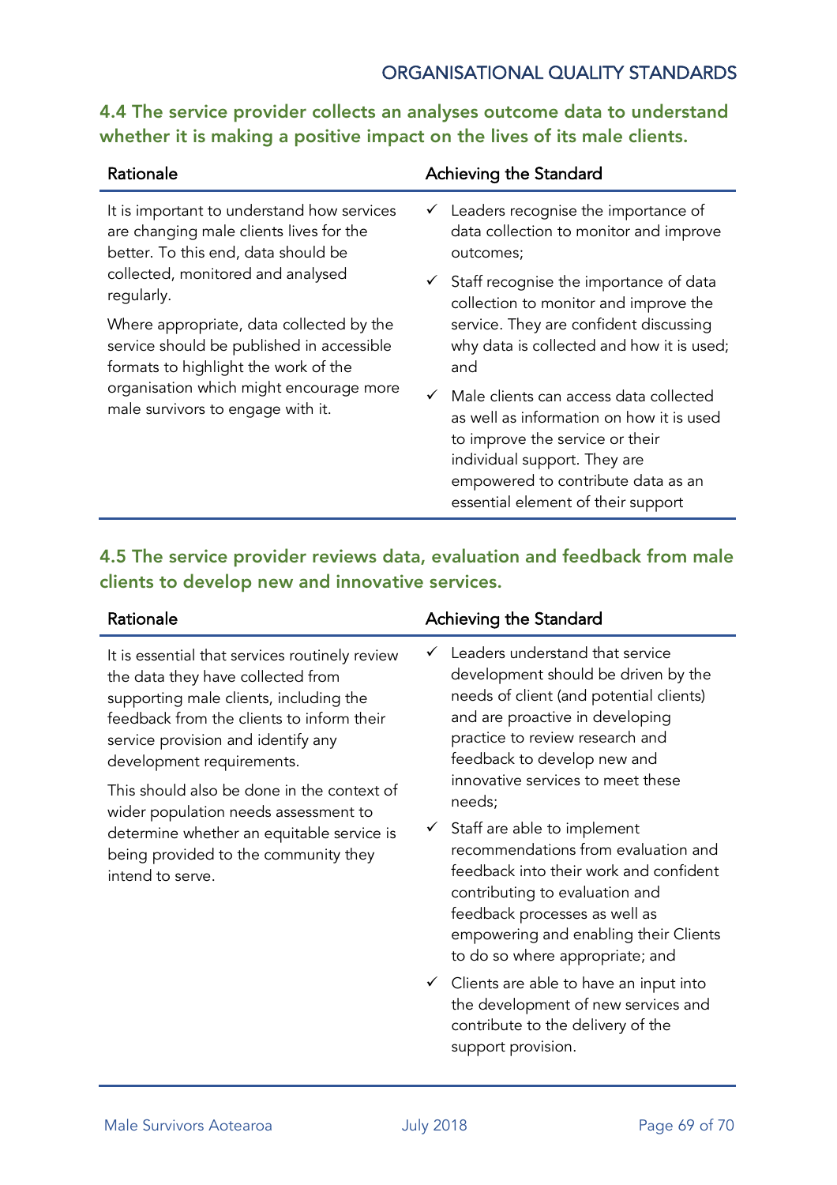## 4.4 The service provider collects an analyses outcome data to understand whether it is making a positive impact on the lives of its male clients.

| Rationale | Achieving the Standard |
|---|---|
| It is important to understand how services are changing male clients lives for the better. To this end, data should be collected, monitored and analysed regularly.<br><br>Where appropriate, data collected by the service should be published in accessible formats to highlight the work of the organisation which might encourage more male survivors to engage with it. | ✓ Leaders recognise the importance of data collection to monitor and improve outcomes;<br><br>✓ Staff recognise the importance of data collection to monitor and improve the service. They are confident discussing why data is collected and how it is used; and<br><br>✓ Male clients can access data collected as well as information on how it is used to improve the service or their individual support. They are empowered to contribute data as an essential element of their support |

## 4.5 The service provider reviews data, evaluation and feedback from male clients to develop new and innovative services.

| Rationale | Achieving the Standard |
|---|---|
| It is essential that services routinely review the data they have collected from supporting male clients, including the feedback from the clients to inform their service provision and identify any development requirements.<br><br>This should also be done in the context of wider population needs assessment to determine whether an equitable service is being provided to the community they intend to serve. | ✓ Leaders understand that service development should be driven by the needs of client (and potential clients) and are proactive in developing practice to review research and feedback to develop new and innovative services to meet these needs;<br><br>✓ Staff are able to implement recommendations from evaluation and feedback into their work and confident contributing to evaluation and feedback processes as well as empowering and enabling their Clients to do so where appropriate; and<br><br>✓ Clients are able to have an input into the development of new services and contribute to the delivery of the support provision. |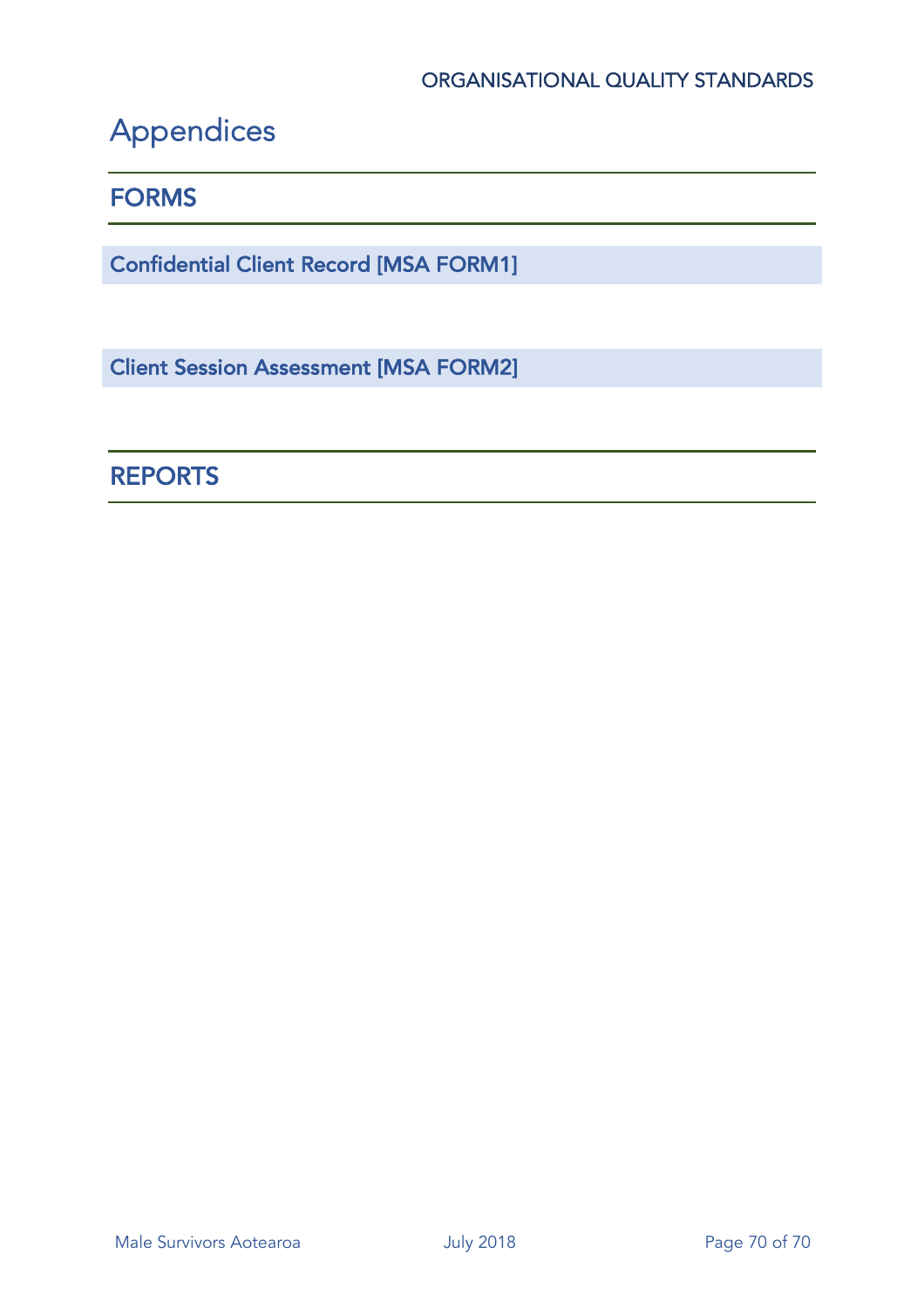# Appendices

## FORMS

### Confidential Client Record [MSA FORM1]

### Client Session Assessment [MSA FORM2]

## REPORTS